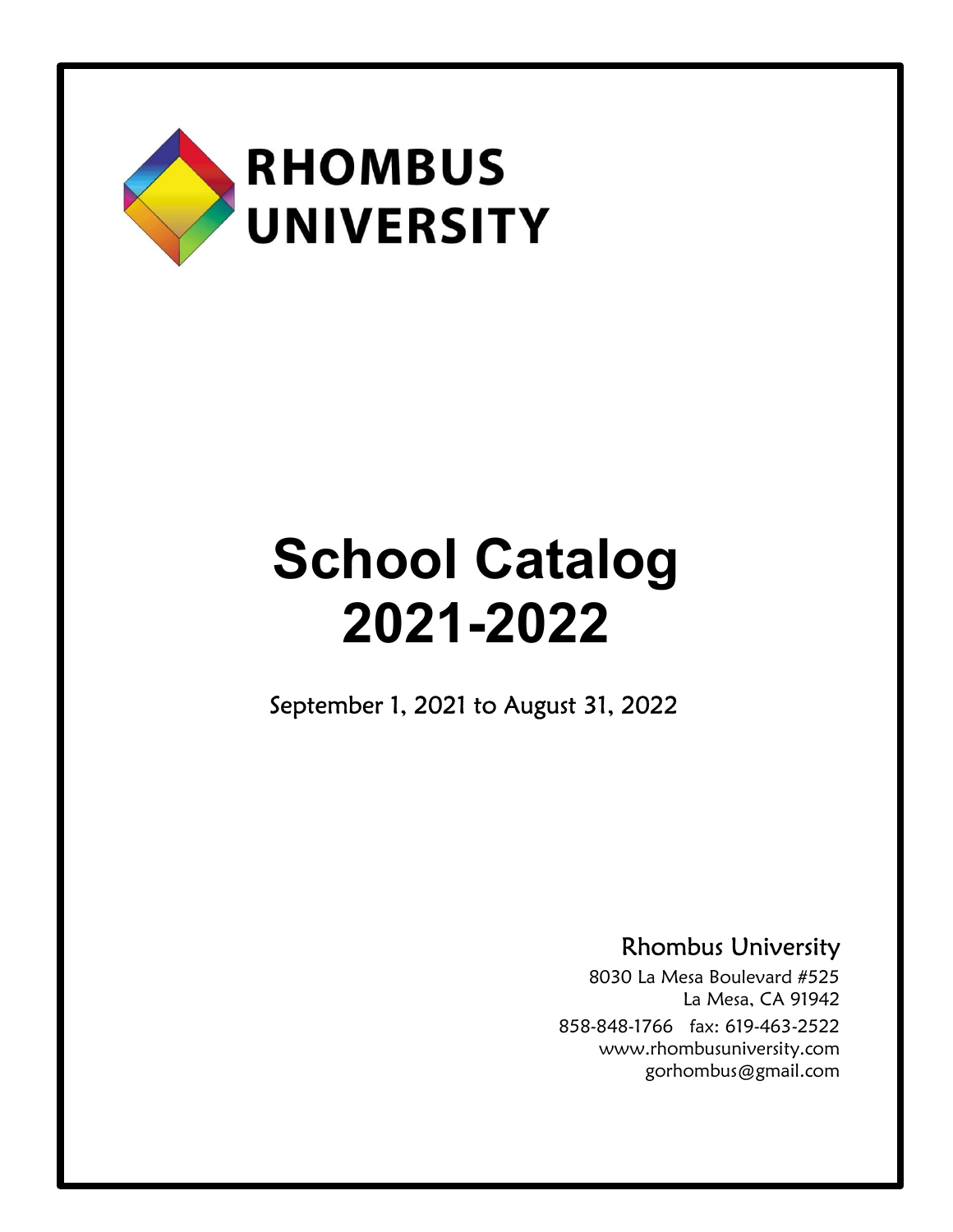# RHOMBUS UNIVERSITY

# School Catalog 2021-2022

September 1, 2021 to August 31, 2022

Rhombus University

8030 La Mesa Boulevard #525
La Mesa, CA 91942

858-848-1766 fax: 619-463-2522
www.rhombusuniversity.com
gorhombus@gmail.com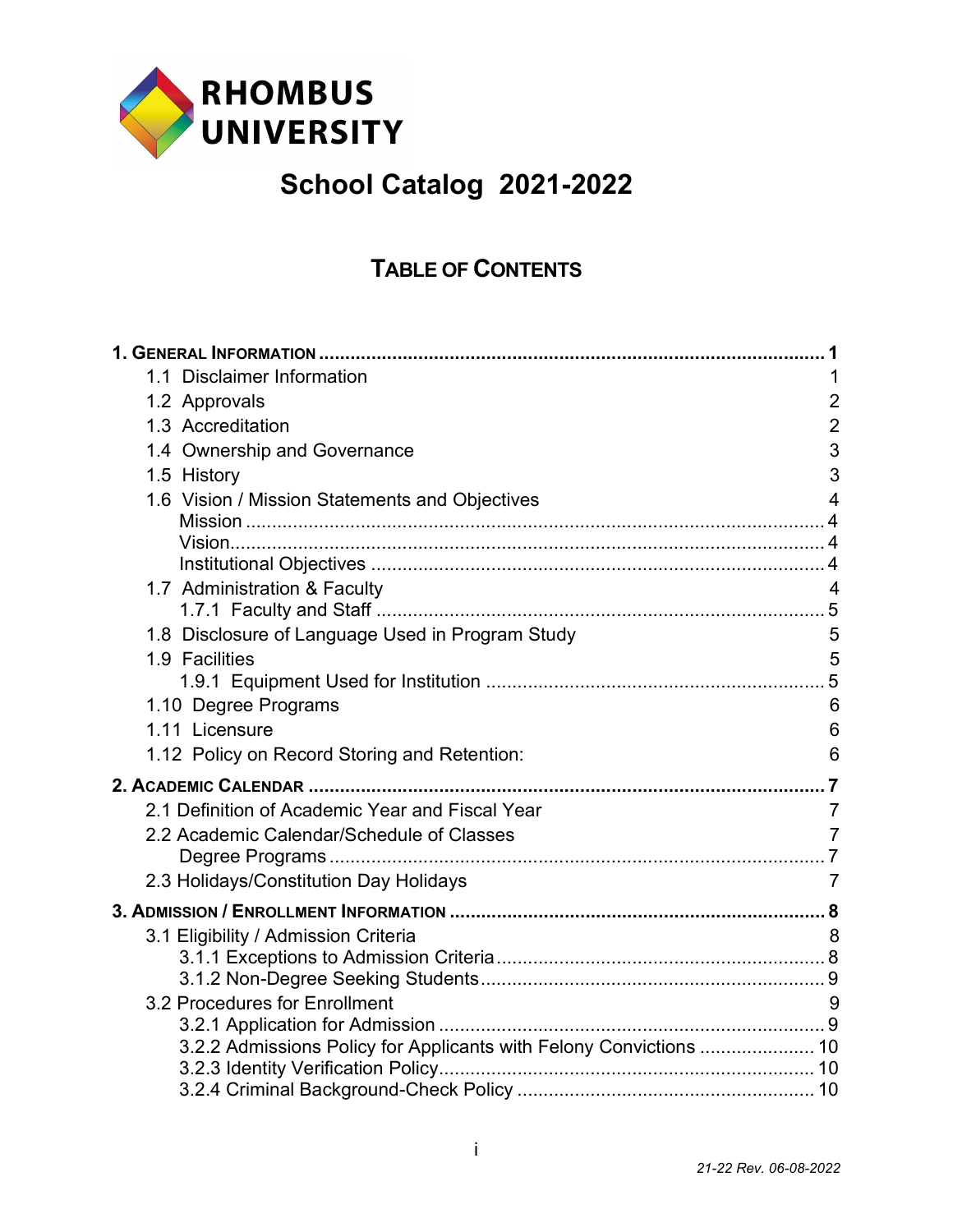RHOMBUS UNIVERSITY

# School Catalog 2021-2022

## TABLE OF CONTENTS

**1. GENERAL INFORMATION ..... 1**

- 1.1 Disclaimer Information 1
- 1.2 Approvals 2
- 1.3 Accreditation 2
- 1.4 Ownership and Governance 3
- 1.5 History 3
- 1.6 Vision / Mission Statements and Objectives 4
  - Mission ..... 4
  - Vision..... 4
  - Institutional Objectives ..... 4
- 1.7 Administration & Faculty 4
  - 1.7.1 Faculty and Staff ..... 5
- 1.8 Disclosure of Language Used in Program Study 5
- 1.9 Facilities 5
  - 1.9.1 Equipment Used for Institution ..... 5
- 1.10 Degree Programs 6
- 1.11 Licensure 6
- 1.12 Policy on Record Storing and Retention: 6

**2. ACADEMIC CALENDAR ..... 7**

- 2.1 Definition of Academic Year and Fiscal Year 7
- 2.2 Academic Calendar/Schedule of Classes 7
  - Degree Programs ..... 7
- 2.3 Holidays/Constitution Day Holidays 7

**3. ADMISSION / ENROLLMENT INFORMATION ..... 8**

- 3.1 Eligibility / Admission Criteria 8
  - 3.1.1 Exceptions to Admission Criteria ..... 8
  - 3.1.2 Non-Degree Seeking Students ..... 9
- 3.2 Procedures for Enrollment 9
  - 3.2.1 Application for Admission ..... 9
  - 3.2.2 Admissions Policy for Applicants with Felony Convictions ..... 10
  - 3.2.3 Identity Verification Policy..... 10
  - 3.2.4 Criminal Background-Check Policy ..... 10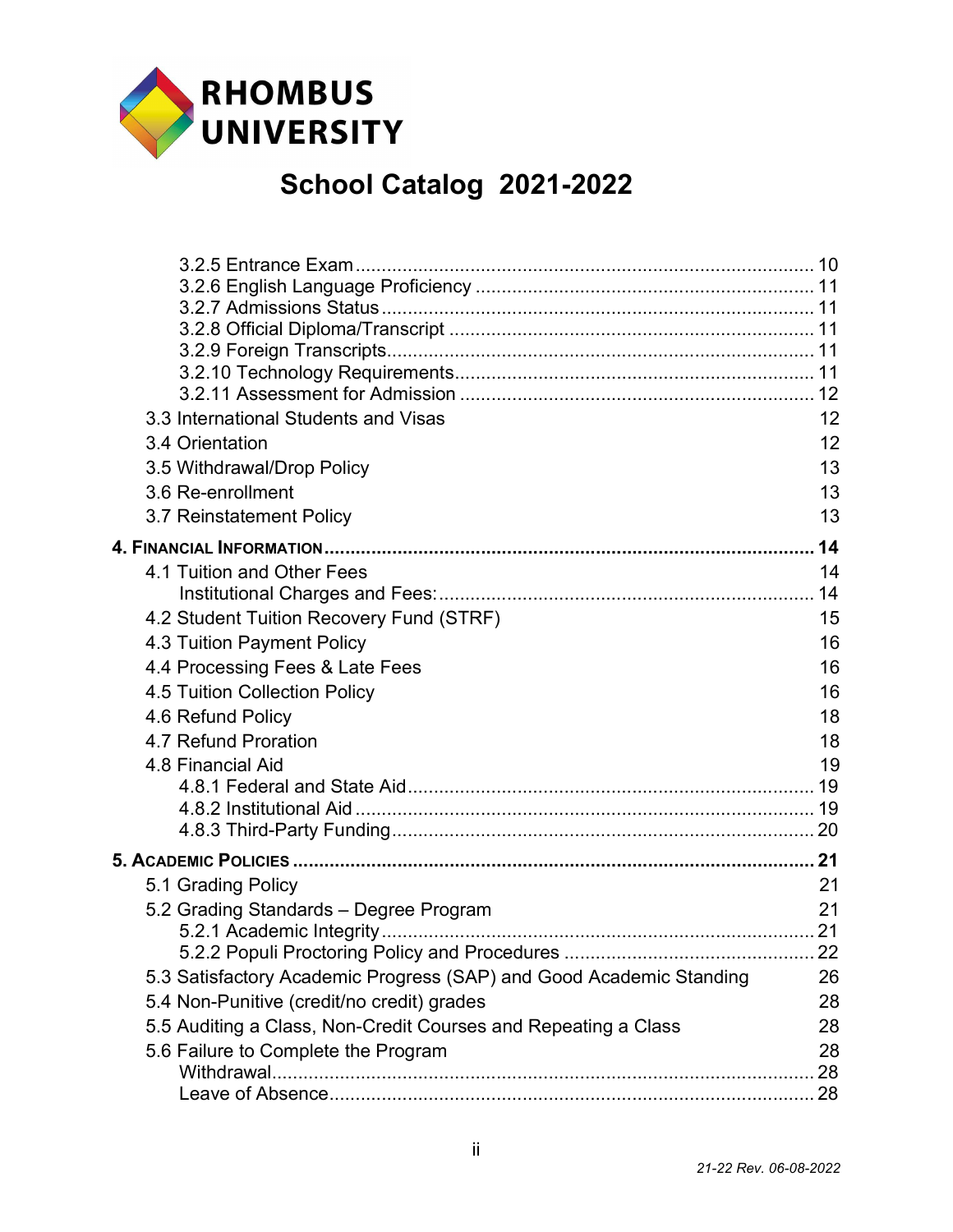RHOMBUS UNIVERSITY

# School Catalog 2021-2022

- 3.2.5 Entrance Exam ..... 10
- 3.2.6 English Language Proficiency ..... 11
- 3.2.7 Admissions Status ..... 11
- 3.2.8 Official Diploma/Transcript ..... 11
- 3.2.9 Foreign Transcripts ..... 11
- 3.2.10 Technology Requirements ..... 11
- 3.2.11 Assessment for Admission ..... 12

3.3 International Students and Visas 12
3.4 Orientation 12
3.5 Withdrawal/Drop Policy 13
3.6 Re-enrollment 13
3.7 Reinstatement Policy 13

**4. Financial Information ..... 14**

4.1 Tuition and Other Fees 14
- Institutional Charges and Fees: ..... 14

4.2 Student Tuition Recovery Fund (STRF) 15
4.3 Tuition Payment Policy 16
4.4 Processing Fees & Late Fees 16
4.5 Tuition Collection Policy 16
4.6 Refund Policy 18
4.7 Refund Proration 18
4.8 Financial Aid 19
- 4.8.1 Federal and State Aid ..... 19
- 4.8.2 Institutional Aid ..... 19
- 4.8.3 Third-Party Funding ..... 20

**5. Academic Policies ..... 21**

5.1 Grading Policy 21
5.2 Grading Standards – Degree Program 21
- 5.2.1 Academic Integrity ..... 21
- 5.2.2 Populi Proctoring Policy and Procedures ..... 22

5.3 Satisfactory Academic Progress (SAP) and Good Academic Standing 26
5.4 Non-Punitive (credit/no credit) grades 28
5.5 Auditing a Class, Non-Credit Courses and Repeating a Class 28
5.6 Failure to Complete the Program 28
- Withdrawal ..... 28
- Leave of Absence ..... 28

*21-22 Rev. 06-08-2022*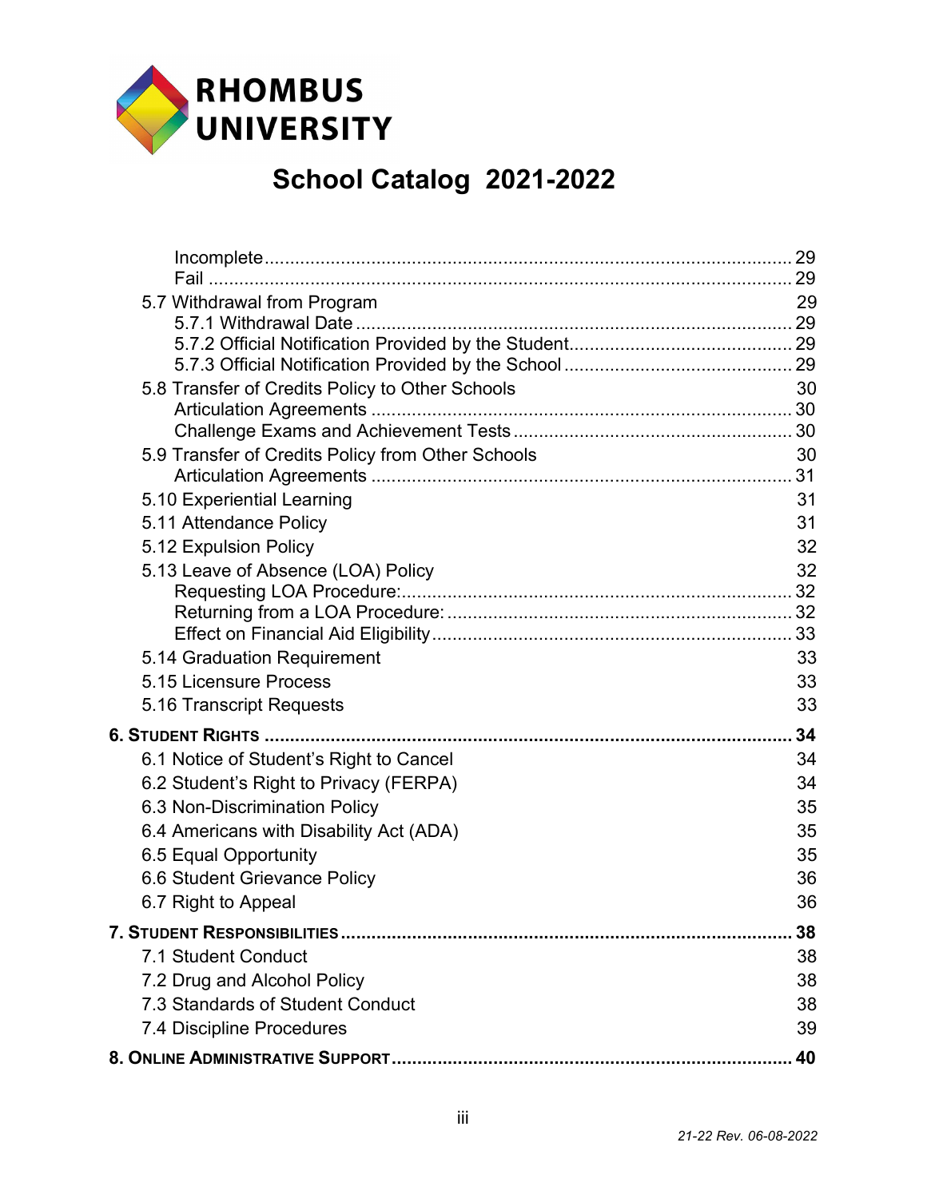**RHOMBUS UNIVERSITY**

# School Catalog 2021-2022

- Incomplete ........ 29
- Fail ........ 29
- 5.7 Withdrawal from Program 29
  - 5.7.1 Withdrawal Date ........ 29
  - 5.7.2 Official Notification Provided by the Student ........ 29
  - 5.7.3 Official Notification Provided by the School ........ 29
- 5.8 Transfer of Credits Policy to Other Schools 30
  - Articulation Agreements ........ 30
  - Challenge Exams and Achievement Tests ........ 30
- 5.9 Transfer of Credits Policy from Other Schools 30
  - Articulation Agreements ........ 31
- 5.10 Experiential Learning 31
- 5.11 Attendance Policy 31
- 5.12 Expulsion Policy 32
- 5.13 Leave of Absence (LOA) Policy 32
  - Requesting LOA Procedure: ........ 32
  - Returning from a LOA Procedure: ........ 32
  - Effect on Financial Aid Eligibility ........ 33
- 5.14 Graduation Requirement 33
- 5.15 Licensure Process 33
- 5.16 Transcript Requests 33

**6. Student Rights ........ 34**

- 6.1 Notice of Student's Right to Cancel 34
- 6.2 Student's Right to Privacy (FERPA) 34
- 6.3 Non-Discrimination Policy 35
- 6.4 Americans with Disability Act (ADA) 35
- 6.5 Equal Opportunity 35
- 6.6 Student Grievance Policy 36
- 6.7 Right to Appeal 36

**7. Student Responsibilities ........ 38**

- 7.1 Student Conduct 38
- 7.2 Drug and Alcohol Policy 38
- 7.3 Standards of Student Conduct 38
- 7.4 Discipline Procedures 39

**8. Online Administrative Support ........ 40**

*21-22 Rev. 06-08-2022*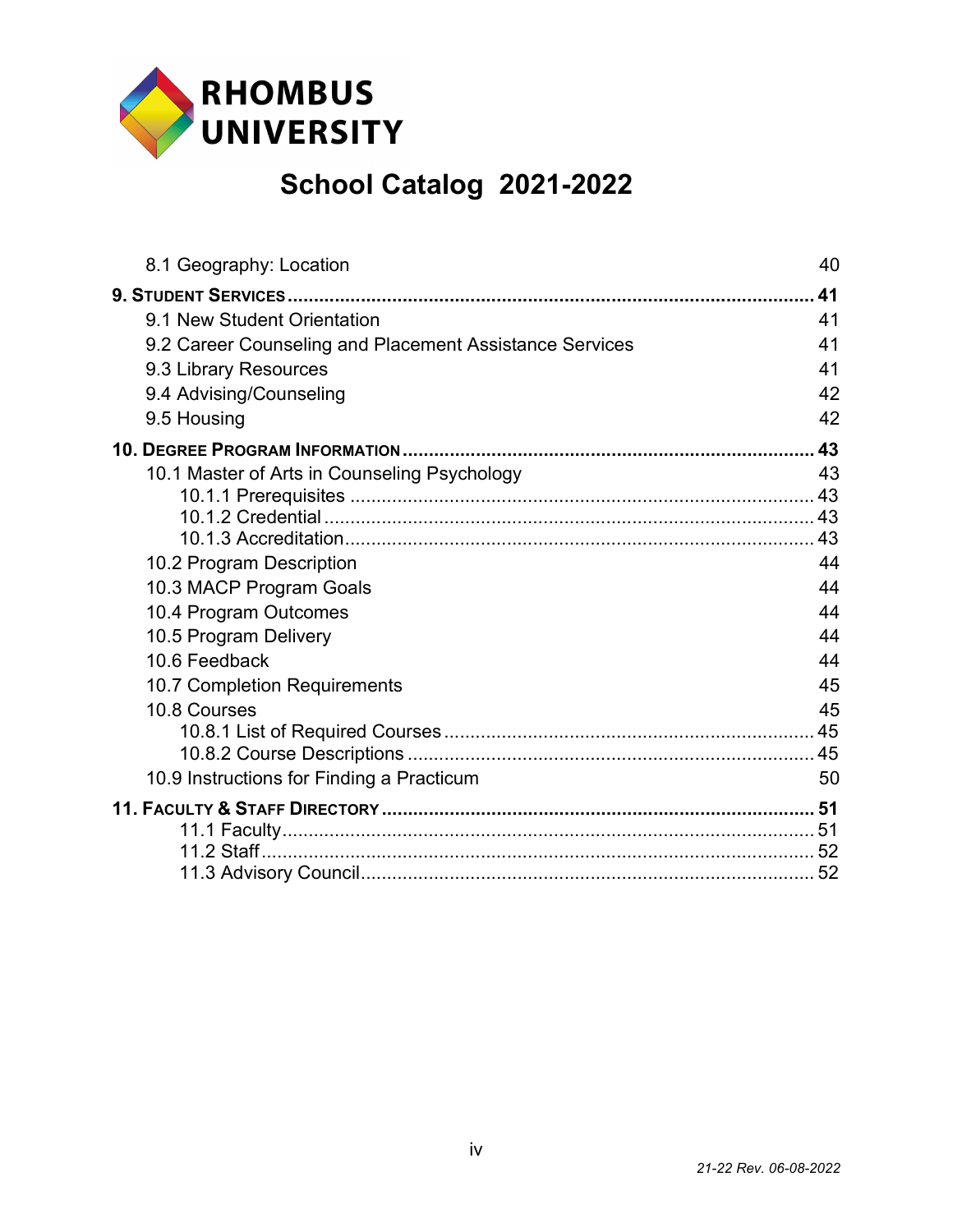RHOMBUS UNIVERSITY

# School Catalog 2021-2022

| | |
|---|---|
| 8.1 Geography: Location | 40 |
| **9. STUDENT SERVICES** | **41** |
| 9.1 New Student Orientation | 41 |
| 9.2 Career Counseling and Placement Assistance Services | 41 |
| 9.3 Library Resources | 41 |
| 9.4 Advising/Counseling | 42 |
| 9.5 Housing | 42 |
| **10. DEGREE PROGRAM INFORMATION** | **43** |
| 10.1 Master of Arts in Counseling Psychology | 43 |
| 10.1.1 Prerequisites | 43 |
| 10.1.2 Credential | 43 |
| 10.1.3 Accreditation | 43 |
| 10.2 Program Description | 44 |
| 10.3 MACP Program Goals | 44 |
| 10.4 Program Outcomes | 44 |
| 10.5 Program Delivery | 44 |
| 10.6 Feedback | 44 |
| 10.7 Completion Requirements | 45 |
| 10.8 Courses | 45 |
| 10.8.1 List of Required Courses | 45 |
| 10.8.2 Course Descriptions | 45 |
| 10.9 Instructions for Finding a Practicum | 50 |
| **11. FACULTY & STAFF DIRECTORY** | **51** |
| 11.1 Faculty | 51 |
| 11.2 Staff | 52 |
| 11.3 Advisory Council | 52 |

*21-22 Rev. 06-08-2022*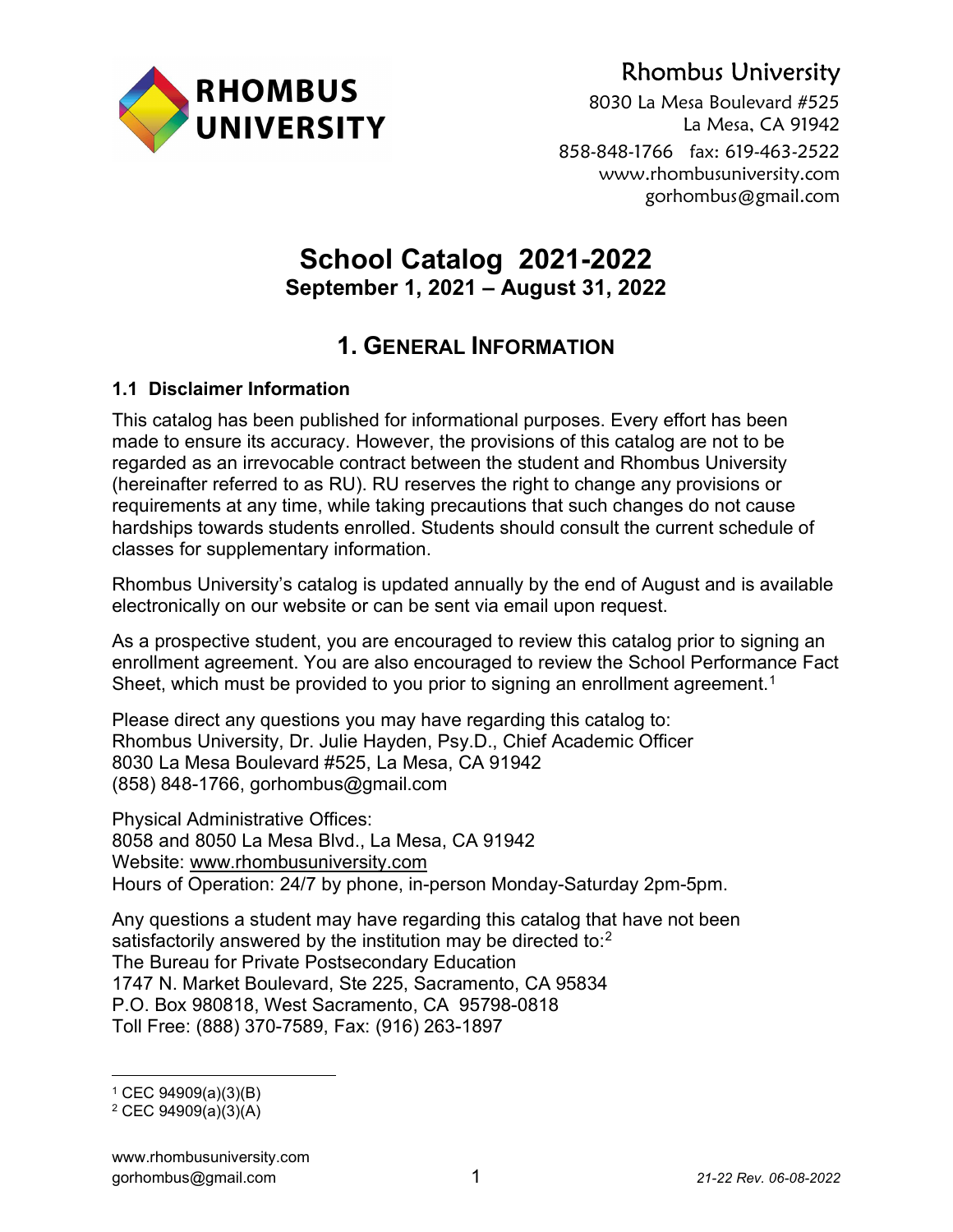Rhombus University

8030 La Mesa Boulevard #525
La Mesa, CA 91942

858-848-1766   fax: 619-463-2522
www.rhombusuniversity.com
gorhombus@gmail.com

# School Catalog 2021-2022

## September 1, 2021 – August 31, 2022

## 1. General Information

### 1.1 Disclaimer Information

This catalog has been published for informational purposes. Every effort has been made to ensure its accuracy. However, the provisions of this catalog are not to be regarded as an irrevocable contract between the student and Rhombus University (hereinafter referred to as RU). RU reserves the right to change any provisions or requirements at any time, while taking precautions that such changes do not cause hardships towards students enrolled. Students should consult the current schedule of classes for supplementary information.

Rhombus University's catalog is updated annually by the end of August and is available electronically on our website or can be sent via email upon request.

As a prospective student, you are encouraged to review this catalog prior to signing an enrollment agreement. You are also encouraged to review the School Performance Fact Sheet, which must be provided to you prior to signing an enrollment agreement.[1]

Please direct any questions you may have regarding this catalog to:
Rhombus University, Dr. Julie Hayden, Psy.D., Chief Academic Officer
8030 La Mesa Boulevard #525, La Mesa, CA 91942
(858) 848-1766, gorhombus@gmail.com

Physical Administrative Offices:
8058 and 8050 La Mesa Blvd., La Mesa, CA 91942
Website: www.rhombusuniversity.com
Hours of Operation: 24/7 by phone, in-person Monday-Saturday 2pm-5pm.

Any questions a student may have regarding this catalog that have not been satisfactorily answered by the institution may be directed to:[2]
The Bureau for Private Postsecondary Education
1747 N. Market Boulevard, Ste 225, Sacramento, CA 95834
P.O. Box 980818, West Sacramento, CA 95798-0818
Toll Free: (888) 370-7589, Fax: (916) 263-1897

---

[1] CEC 94909(a)(3)(B)
[2] CEC 94909(a)(3)(A)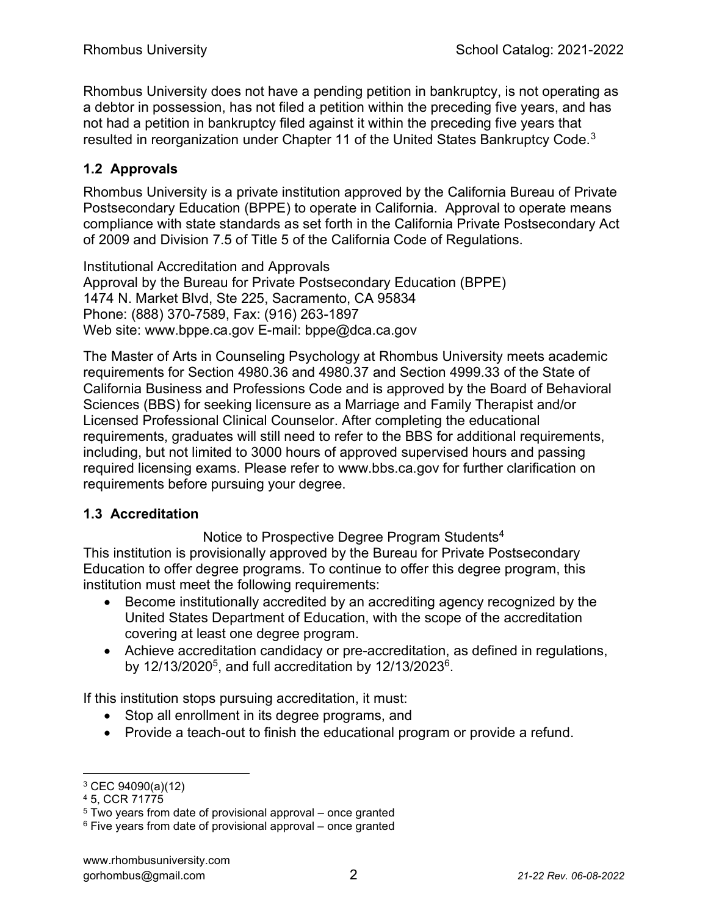Rhombus University does not have a pending petition in bankruptcy, is not operating as a debtor in possession, has not filed a petition within the preceding five years, and has not had a petition in bankruptcy filed against it within the preceding five years that resulted in reorganization under Chapter 11 of the United States Bankruptcy Code.[3]

### 1.2 Approvals

Rhombus University is a private institution approved by the California Bureau of Private Postsecondary Education (BPPE) to operate in California. Approval to operate means compliance with state standards as set forth in the California Private Postsecondary Act of 2009 and Division 7.5 of Title 5 of the California Code of Regulations.

Institutional Accreditation and Approvals
Approval by the Bureau for Private Postsecondary Education (BPPE)
1474 N. Market Blvd, Ste 225, Sacramento, CA 95834
Phone: (888) 370-7589, Fax: (916) 263-1897
Web site: www.bppe.ca.gov E-mail: bppe@dca.ca.gov

The Master of Arts in Counseling Psychology at Rhombus University meets academic requirements for Section 4980.36 and 4980.37 and Section 4999.33 of the State of California Business and Professions Code and is approved by the Board of Behavioral Sciences (BBS) for seeking licensure as a Marriage and Family Therapist and/or Licensed Professional Clinical Counselor. After completing the educational requirements, graduates will still need to refer to the BBS for additional requirements, including, but not limited to 3000 hours of approved supervised hours and passing required licensing exams. Please refer to www.bbs.ca.gov for further clarification on requirements before pursuing your degree.

### 1.3 Accreditation

Notice to Prospective Degree Program Students[4]

This institution is provisionally approved by the Bureau for Private Postsecondary Education to offer degree programs. To continue to offer this degree program, this institution must meet the following requirements:

- Become institutionally accredited by an accrediting agency recognized by the United States Department of Education, with the scope of the accreditation covering at least one degree program.
- Achieve accreditation candidacy or pre-accreditation, as defined in regulations, by 12/13/2020[5], and full accreditation by 12/13/2023[6].

If this institution stops pursuing accreditation, it must:

- Stop all enrollment in its degree programs, and
- Provide a teach-out to finish the educational program or provide a refund.

---

[3] CEC 94090(a)(12)
[4] 5, CCR 71775
[5] Two years from date of provisional approval – once granted
[6] Five years from date of provisional approval – once granted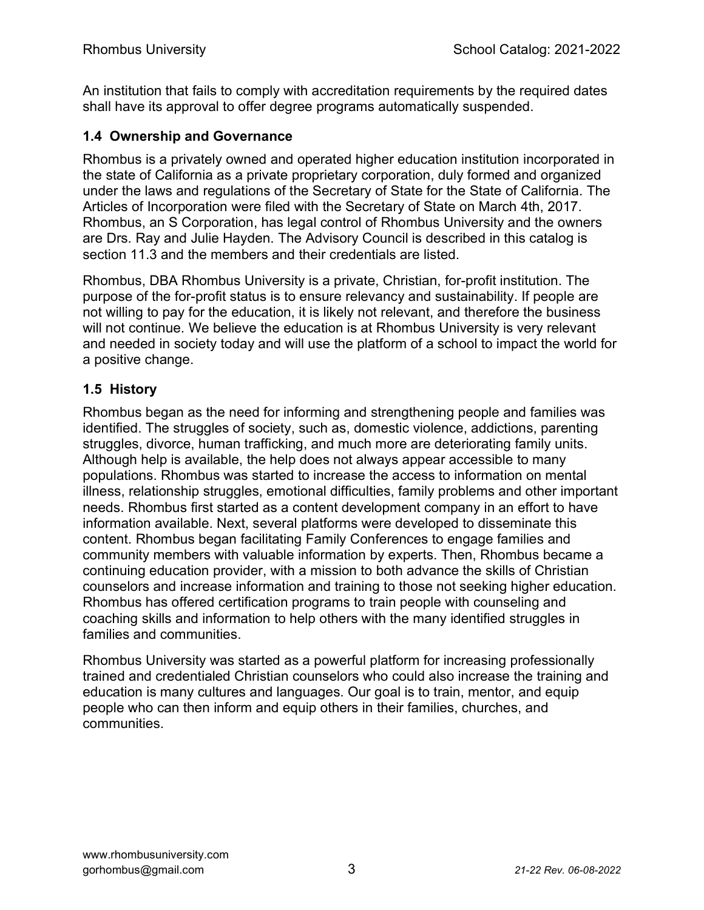An institution that fails to comply with accreditation requirements by the required dates shall have its approval to offer degree programs automatically suspended.

### 1.4 Ownership and Governance

Rhombus is a privately owned and operated higher education institution incorporated in the state of California as a private proprietary corporation, duly formed and organized under the laws and regulations of the Secretary of State for the State of California. The Articles of Incorporation were filed with the Secretary of State on March 4th, 2017. Rhombus, an S Corporation, has legal control of Rhombus University and the owners are Drs. Ray and Julie Hayden. The Advisory Council is described in this catalog is section 11.3 and the members and their credentials are listed.

Rhombus, DBA Rhombus University is a private, Christian, for-profit institution. The purpose of the for-profit status is to ensure relevancy and sustainability. If people are not willing to pay for the education, it is likely not relevant, and therefore the business will not continue. We believe the education is at Rhombus University is very relevant and needed in society today and will use the platform of a school to impact the world for a positive change.

### 1.5 History

Rhombus began as the need for informing and strengthening people and families was identified. The struggles of society, such as, domestic violence, addictions, parenting struggles, divorce, human trafficking, and much more are deteriorating family units. Although help is available, the help does not always appear accessible to many populations. Rhombus was started to increase the access to information on mental illness, relationship struggles, emotional difficulties, family problems and other important needs. Rhombus first started as a content development company in an effort to have information available. Next, several platforms were developed to disseminate this content. Rhombus began facilitating Family Conferences to engage families and community members with valuable information by experts. Then, Rhombus became a continuing education provider, with a mission to both advance the skills of Christian counselors and increase information and training to those not seeking higher education. Rhombus has offered certification programs to train people with counseling and coaching skills and information to help others with the many identified struggles in families and communities.

Rhombus University was started as a powerful platform for increasing professionally trained and credentialed Christian counselors who could also increase the training and education is many cultures and languages. Our goal is to train, mentor, and equip people who can then inform and equip others in their families, churches, and communities.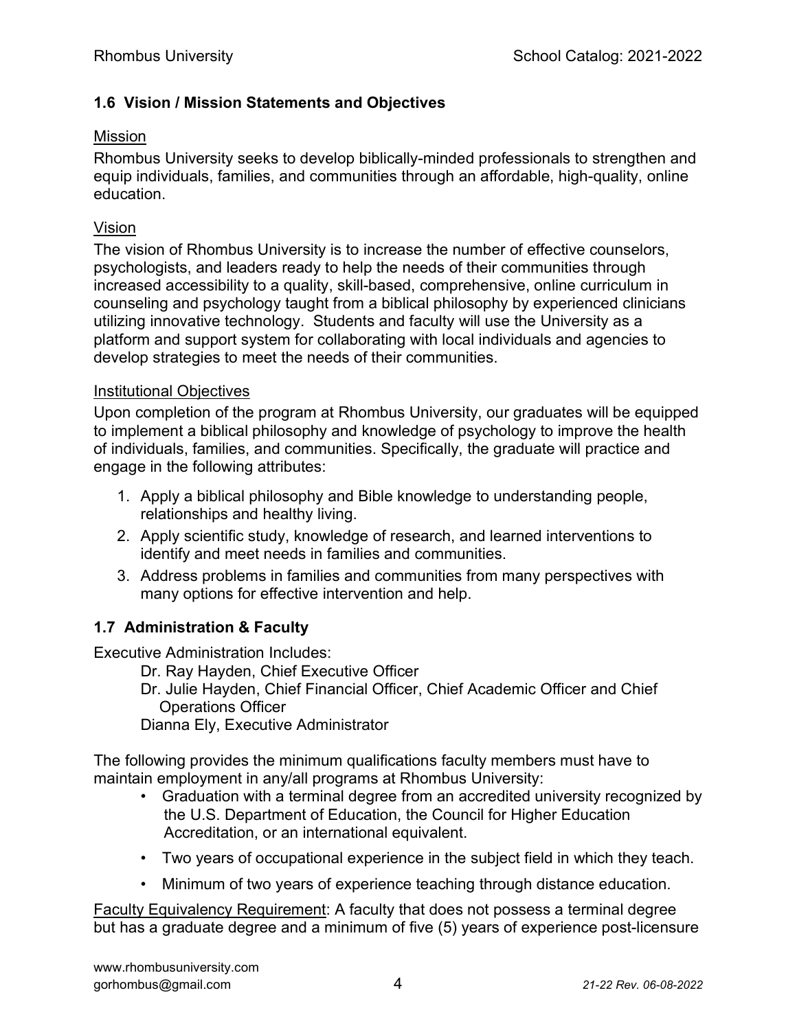### 1.6 Vision / Mission Statements and Objectives

Mission

Rhombus University seeks to develop biblically-minded professionals to strengthen and equip individuals, families, and communities through an affordable, high-quality, online education.

Vision

The vision of Rhombus University is to increase the number of effective counselors, psychologists, and leaders ready to help the needs of their communities through increased accessibility to a quality, skill-based, comprehensive, online curriculum in counseling and psychology taught from a biblical philosophy by experienced clinicians utilizing innovative technology. Students and faculty will use the University as a platform and support system for collaborating with local individuals and agencies to develop strategies to meet the needs of their communities.

Institutional Objectives

Upon completion of the program at Rhombus University, our graduates will be equipped to implement a biblical philosophy and knowledge of psychology to improve the health of individuals, families, and communities. Specifically, the graduate will practice and engage in the following attributes:

1. Apply a biblical philosophy and Bible knowledge to understanding people, relationships and healthy living.
2. Apply scientific study, knowledge of research, and learned interventions to identify and meet needs in families and communities.
3. Address problems in families and communities from many perspectives with many options for effective intervention and help.

### 1.7 Administration & Faculty

Executive Administration Includes:

Dr. Ray Hayden, Chief Executive Officer
Dr. Julie Hayden, Chief Financial Officer, Chief Academic Officer and Chief Operations Officer
Dianna Ely, Executive Administrator

The following provides the minimum qualifications faculty members must have to maintain employment in any/all programs at Rhombus University:

- Graduation with a terminal degree from an accredited university recognized by the U.S. Department of Education, the Council for Higher Education Accreditation, or an international equivalent.
- Two years of occupational experience in the subject field in which they teach.
- Minimum of two years of experience teaching through distance education.

Faculty Equivalency Requirement: A faculty that does not possess a terminal degree but has a graduate degree and a minimum of five (5) years of experience post-licensure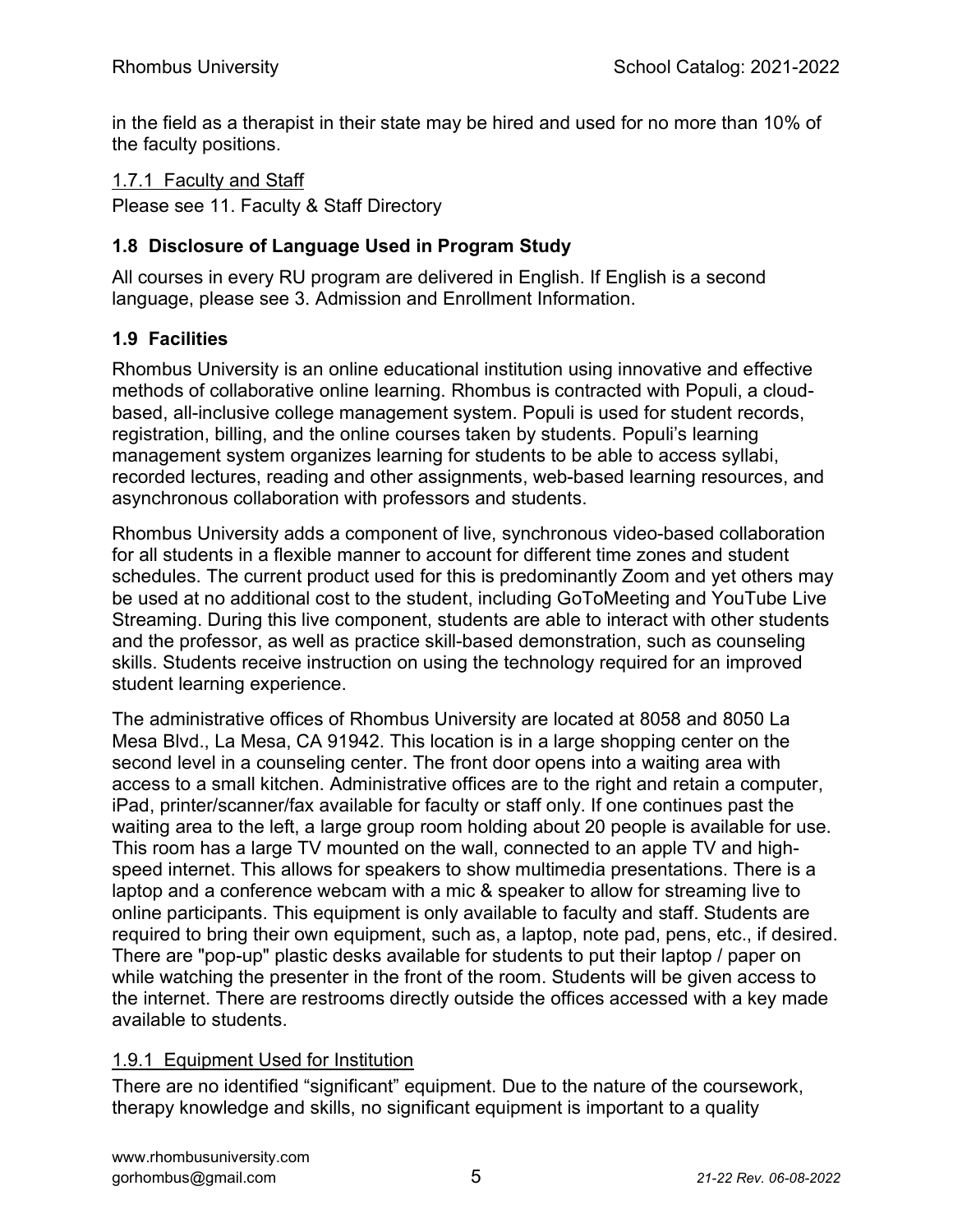in the field as a therapist in their state may be hired and used for no more than 10% of the faculty positions.

1.7.1 Faculty and Staff

Please see 11. Faculty & Staff Directory

## 1.8 Disclosure of Language Used in Program Study

All courses in every RU program are delivered in English. If English is a second language, please see 3. Admission and Enrollment Information.

## 1.9 Facilities

Rhombus University is an online educational institution using innovative and effective methods of collaborative online learning. Rhombus is contracted with Populi, a cloud-based, all-inclusive college management system. Populi is used for student records, registration, billing, and the online courses taken by students. Populi's learning management system organizes learning for students to be able to access syllabi, recorded lectures, reading and other assignments, web-based learning resources, and asynchronous collaboration with professors and students.

Rhombus University adds a component of live, synchronous video-based collaboration for all students in a flexible manner to account for different time zones and student schedules. The current product used for this is predominantly Zoom and yet others may be used at no additional cost to the student, including GoToMeeting and YouTube Live Streaming. During this live component, students are able to interact with other students and the professor, as well as practice skill-based demonstration, such as counseling skills. Students receive instruction on using the technology required for an improved student learning experience.

The administrative offices of Rhombus University are located at 8058 and 8050 La Mesa Blvd., La Mesa, CA 91942. This location is in a large shopping center on the second level in a counseling center. The front door opens into a waiting area with access to a small kitchen. Administrative offices are to the right and retain a computer, iPad, printer/scanner/fax available for faculty or staff only. If one continues past the waiting area to the left, a large group room holding about 20 people is available for use. This room has a large TV mounted on the wall, connected to an apple TV and high-speed internet. This allows for speakers to show multimedia presentations. There is a laptop and a conference webcam with a mic & speaker to allow for streaming live to online participants. This equipment is only available to faculty and staff. Students are required to bring their own equipment, such as, a laptop, note pad, pens, etc., if desired. There are "pop-up" plastic desks available for students to put their laptop / paper on while watching the presenter in the front of the room. Students will be given access to the internet. There are restrooms directly outside the offices accessed with a key made available to students.

1.9.1 Equipment Used for Institution

There are no identified "significant" equipment. Due to the nature of the coursework, therapy knowledge and skills, no significant equipment is important to a quality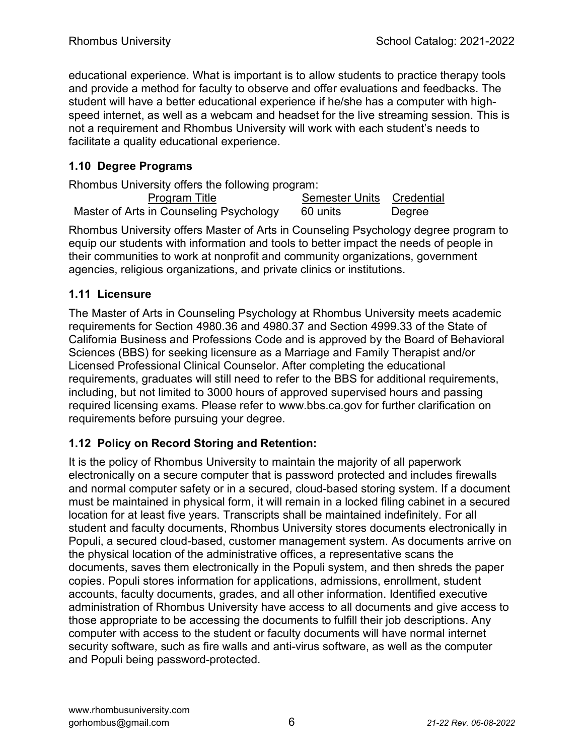educational experience. What is important is to allow students to practice therapy tools and provide a method for faculty to observe and offer evaluations and feedbacks. The student will have a better educational experience if he/she has a computer with high-speed internet, as well as a webcam and headset for the live streaming session. This is not a requirement and Rhombus University will work with each student's needs to facilitate a quality educational experience.

### 1.10 Degree Programs

Rhombus University offers the following program:

| Program Title | Semester Units | Credential |
|---|---|---|
| Master of Arts in Counseling Psychology | 60 units | Degree |

Rhombus University offers Master of Arts in Counseling Psychology degree program to equip our students with information and tools to better impact the needs of people in their communities to work at nonprofit and community organizations, government agencies, religious organizations, and private clinics or institutions.

### 1.11 Licensure

The Master of Arts in Counseling Psychology at Rhombus University meets academic requirements for Section 4980.36 and 4980.37 and Section 4999.33 of the State of California Business and Professions Code and is approved by the Board of Behavioral Sciences (BBS) for seeking licensure as a Marriage and Family Therapist and/or Licensed Professional Clinical Counselor. After completing the educational requirements, graduates will still need to refer to the BBS for additional requirements, including, but not limited to 3000 hours of approved supervised hours and passing required licensing exams. Please refer to www.bbs.ca.gov for further clarification on requirements before pursuing your degree.

### 1.12 Policy on Record Storing and Retention:

It is the policy of Rhombus University to maintain the majority of all paperwork electronically on a secure computer that is password protected and includes firewalls and normal computer safety or in a secured, cloud-based storing system. If a document must be maintained in physical form, it will remain in a locked filing cabinet in a secured location for at least five years. Transcripts shall be maintained indefinitely. For all student and faculty documents, Rhombus University stores documents electronically in Populi, a secured cloud-based, customer management system. As documents arrive on the physical location of the administrative offices, a representative scans the documents, saves them electronically in the Populi system, and then shreds the paper copies. Populi stores information for applications, admissions, enrollment, student accounts, faculty documents, grades, and all other information. Identified executive administration of Rhombus University have access to all documents and give access to those appropriate to be accessing the documents to fulfill their job descriptions. Any computer with access to the student or faculty documents will have normal internet security software, such as fire walls and anti-virus software, as well as the computer and Populi being password-protected.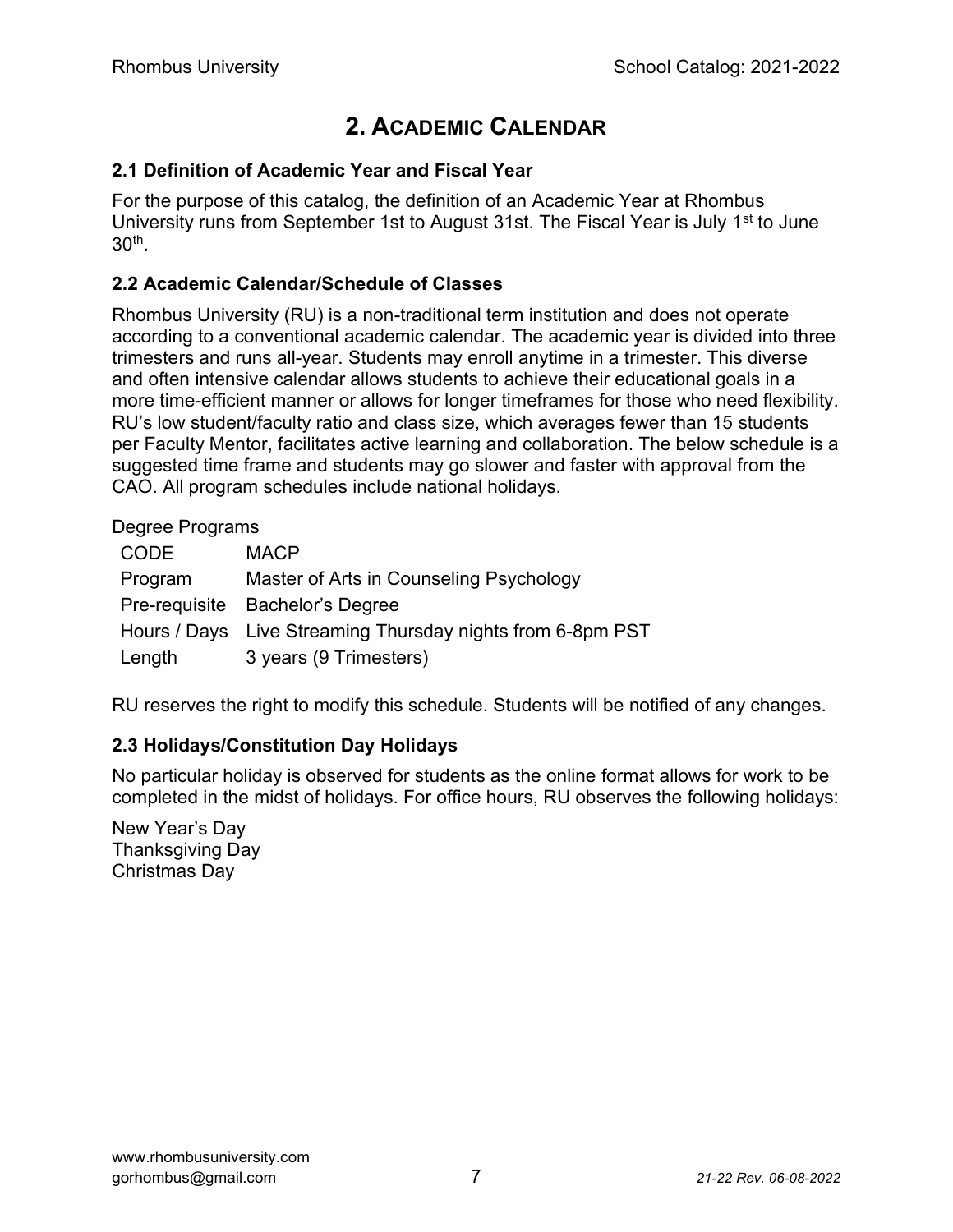# 2. ACADEMIC CALENDAR

### 2.1 Definition of Academic Year and Fiscal Year

For the purpose of this catalog, the definition of an Academic Year at Rhombus University runs from September 1st to August 31st. The Fiscal Year is July 1st to June 30th.

### 2.2 Academic Calendar/Schedule of Classes

Rhombus University (RU) is a non-traditional term institution and does not operate according to a conventional academic calendar. The academic year is divided into three trimesters and runs all-year. Students may enroll anytime in a trimester. This diverse and often intensive calendar allows students to achieve their educational goals in a more time-efficient manner or allows for longer timeframes for those who need flexibility. RU's low student/faculty ratio and class size, which averages fewer than 15 students per Faculty Mentor, facilitates active learning and collaboration. The below schedule is a suggested time frame and students may go slower and faster with approval from the CAO. All program schedules include national holidays.

Degree Programs

| CODE | MACP |
|---|---|
| Program | Master of Arts in Counseling Psychology |
| Pre-requisite | Bachelor's Degree |
| Hours / Days | Live Streaming Thursday nights from 6-8pm PST |
| Length | 3 years (9 Trimesters) |

RU reserves the right to modify this schedule. Students will be notified of any changes.

### 2.3 Holidays/Constitution Day Holidays

No particular holiday is observed for students as the online format allows for work to be completed in the midst of holidays. For office hours, RU observes the following holidays:

New Year's Day
Thanksgiving Day
Christmas Day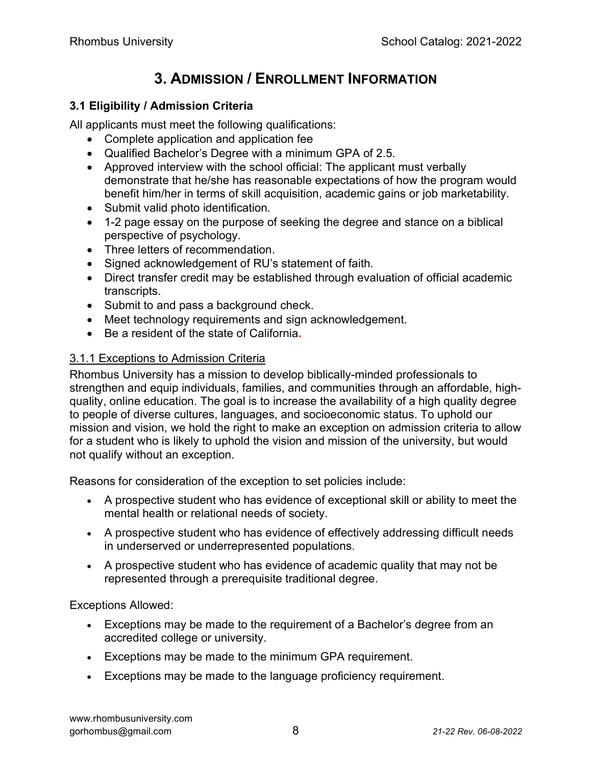# 3. ADMISSION / ENROLLMENT INFORMATION

### 3.1 Eligibility / Admission Criteria

All applicants must meet the following qualifications:

- Complete application and application fee
- Qualified Bachelor's Degree with a minimum GPA of 2.5.
- Approved interview with the school official: The applicant must verbally demonstrate that he/she has reasonable expectations of how the program would benefit him/her in terms of skill acquisition, academic gains or job marketability.
- Submit valid photo identification.
- 1-2 page essay on the purpose of seeking the degree and stance on a biblical perspective of psychology.
- Three letters of recommendation.
- Signed acknowledgement of RU's statement of faith.
- Direct transfer credit may be established through evaluation of official academic transcripts.
- Submit to and pass a background check.
- Meet technology requirements and sign acknowledgement.
- Be a resident of the state of California.

#### 3.1.1 Exceptions to Admission Criteria

Rhombus University has a mission to develop biblically-minded professionals to strengthen and equip individuals, families, and communities through an affordable, high-quality, online education. The goal is to increase the availability of a high quality degree to people of diverse cultures, languages, and socioeconomic status. To uphold our mission and vision, we hold the right to make an exception on admission criteria to allow for a student who is likely to uphold the vision and mission of the university, but would not qualify without an exception.

Reasons for consideration of the exception to set policies include:

- A prospective student who has evidence of exceptional skill or ability to meet the mental health or relational needs of society.
- A prospective student who has evidence of effectively addressing difficult needs in underserved or underrepresented populations.
- A prospective student who has evidence of academic quality that may not be represented through a prerequisite traditional degree.

Exceptions Allowed:

- Exceptions may be made to the requirement of a Bachelor's degree from an accredited college or university.
- Exceptions may be made to the minimum GPA requirement.
- Exceptions may be made to the language proficiency requirement.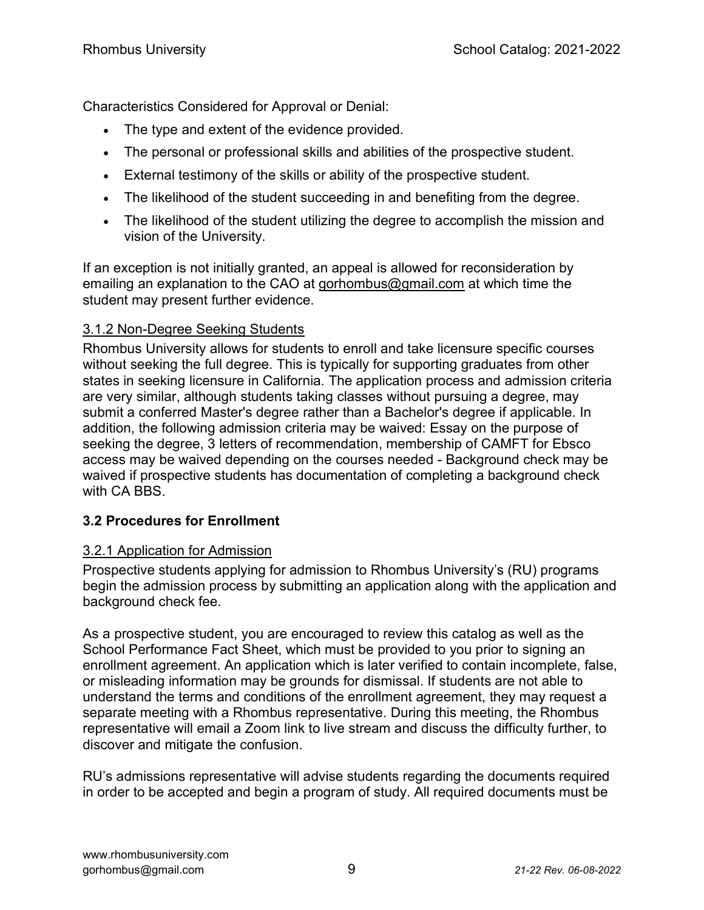Characteristics Considered for Approval or Denial:

- The type and extent of the evidence provided.
- The personal or professional skills and abilities of the prospective student.
- External testimony of the skills or ability of the prospective student.
- The likelihood of the student succeeding in and benefiting from the degree.
- The likelihood of the student utilizing the degree to accomplish the mission and vision of the University.

If an exception is not initially granted, an appeal is allowed for reconsideration by emailing an explanation to the CAO at gorhombus@gmail.com at which time the student may present further evidence.

#### 3.1.2 Non-Degree Seeking Students

Rhombus University allows for students to enroll and take licensure specific courses without seeking the full degree. This is typically for supporting graduates from other states in seeking licensure in California. The application process and admission criteria are very similar, although students taking classes without pursuing a degree, may submit a conferred Master's degree rather than a Bachelor's degree if applicable. In addition, the following admission criteria may be waived: Essay on the purpose of seeking the degree, 3 letters of recommendation, membership of CAMFT for Ebsco access may be waived depending on the courses needed - Background check may be waived if prospective students has documentation of completing a background check with CA BBS.

### 3.2 Procedures for Enrollment

#### 3.2.1 Application for Admission

Prospective students applying for admission to Rhombus University's (RU) programs begin the admission process by submitting an application along with the application and background check fee.

As a prospective student, you are encouraged to review this catalog as well as the School Performance Fact Sheet, which must be provided to you prior to signing an enrollment agreement. An application which is later verified to contain incomplete, false, or misleading information may be grounds for dismissal. If students are not able to understand the terms and conditions of the enrollment agreement, they may request a separate meeting with a Rhombus representative. During this meeting, the Rhombus representative will email a Zoom link to live stream and discuss the difficulty further, to discover and mitigate the confusion.

RU's admissions representative will advise students regarding the documents required in order to be accepted and begin a program of study. All required documents must be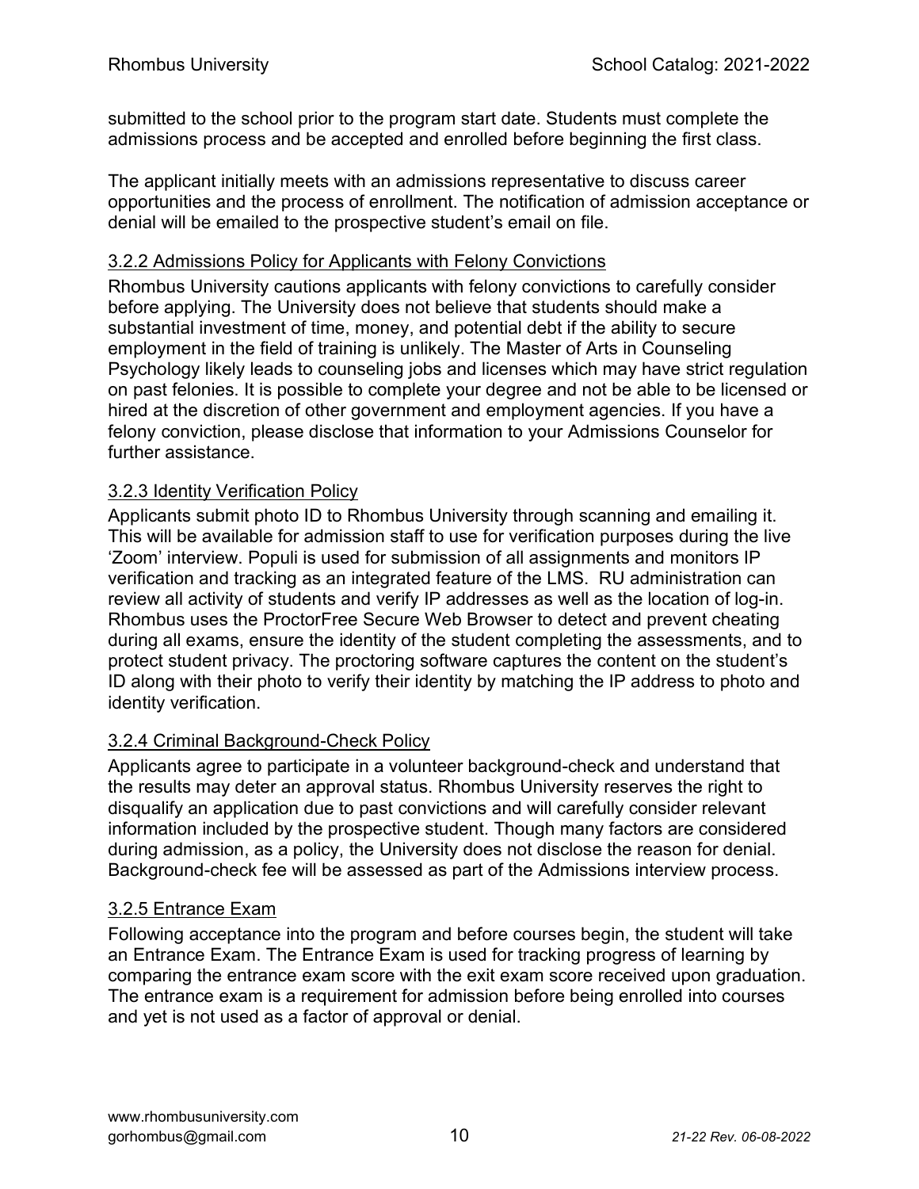submitted to the school prior to the program start date. Students must complete the admissions process and be accepted and enrolled before beginning the first class.

The applicant initially meets with an admissions representative to discuss career opportunities and the process of enrollment. The notification of admission acceptance or denial will be emailed to the prospective student's email on file.

### 3.2.2 Admissions Policy for Applicants with Felony Convictions

Rhombus University cautions applicants with felony convictions to carefully consider before applying. The University does not believe that students should make a substantial investment of time, money, and potential debt if the ability to secure employment in the field of training is unlikely. The Master of Arts in Counseling Psychology likely leads to counseling jobs and licenses which may have strict regulation on past felonies. It is possible to complete your degree and not be able to be licensed or hired at the discretion of other government and employment agencies. If you have a felony conviction, please disclose that information to your Admissions Counselor for further assistance.

### 3.2.3 Identity Verification Policy

Applicants submit photo ID to Rhombus University through scanning and emailing it. This will be available for admission staff to use for verification purposes during the live 'Zoom' interview. Populi is used for submission of all assignments and monitors IP verification and tracking as an integrated feature of the LMS. RU administration can review all activity of students and verify IP addresses as well as the location of log-in. Rhombus uses the ProctorFree Secure Web Browser to detect and prevent cheating during all exams, ensure the identity of the student completing the assessments, and to protect student privacy. The proctoring software captures the content on the student's ID along with their photo to verify their identity by matching the IP address to photo and identity verification.

### 3.2.4 Criminal Background-Check Policy

Applicants agree to participate in a volunteer background-check and understand that the results may deter an approval status. Rhombus University reserves the right to disqualify an application due to past convictions and will carefully consider relevant information included by the prospective student. Though many factors are considered during admission, as a policy, the University does not disclose the reason for denial. Background-check fee will be assessed as part of the Admissions interview process.

### 3.2.5 Entrance Exam

Following acceptance into the program and before courses begin, the student will take an Entrance Exam. The Entrance Exam is used for tracking progress of learning by comparing the entrance exam score with the exit exam score received upon graduation. The entrance exam is a requirement for admission before being enrolled into courses and yet is not used as a factor of approval or denial.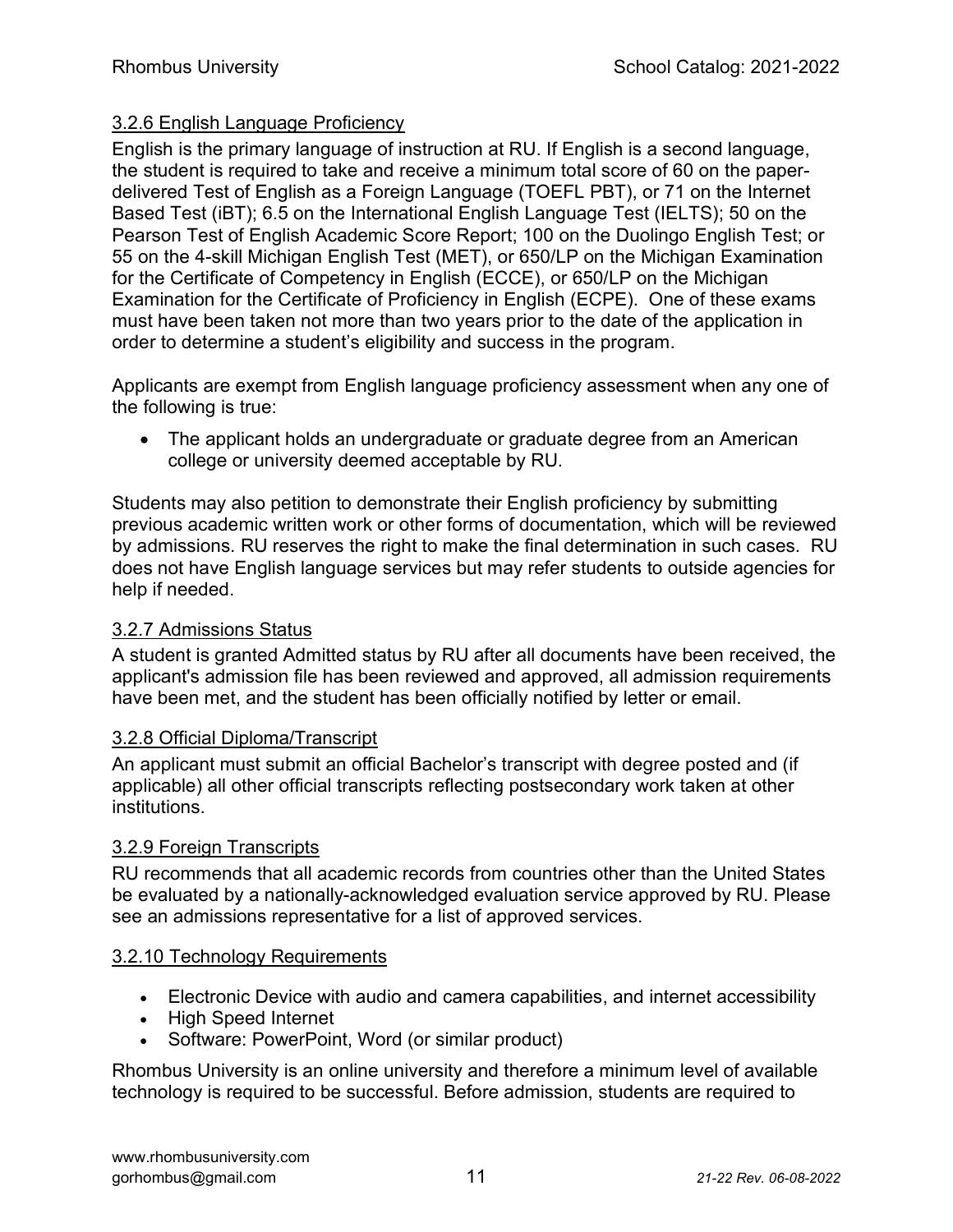### 3.2.6 English Language Proficiency

English is the primary language of instruction at RU. If English is a second language, the student is required to take and receive a minimum total score of 60 on the paper-delivered Test of English as a Foreign Language (TOEFL PBT), or 71 on the Internet Based Test (iBT); 6.5 on the International English Language Test (IELTS); 50 on the Pearson Test of English Academic Score Report; 100 on the Duolingo English Test; or 55 on the 4-skill Michigan English Test (MET), or 650/LP on the Michigan Examination for the Certificate of Competency in English (ECCE), or 650/LP on the Michigan Examination for the Certificate of Proficiency in English (ECPE). One of these exams must have been taken not more than two years prior to the date of the application in order to determine a student's eligibility and success in the program.

Applicants are exempt from English language proficiency assessment when any one of the following is true:

- The applicant holds an undergraduate or graduate degree from an American college or university deemed acceptable by RU.

Students may also petition to demonstrate their English proficiency by submitting previous academic written work or other forms of documentation, which will be reviewed by admissions. RU reserves the right to make the final determination in such cases. RU does not have English language services but may refer students to outside agencies for help if needed.

### 3.2.7 Admissions Status

A student is granted Admitted status by RU after all documents have been received, the applicant's admission file has been reviewed and approved, all admission requirements have been met, and the student has been officially notified by letter or email.

### 3.2.8 Official Diploma/Transcript

An applicant must submit an official Bachelor's transcript with degree posted and (if applicable) all other official transcripts reflecting postsecondary work taken at other institutions.

### 3.2.9 Foreign Transcripts

RU recommends that all academic records from countries other than the United States be evaluated by a nationally-acknowledged evaluation service approved by RU. Please see an admissions representative for a list of approved services.

### 3.2.10 Technology Requirements

- Electronic Device with audio and camera capabilities, and internet accessibility
- High Speed Internet
- Software: PowerPoint, Word (or similar product)

Rhombus University is an online university and therefore a minimum level of available technology is required to be successful. Before admission, students are required to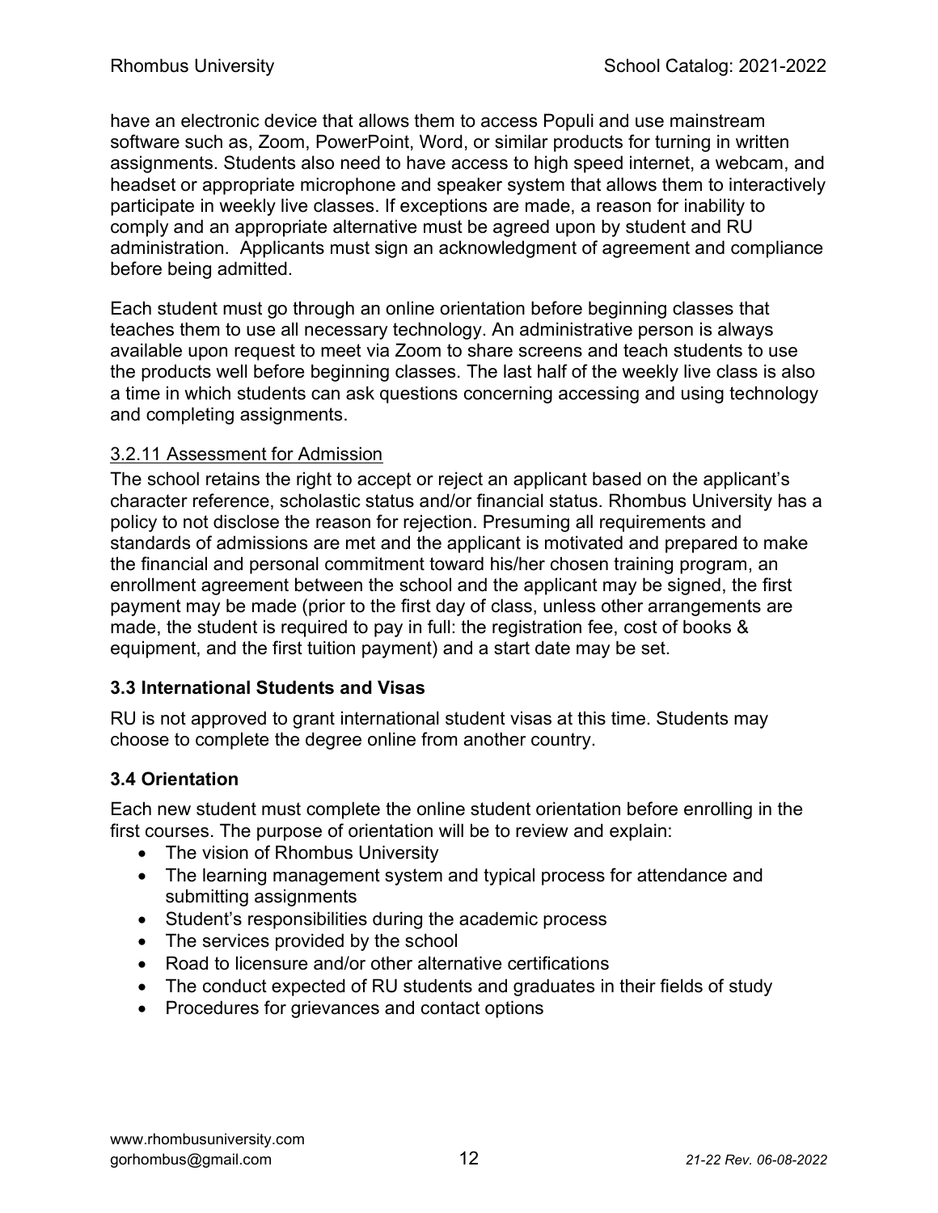have an electronic device that allows them to access Populi and use mainstream software such as, Zoom, PowerPoint, Word, or similar products for turning in written assignments. Students also need to have access to high speed internet, a webcam, and headset or appropriate microphone and speaker system that allows them to interactively participate in weekly live classes. If exceptions are made, a reason for inability to comply and an appropriate alternative must be agreed upon by student and RU administration. Applicants must sign an acknowledgment of agreement and compliance before being admitted.

Each student must go through an online orientation before beginning classes that teaches them to use all necessary technology. An administrative person is always available upon request to meet via Zoom to share screens and teach students to use the products well before beginning classes. The last half of the weekly live class is also a time in which students can ask questions concerning accessing and using technology and completing assignments.

#### 3.2.11 Assessment for Admission

The school retains the right to accept or reject an applicant based on the applicant's character reference, scholastic status and/or financial status. Rhombus University has a policy to not disclose the reason for rejection. Presuming all requirements and standards of admissions are met and the applicant is motivated and prepared to make the financial and personal commitment toward his/her chosen training program, an enrollment agreement between the school and the applicant may be signed, the first payment may be made (prior to the first day of class, unless other arrangements are made, the student is required to pay in full: the registration fee, cost of books & equipment, and the first tuition payment) and a start date may be set.

### 3.3 International Students and Visas

RU is not approved to grant international student visas at this time. Students may choose to complete the degree online from another country.

### 3.4 Orientation

Each new student must complete the online student orientation before enrolling in the first courses. The purpose of orientation will be to review and explain:

- The vision of Rhombus University
- The learning management system and typical process for attendance and submitting assignments
- Student's responsibilities during the academic process
- The services provided by the school
- Road to licensure and/or other alternative certifications
- The conduct expected of RU students and graduates in their fields of study
- Procedures for grievances and contact options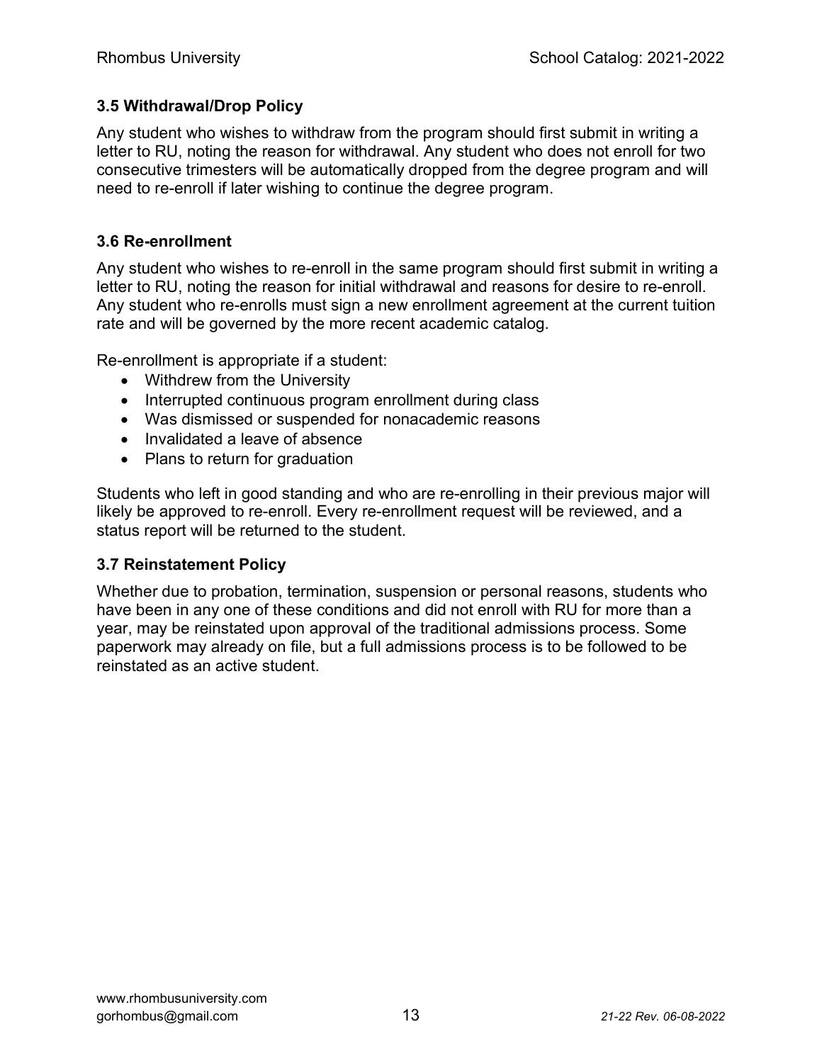### 3.5 Withdrawal/Drop Policy

Any student who wishes to withdraw from the program should first submit in writing a letter to RU, noting the reason for withdrawal. Any student who does not enroll for two consecutive trimesters will be automatically dropped from the degree program and will need to re-enroll if later wishing to continue the degree program.

### 3.6 Re-enrollment

Any student who wishes to re-enroll in the same program should first submit in writing a letter to RU, noting the reason for initial withdrawal and reasons for desire to re-enroll. Any student who re-enrolls must sign a new enrollment agreement at the current tuition rate and will be governed by the more recent academic catalog.

Re-enrollment is appropriate if a student:

- Withdrew from the University
- Interrupted continuous program enrollment during class
- Was dismissed or suspended for nonacademic reasons
- Invalidated a leave of absence
- Plans to return for graduation

Students who left in good standing and who are re-enrolling in their previous major will likely be approved to re-enroll. Every re-enrollment request will be reviewed, and a status report will be returned to the student.

### 3.7 Reinstatement Policy

Whether due to probation, termination, suspension or personal reasons, students who have been in any one of these conditions and did not enroll with RU for more than a year, may be reinstated upon approval of the traditional admissions process. Some paperwork may already on file, but a full admissions process is to be followed to be reinstated as an active student.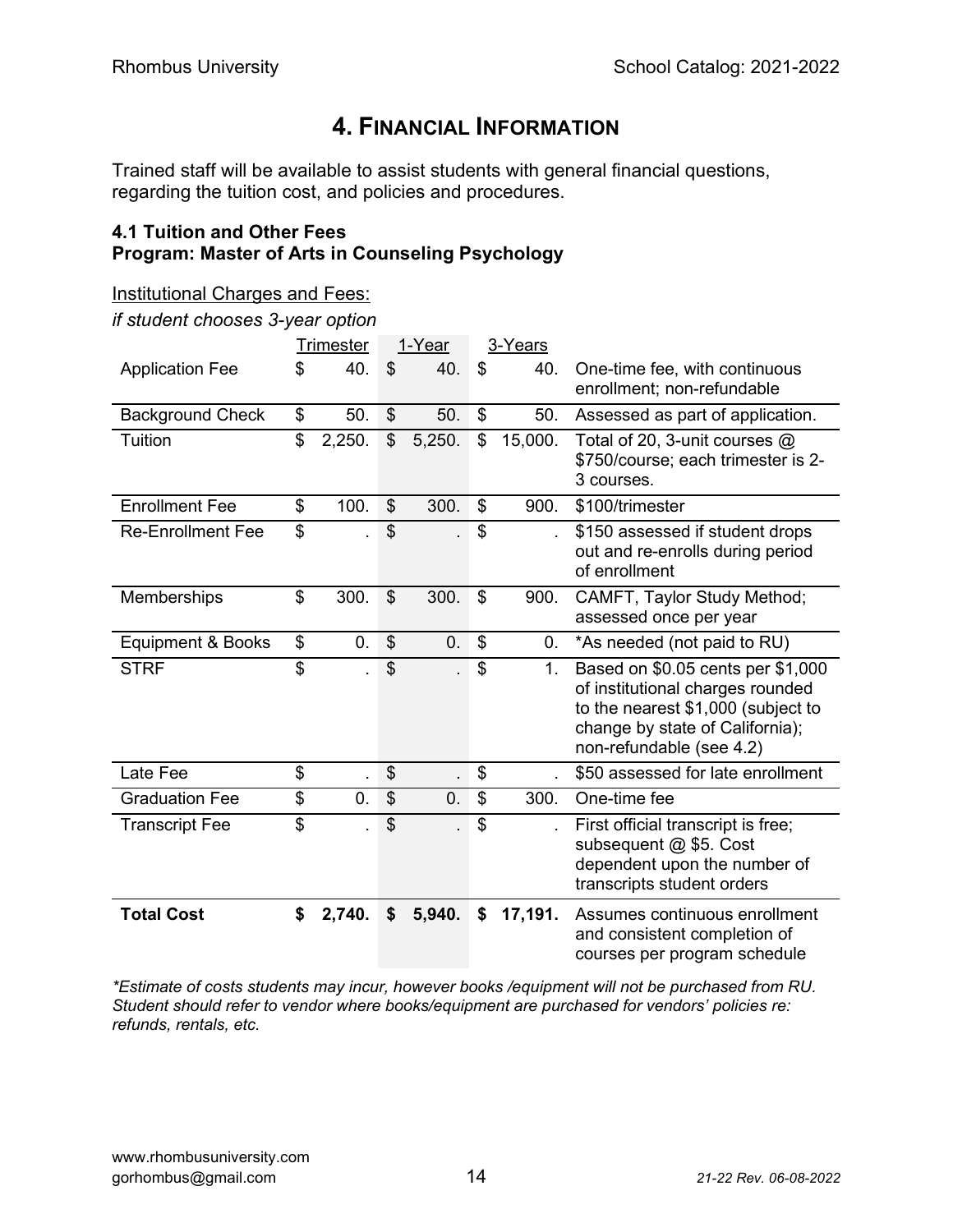# 4. FINANCIAL INFORMATION

Trained staff will be available to assist students with general financial questions, regarding the tuition cost, and policies and procedures.

### 4.1 Tuition and Other Fees
### Program: Master of Arts in Counseling Psychology

<u>Institutional Charges and Fees:</u>

*if student chooses 3-year option*

| | Trimester | 1-Year | 3-Years | |
|---|---|---|---|---|
| Application Fee | $ 40. | $ 40. | $ 40. | One-time fee, with continuous enrollment; non-refundable |
| Background Check | $ 50. | $ 50. | $ 50. | Assessed as part of application. |
| Tuition | $ 2,250. | $ 5,250. | $ 15,000. | Total of 20, 3-unit courses @ $750/course; each trimester is 2-3 courses. |
| Enrollment Fee | $ 100. | $ 300. | $ 900. | $100/trimester |
| Re-Enrollment Fee | $ . | $ . | $ . | $150 assessed if student drops out and re-enrolls during period of enrollment |
| Memberships | $ 300. | $ 300. | $ 900. | CAMFT, Taylor Study Method; assessed once per year |
| Equipment & Books | $ 0. | $ 0. | $ 0. | *As needed (not paid to RU) |
| STRF | $ . | $ . | $ 1. | Based on $0.05 cents per $1,000 of institutional charges rounded to the nearest $1,000 (subject to change by state of California); non-refundable (see 4.2) |
| Late Fee | $ . | $ . | $ . | $50 assessed for late enrollment |
| Graduation Fee | $ 0. | $ 0. | $ 300. | One-time fee |
| Transcript Fee | $ . | $ . | $ . | First official transcript is free; subsequent @ $5. Cost dependent upon the number of transcripts student orders |
| **Total Cost** | **$ 2,740.** | **$ 5,940.** | **$ 17,191.** | Assumes continuous enrollment and consistent completion of courses per program schedule |

*\*Estimate of costs students may incur, however books /equipment will not be purchased from RU. Student should refer to vendor where books/equipment are purchased for vendors' policies re: refunds, rentals, etc.*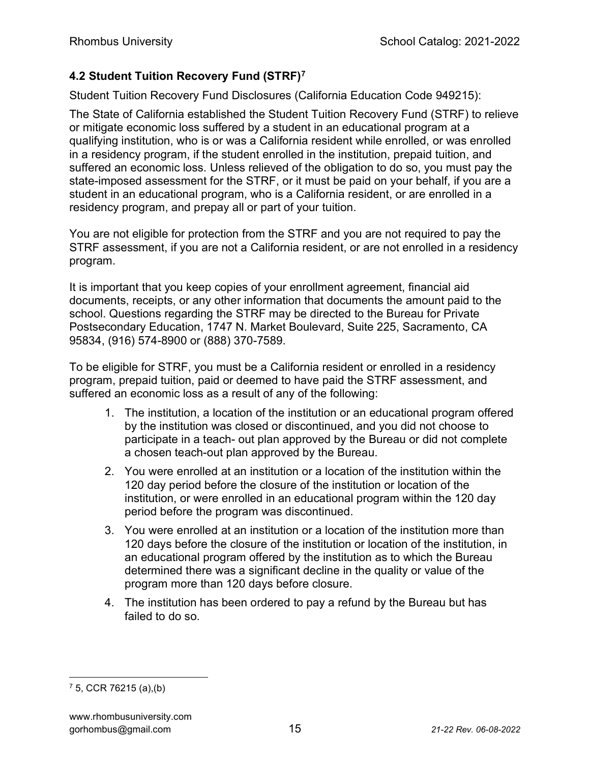### 4.2 Student Tuition Recovery Fund (STRF)[7]

Student Tuition Recovery Fund Disclosures (California Education Code 949215):

The State of California established the Student Tuition Recovery Fund (STRF) to relieve or mitigate economic loss suffered by a student in an educational program at a qualifying institution, who is or was a California resident while enrolled, or was enrolled in a residency program, if the student enrolled in the institution, prepaid tuition, and suffered an economic loss. Unless relieved of the obligation to do so, you must pay the state-imposed assessment for the STRF, or it must be paid on your behalf, if you are a student in an educational program, who is a California resident, or are enrolled in a residency program, and prepay all or part of your tuition.

You are not eligible for protection from the STRF and you are not required to pay the STRF assessment, if you are not a California resident, or are not enrolled in a residency program.

It is important that you keep copies of your enrollment agreement, financial aid documents, receipts, or any other information that documents the amount paid to the school. Questions regarding the STRF may be directed to the Bureau for Private Postsecondary Education, 1747 N. Market Boulevard, Suite 225, Sacramento, CA 95834, (916) 574-8900 or (888) 370-7589.

To be eligible for STRF, you must be a California resident or enrolled in a residency program, prepaid tuition, paid or deemed to have paid the STRF assessment, and suffered an economic loss as a result of any of the following:

1. The institution, a location of the institution or an educational program offered by the institution was closed or discontinued, and you did not choose to participate in a teach- out plan approved by the Bureau or did not complete a chosen teach-out plan approved by the Bureau.
2. You were enrolled at an institution or a location of the institution within the 120 day period before the closure of the institution or location of the institution, or were enrolled in an educational program within the 120 day period before the program was discontinued.
3. You were enrolled at an institution or a location of the institution more than 120 days before the closure of the institution or location of the institution, in an educational program offered by the institution as to which the Bureau determined there was a significant decline in the quality or value of the program more than 120 days before closure.
4. The institution has been ordered to pay a refund by the Bureau but has failed to do so.

[7] 5, CCR 76215 (a),(b)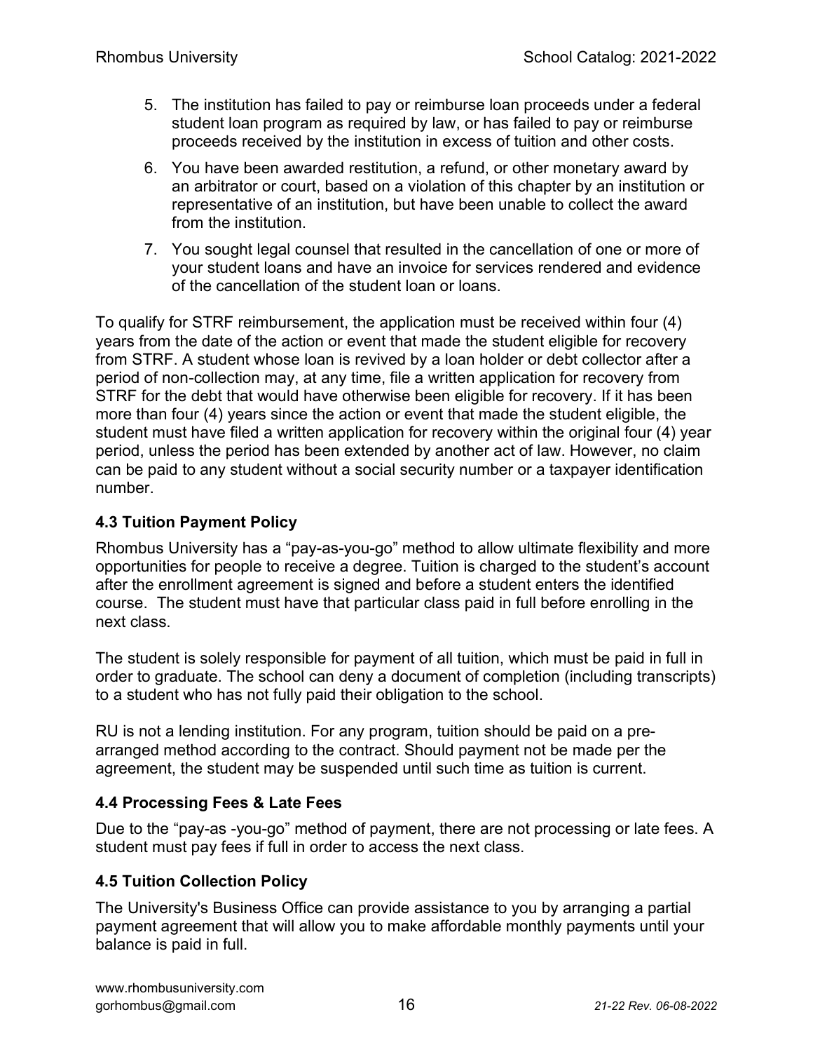5. The institution has failed to pay or reimburse loan proceeds under a federal student loan program as required by law, or has failed to pay or reimburse proceeds received by the institution in excess of tuition and other costs.
6. You have been awarded restitution, a refund, or other monetary award by an arbitrator or court, based on a violation of this chapter by an institution or representative of an institution, but have been unable to collect the award from the institution.
7. You sought legal counsel that resulted in the cancellation of one or more of your student loans and have an invoice for services rendered and evidence of the cancellation of the student loan or loans.

To qualify for STRF reimbursement, the application must be received within four (4) years from the date of the action or event that made the student eligible for recovery from STRF. A student whose loan is revived by a loan holder or debt collector after a period of non-collection may, at any time, file a written application for recovery from STRF for the debt that would have otherwise been eligible for recovery. If it has been more than four (4) years since the action or event that made the student eligible, the student must have filed a written application for recovery within the original four (4) year period, unless the period has been extended by another act of law. However, no claim can be paid to any student without a social security number or a taxpayer identification number.

### 4.3 Tuition Payment Policy

Rhombus University has a "pay-as-you-go" method to allow ultimate flexibility and more opportunities for people to receive a degree. Tuition is charged to the student's account after the enrollment agreement is signed and before a student enters the identified course. The student must have that particular class paid in full before enrolling in the next class.

The student is solely responsible for payment of all tuition, which must be paid in full in order to graduate. The school can deny a document of completion (including transcripts) to a student who has not fully paid their obligation to the school.

RU is not a lending institution. For any program, tuition should be paid on a pre-arranged method according to the contract. Should payment not be made per the agreement, the student may be suspended until such time as tuition is current.

### 4.4 Processing Fees & Late Fees

Due to the "pay-as -you-go" method of payment, there are not processing or late fees. A student must pay fees if full in order to access the next class.

### 4.5 Tuition Collection Policy

The University's Business Office can provide assistance to you by arranging a partial payment agreement that will allow you to make affordable monthly payments until your balance is paid in full.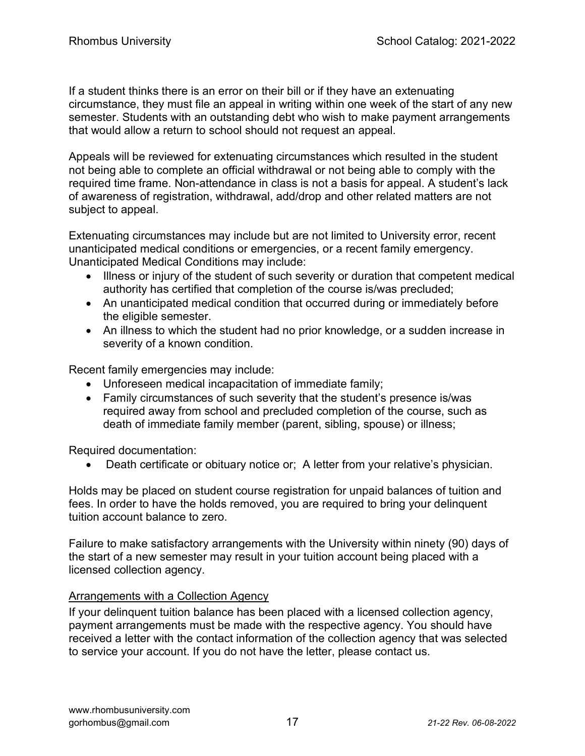If a student thinks there is an error on their bill or if they have an extenuating circumstance, they must file an appeal in writing within one week of the start of any new semester. Students with an outstanding debt who wish to make payment arrangements that would allow a return to school should not request an appeal.

Appeals will be reviewed for extenuating circumstances which resulted in the student not being able to complete an official withdrawal or not being able to comply with the required time frame. Non-attendance in class is not a basis for appeal. A student's lack of awareness of registration, withdrawal, add/drop and other related matters are not subject to appeal.

Extenuating circumstances may include but are not limited to University error, recent unanticipated medical conditions or emergencies, or a recent family emergency. Unanticipated Medical Conditions may include:

- Illness or injury of the student of such severity or duration that competent medical authority has certified that completion of the course is/was precluded;
- An unanticipated medical condition that occurred during or immediately before the eligible semester.
- An illness to which the student had no prior knowledge, or a sudden increase in severity of a known condition.

Recent family emergencies may include:

- Unforeseen medical incapacitation of immediate family;
- Family circumstances of such severity that the student's presence is/was required away from school and precluded completion of the course, such as death of immediate family member (parent, sibling, spouse) or illness;

Required documentation:

- Death certificate or obituary notice or; A letter from your relative's physician.

Holds may be placed on student course registration for unpaid balances of tuition and fees. In order to have the holds removed, you are required to bring your delinquent tuition account balance to zero.

Failure to make satisfactory arrangements with the University within ninety (90) days of the start of a new semester may result in your tuition account being placed with a licensed collection agency.

<u>Arrangements with a Collection Agency</u>

If your delinquent tuition balance has been placed with a licensed collection agency, payment arrangements must be made with the respective agency. You should have received a letter with the contact information of the collection agency that was selected to service your account. If you do not have the letter, please contact us.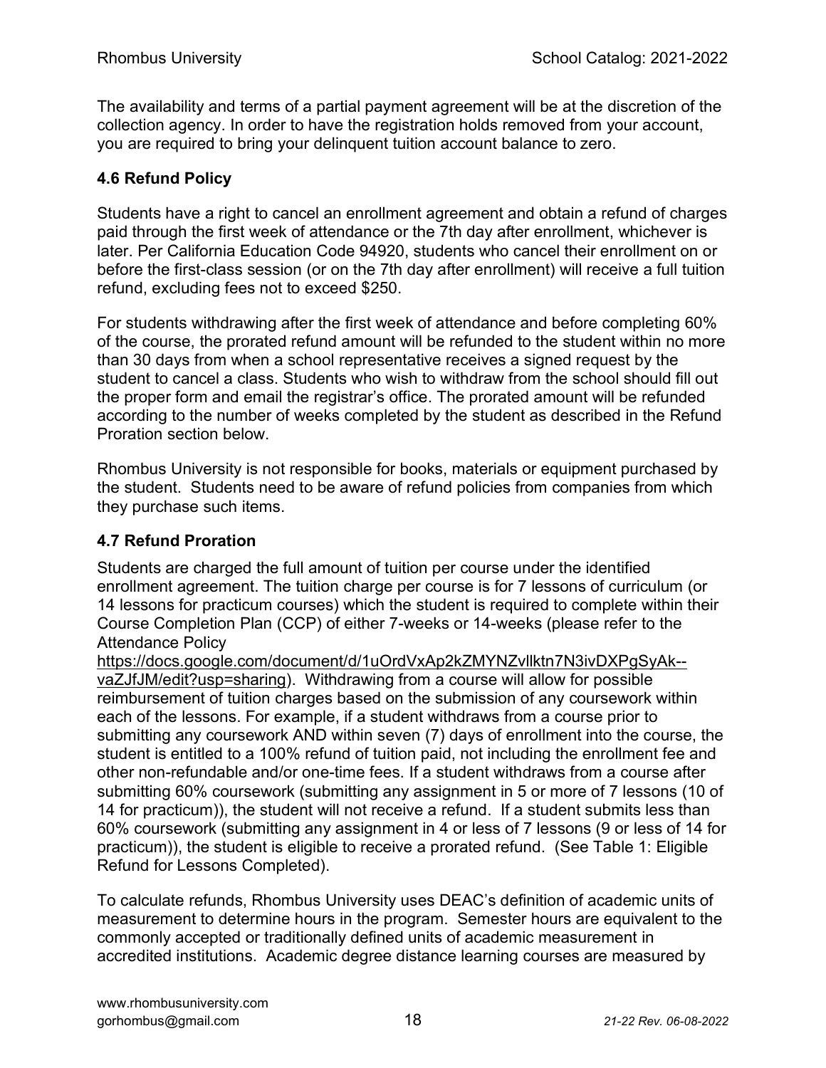The availability and terms of a partial payment agreement will be at the discretion of the collection agency. In order to have the registration holds removed from your account, you are required to bring your delinquent tuition account balance to zero.

### 4.6 Refund Policy

Students have a right to cancel an enrollment agreement and obtain a refund of charges paid through the first week of attendance or the 7th day after enrollment, whichever is later. Per California Education Code 94920, students who cancel their enrollment on or before the first-class session (or on the 7th day after enrollment) will receive a full tuition refund, excluding fees not to exceed $250.

For students withdrawing after the first week of attendance and before completing 60% of the course, the prorated refund amount will be refunded to the student within no more than 30 days from when a school representative receives a signed request by the student to cancel a class. Students who wish to withdraw from the school should fill out the proper form and email the registrar's office. The prorated amount will be refunded according to the number of weeks completed by the student as described in the Refund Proration section below.

Rhombus University is not responsible for books, materials or equipment purchased by the student. Students need to be aware of refund policies from companies from which they purchase such items.

### 4.7 Refund Proration

Students are charged the full amount of tuition per course under the identified enrollment agreement. The tuition charge per course is for 7 lessons of curriculum (or 14 lessons for practicum courses) which the student is required to complete within their Course Completion Plan (CCP) of either 7-weeks or 14-weeks (please refer to the Attendance Policy [https://docs.google.com/document/d/1uOrdVxAp2kZMYNZvllktn7N3ivDXPgSyAk--vaZJfJM/edit?usp=sharing](https://docs.google.com/document/d/1uOrdVxAp2kZMYNZvllktn7N3ivDXPgSyAk--vaZJfJM/edit?usp=sharing)). Withdrawing from a course will allow for possible reimbursement of tuition charges based on the submission of any coursework within each of the lessons. For example, if a student withdraws from a course prior to submitting any coursework AND within seven (7) days of enrollment into the course, the student is entitled to a 100% refund of tuition paid, not including the enrollment fee and other non-refundable and/or one-time fees. If a student withdraws from a course after submitting 60% coursework (submitting any assignment in 5 or more of 7 lessons (10 of 14 for practicum)), the student will not receive a refund. If a student submits less than 60% coursework (submitting any assignment in 4 or less of 7 lessons (9 or less of 14 for practicum)), the student is eligible to receive a prorated refund. (See Table 1: Eligible Refund for Lessons Completed).

To calculate refunds, Rhombus University uses DEAC's definition of academic units of measurement to determine hours in the program. Semester hours are equivalent to the commonly accepted or traditionally defined units of academic measurement in accredited institutions. Academic degree distance learning courses are measured by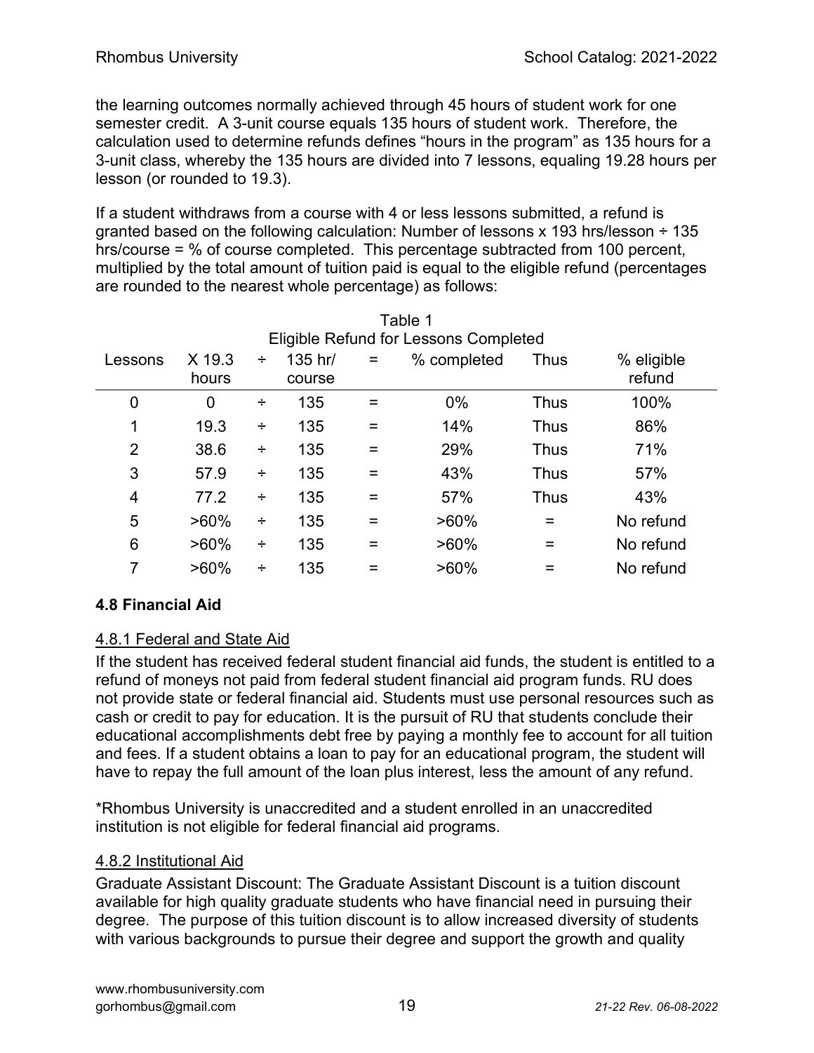the learning outcomes normally achieved through 45 hours of student work for one semester credit. A 3-unit course equals 135 hours of student work. Therefore, the calculation used to determine refunds defines "hours in the program" as 135 hours for a 3-unit class, whereby the 135 hours are divided into 7 lessons, equaling 19.28 hours per lesson (or rounded to 19.3).

If a student withdraws from a course with 4 or less lessons submitted, a refund is granted based on the following calculation: Number of lessons x 193 hrs/lesson ÷ 135 hrs/course = % of course completed. This percentage subtracted from 100 percent, multiplied by the total amount of tuition paid is equal to the eligible refund (percentages are rounded to the nearest whole percentage) as follows:

Table 1
Eligible Refund for Lessons Completed

| Lessons | X 19.3 hours | ÷ | 135 hr/ course | = | % completed | Thus | % eligible refund |
|---|---|---|---|---|---|---|---|
| 0 | 0 | ÷ | 135 | = | 0% | Thus | 100% |
| 1 | 19.3 | ÷ | 135 | = | 14% | Thus | 86% |
| 2 | 38.6 | ÷ | 135 | = | 29% | Thus | 71% |
| 3 | 57.9 | ÷ | 135 | = | 43% | Thus | 57% |
| 4 | 77.2 | ÷ | 135 | = | 57% | Thus | 43% |
| 5 | >60% | ÷ | 135 | = | >60% | = | No refund |
| 6 | >60% | ÷ | 135 | = | >60% | = | No refund |
| 7 | >60% | ÷ | 135 | = | >60% | = | No refund |

## 4.8 Financial Aid

### 4.8.1 Federal and State Aid

If the student has received federal student financial aid funds, the student is entitled to a refund of moneys not paid from federal student financial aid program funds. RU does not provide state or federal financial aid. Students must use personal resources such as cash or credit to pay for education. It is the pursuit of RU that students conclude their educational accomplishments debt free by paying a monthly fee to account for all tuition and fees. If a student obtains a loan to pay for an educational program, the student will have to repay the full amount of the loan plus interest, less the amount of any refund.

*Rhombus University is unaccredited and a student enrolled in an unaccredited institution is not eligible for federal financial aid programs.

### 4.8.2 Institutional Aid

Graduate Assistant Discount: The Graduate Assistant Discount is a tuition discount available for high quality graduate students who have financial need in pursuing their degree. The purpose of this tuition discount is to allow increased diversity of students with various backgrounds to pursue their degree and support the growth and quality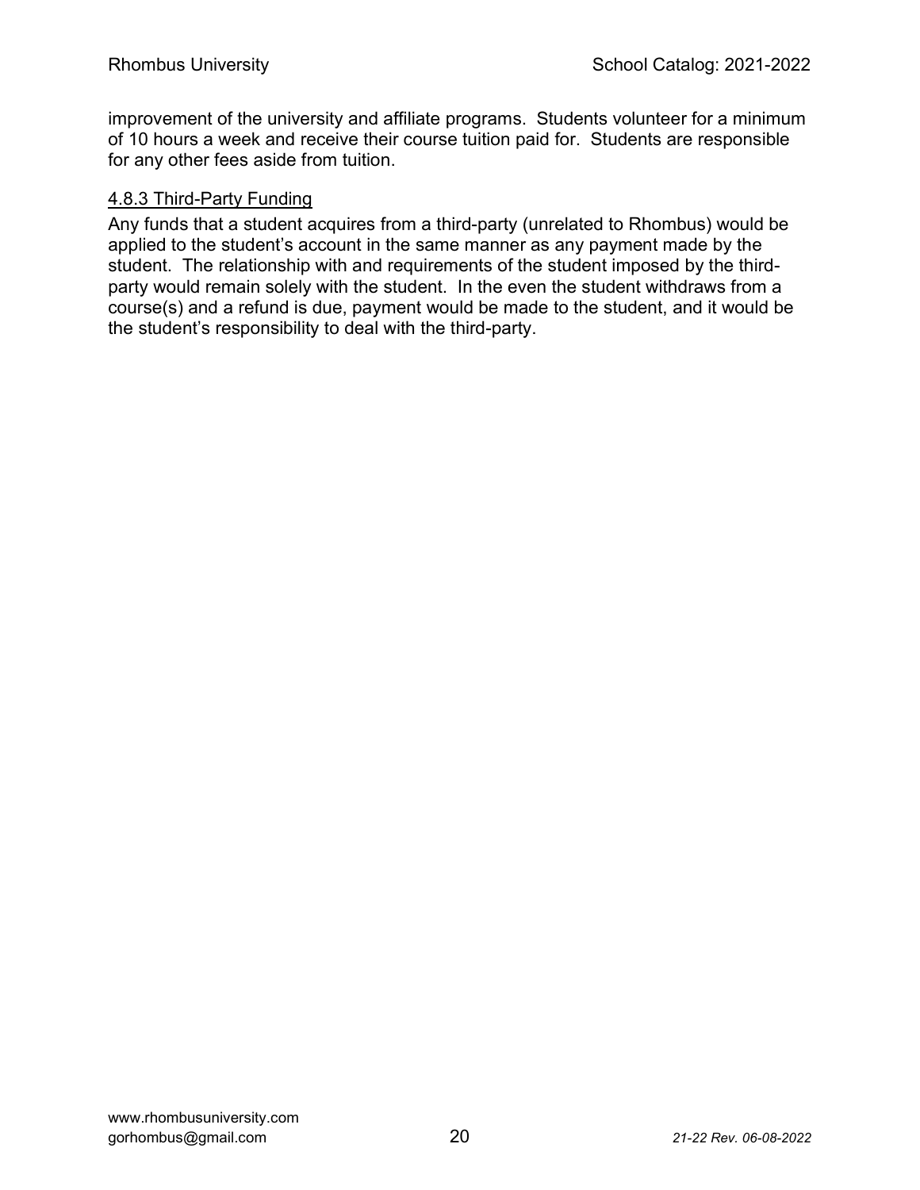improvement of the university and affiliate programs. Students volunteer for a minimum of 10 hours a week and receive their course tuition paid for. Students are responsible for any other fees aside from tuition.

### 4.8.3 Third-Party Funding

Any funds that a student acquires from a third-party (unrelated to Rhombus) would be applied to the student's account in the same manner as any payment made by the student. The relationship with and requirements of the student imposed by the third-party would remain solely with the student. In the even the student withdraws from a course(s) and a refund is due, payment would be made to the student, and it would be the student's responsibility to deal with the third-party.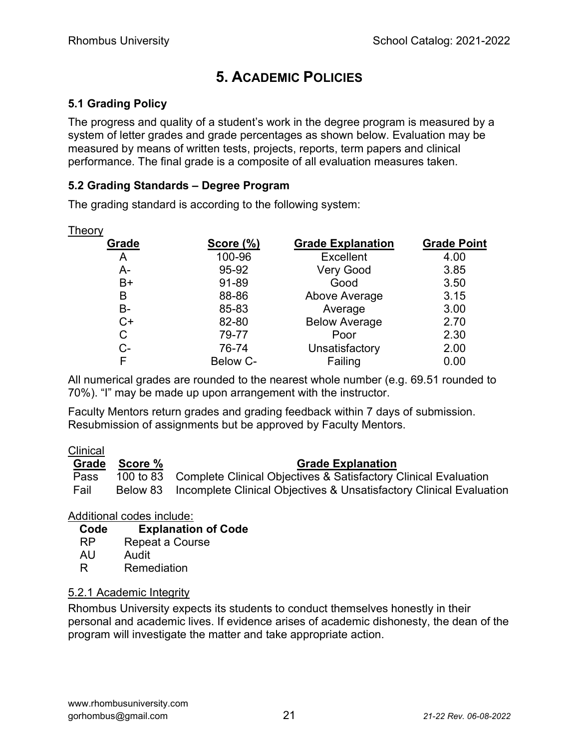# 5. Academic Policies

### 5.1 Grading Policy

The progress and quality of a student's work in the degree program is measured by a system of letter grades and grade percentages as shown below. Evaluation may be measured by means of written tests, projects, reports, term papers and clinical performance. The final grade is a composite of all evaluation measures taken.

### 5.2 Grading Standards – Degree Program

The grading standard is according to the following system:

Theory

| Grade | Score (%) | Grade Explanation | Grade Point |
|---|---|---|---|
| A | 100-96 | Excellent | 4.00 |
| A- | 95-92 | Very Good | 3.85 |
| B+ | 91-89 | Good | 3.50 |
| B | 88-86 | Above Average | 3.15 |
| B- | 85-83 | Average | 3.00 |
| C+ | 82-80 | Below Average | 2.70 |
| C | 79-77 | Poor | 2.30 |
| C- | 76-74 | Unsatisfactory | 2.00 |
| F | Below C- | Failing | 0.00 |

All numerical grades are rounded to the nearest whole number (e.g. 69.51 rounded to 70%). "I" may be made up upon arrangement with the instructor.

Faculty Mentors return grades and grading feedback within 7 days of submission. Resubmission of assignments but be approved by Faculty Mentors.

Clinical

| Grade | Score % | Grade Explanation |
|---|---|---|
| Pass | 100 to 83 | Complete Clinical Objectives & Satisfactory Clinical Evaluation |
| Fail | Below 83 | Incomplete Clinical Objectives & Unsatisfactory Clinical Evaluation |

Additional codes include:

| Code | Explanation of Code |
|---|---|
| RP | Repeat a Course |
| AU | Audit |
| R | Remediation |

#### 5.2.1 Academic Integrity

Rhombus University expects its students to conduct themselves honestly in their personal and academic lives. If evidence arises of academic dishonesty, the dean of the program will investigate the matter and take appropriate action.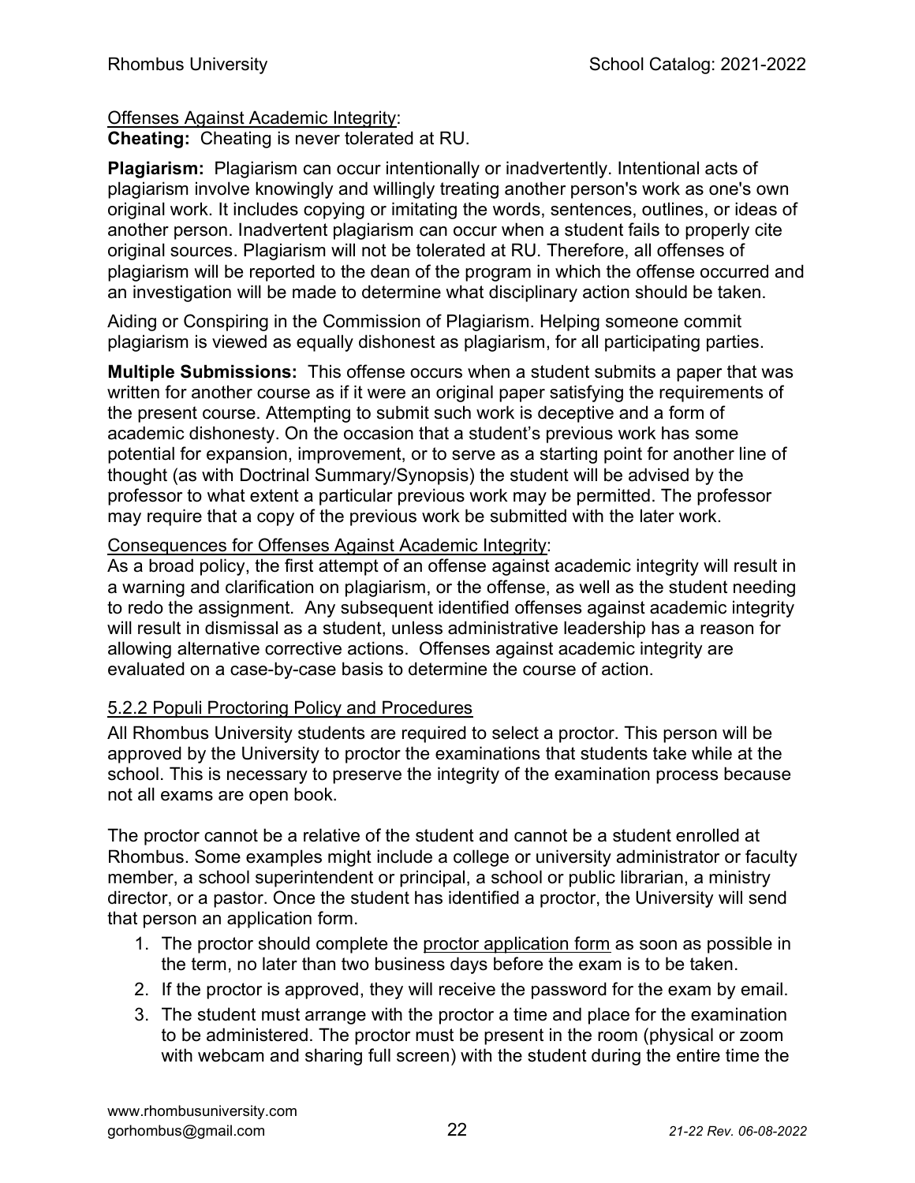Offenses Against Academic Integrity:

**Cheating:** Cheating is never tolerated at RU.

**Plagiarism:** Plagiarism can occur intentionally or inadvertently. Intentional acts of plagiarism involve knowingly and willingly treating another person's work as one's own original work. It includes copying or imitating the words, sentences, outlines, or ideas of another person. Inadvertent plagiarism can occur when a student fails to properly cite original sources. Plagiarism will not be tolerated at RU. Therefore, all offenses of plagiarism will be reported to the dean of the program in which the offense occurred and an investigation will be made to determine what disciplinary action should be taken.

Aiding or Conspiring in the Commission of Plagiarism. Helping someone commit plagiarism is viewed as equally dishonest as plagiarism, for all participating parties.

**Multiple Submissions:** This offense occurs when a student submits a paper that was written for another course as if it were an original paper satisfying the requirements of the present course. Attempting to submit such work is deceptive and a form of academic dishonesty. On the occasion that a student's previous work has some potential for expansion, improvement, or to serve as a starting point for another line of thought (as with Doctrinal Summary/Synopsis) the student will be advised by the professor to what extent a particular previous work may be permitted. The professor may require that a copy of the previous work be submitted with the later work.

Consequences for Offenses Against Academic Integrity:

As a broad policy, the first attempt of an offense against academic integrity will result in a warning and clarification on plagiarism, or the offense, as well as the student needing to redo the assignment. Any subsequent identified offenses against academic integrity will result in dismissal as a student, unless administrative leadership has a reason for allowing alternative corrective actions. Offenses against academic integrity are evaluated on a case-by-case basis to determine the course of action.

### 5.2.2 Populi Proctoring Policy and Procedures

All Rhombus University students are required to select a proctor. This person will be approved by the University to proctor the examinations that students take while at the school. This is necessary to preserve the integrity of the examination process because not all exams are open book.

The proctor cannot be a relative of the student and cannot be a student enrolled at Rhombus. Some examples might include a college or university administrator or faculty member, a school superintendent or principal, a school or public librarian, a ministry director, or a pastor. Once the student has identified a proctor, the University will send that person an application form.

1. The proctor should complete the proctor application form as soon as possible in the term, no later than two business days before the exam is to be taken.
2. If the proctor is approved, they will receive the password for the exam by email.
3. The student must arrange with the proctor a time and place for the examination to be administered. The proctor must be present in the room (physical or zoom with webcam and sharing full screen) with the student during the entire time the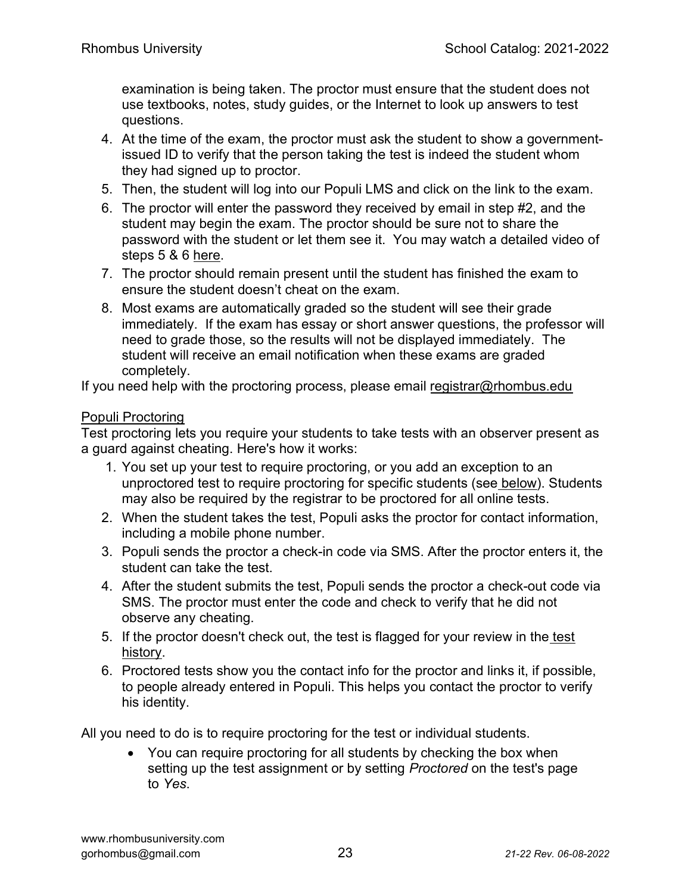examination is being taken. The proctor must ensure that the student does not use textbooks, notes, study guides, or the Internet to look up answers to test questions.

4. At the time of the exam, the proctor must ask the student to show a government-issued ID to verify that the person taking the test is indeed the student whom they had signed up to proctor.
5. Then, the student will log into our Populi LMS and click on the link to the exam.
6. The proctor will enter the password they received by email in step #2, and the student may begin the exam. The proctor should be sure not to share the password with the student or let them see it. You may watch a detailed video of steps 5 & 6 here.
7. The proctor should remain present until the student has finished the exam to ensure the student doesn't cheat on the exam.
8. Most exams are automatically graded so the student will see their grade immediately. If the exam has essay or short answer questions, the professor will need to grade those, so the results will not be displayed immediately. The student will receive an email notification when these exams are graded completely.

If you need help with the proctoring process, please email registrar@rhombus.edu

Populi Proctoring

Test proctoring lets you require your students to take tests with an observer present as a guard against cheating. Here's how it works:

1. You set up your test to require proctoring, or you add an exception to an unproctored test to require proctoring for specific students (see below). Students may also be required by the registrar to be proctored for all online tests.
2. When the student takes the test, Populi asks the proctor for contact information, including a mobile phone number.
3. Populi sends the proctor a check-in code via SMS. After the proctor enters it, the student can take the test.
4. After the student submits the test, Populi sends the proctor a check-out code via SMS. The proctor must enter the code and check to verify that he did not observe any cheating.
5. If the proctor doesn't check out, the test is flagged for your review in the test history.
6. Proctored tests show you the contact info for the proctor and links it, if possible, to people already entered in Populi. This helps you contact the proctor to verify his identity.

All you need to do is to require proctoring for the test or individual students.

- You can require proctoring for all students by checking the box when setting up the test assignment or by setting *Proctored* on the test's page to *Yes*.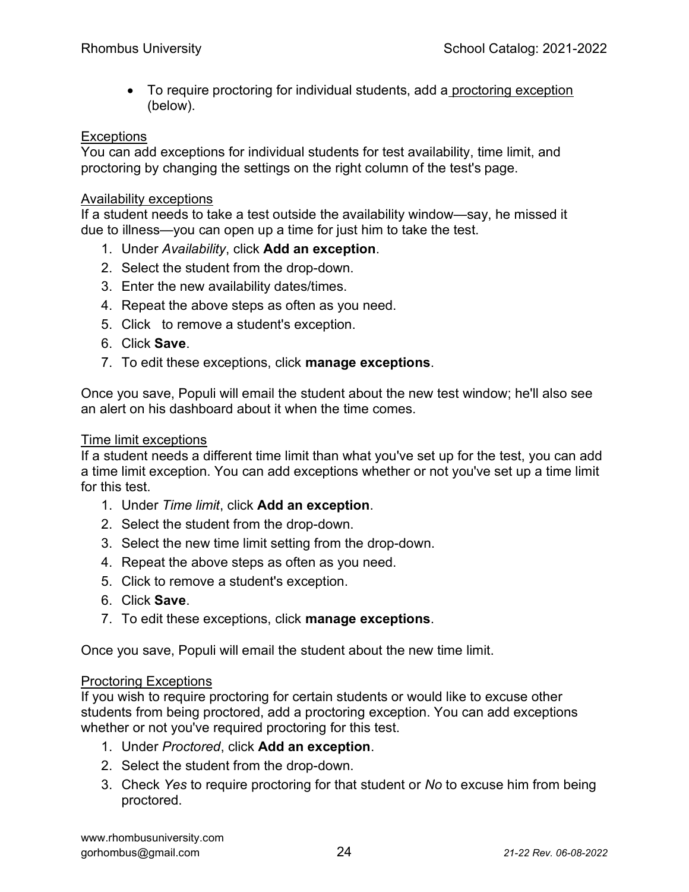- To require proctoring for individual students, add a proctoring exception (below).

Exceptions

You can add exceptions for individual students for test availability, time limit, and proctoring by changing the settings on the right column of the test's page.

Availability exceptions

If a student needs to take a test outside the availability window—say, he missed it due to illness—you can open up a time for just him to take the test.

1. Under *Availability*, click **Add an exception**.
2. Select the student from the drop-down.
3. Enter the new availability dates/times.
4. Repeat the above steps as often as you need.
5. Click to remove a student's exception.
6. Click **Save**.
7. To edit these exceptions, click **manage exceptions**.

Once you save, Populi will email the student about the new test window; he'll also see an alert on his dashboard about it when the time comes.

Time limit exceptions

If a student needs a different time limit than what you've set up for the test, you can add a time limit exception. You can add exceptions whether or not you've set up a time limit for this test.

1. Under *Time limit*, click **Add an exception**.
2. Select the student from the drop-down.
3. Select the new time limit setting from the drop-down.
4. Repeat the above steps as often as you need.
5. Click to remove a student's exception.
6. Click **Save**.
7. To edit these exceptions, click **manage exceptions**.

Once you save, Populi will email the student about the new time limit.

Proctoring Exceptions

If you wish to require proctoring for certain students or would like to excuse other students from being proctored, add a proctoring exception. You can add exceptions whether or not you've required proctoring for this test.

1. Under *Proctored*, click **Add an exception**.
2. Select the student from the drop-down.
3. Check *Yes* to require proctoring for that student or *No* to excuse him from being proctored.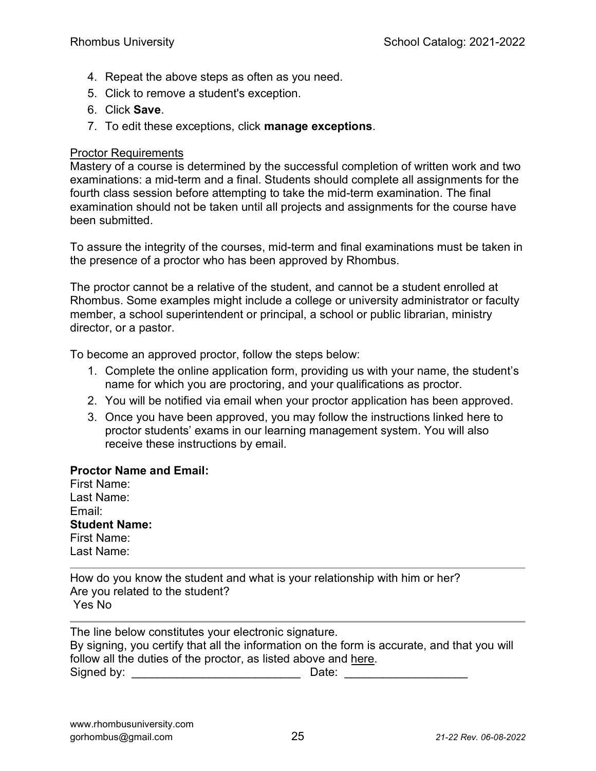4. Repeat the above steps as often as you need.
5. Click to remove a student's exception.
6. Click **Save**.
7. To edit these exceptions, click **manage exceptions**.

Proctor Requirements

Mastery of a course is determined by the successful completion of written work and two examinations: a mid-term and a final. Students should complete all assignments for the fourth class session before attempting to take the mid-term examination. The final examination should not be taken until all projects and assignments for the course have been submitted.

To assure the integrity of the courses, mid-term and final examinations must be taken in the presence of a proctor who has been approved by Rhombus.

The proctor cannot be a relative of the student, and cannot be a student enrolled at Rhombus. Some examples might include a college or university administrator or faculty member, a school superintendent or principal, a school or public librarian, ministry director, or a pastor.

To become an approved proctor, follow the steps below:

1. Complete the online application form, providing us with your name, the student's name for which you are proctoring, and your qualifications as proctor.
2. You will be notified via email when your proctor application has been approved.
3. Once you have been approved, you may follow the instructions linked here to proctor students' exams in our learning management system. You will also receive these instructions by email.

**Proctor Name and Email:**
First Name:
Last Name:
Email:
**Student Name:**
First Name:
Last Name:

---

How do you know the student and what is your relationship with him or her?
Are you related to the student?
Yes No

---

The line below constitutes your electronic signature.
By signing, you certify that all the information on the form is accurate, and that you will follow all the duties of the proctor, as listed above and here.
Signed by: __________________________ Date: ___________________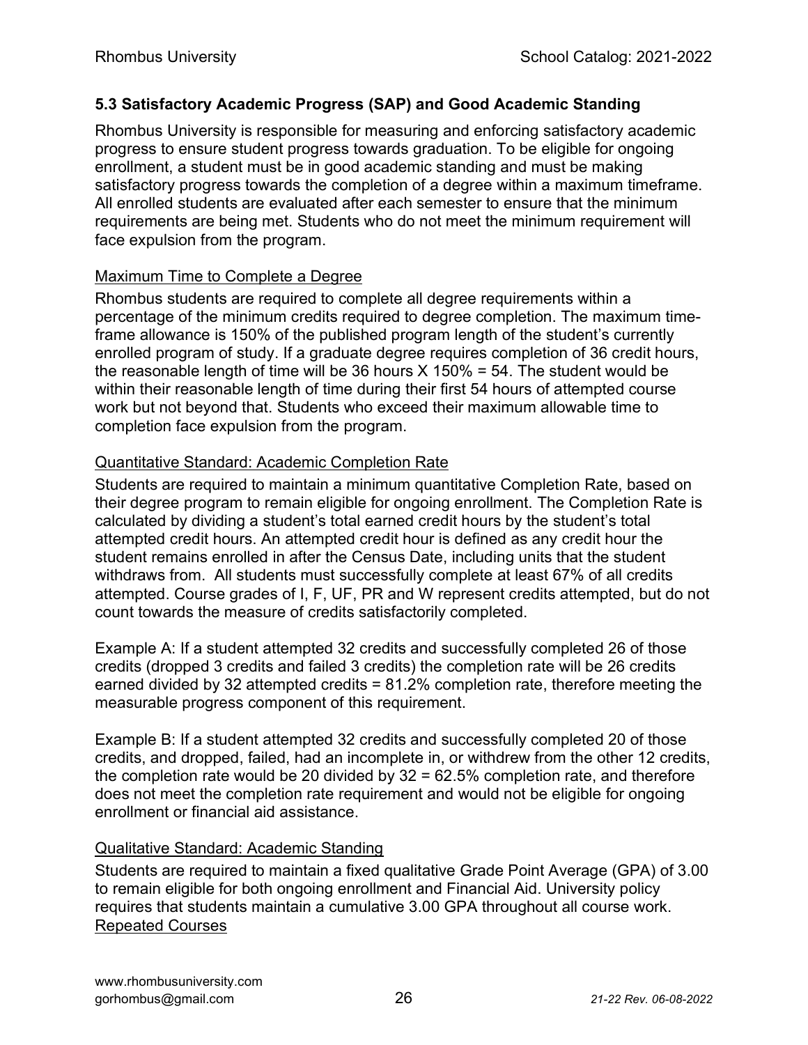### 5.3 Satisfactory Academic Progress (SAP) and Good Academic Standing

Rhombus University is responsible for measuring and enforcing satisfactory academic progress to ensure student progress towards graduation. To be eligible for ongoing enrollment, a student must be in good academic standing and must be making satisfactory progress towards the completion of a degree within a maximum timeframe. All enrolled students are evaluated after each semester to ensure that the minimum requirements are being met. Students who do not meet the minimum requirement will face expulsion from the program.

#### Maximum Time to Complete a Degree

Rhombus students are required to complete all degree requirements within a percentage of the minimum credits required to degree completion. The maximum time-frame allowance is 150% of the published program length of the student's currently enrolled program of study. If a graduate degree requires completion of 36 credit hours, the reasonable length of time will be 36 hours X 150% = 54. The student would be within their reasonable length of time during their first 54 hours of attempted course work but not beyond that. Students who exceed their maximum allowable time to completion face expulsion from the program.

#### Quantitative Standard: Academic Completion Rate

Students are required to maintain a minimum quantitative Completion Rate, based on their degree program to remain eligible for ongoing enrollment. The Completion Rate is calculated by dividing a student's total earned credit hours by the student's total attempted credit hours. An attempted credit hour is defined as any credit hour the student remains enrolled in after the Census Date, including units that the student withdraws from. All students must successfully complete at least 67% of all credits attempted. Course grades of I, F, UF, PR and W represent credits attempted, but do not count towards the measure of credits satisfactorily completed.

Example A: If a student attempted 32 credits and successfully completed 26 of those credits (dropped 3 credits and failed 3 credits) the completion rate will be 26 credits earned divided by 32 attempted credits = 81.2% completion rate, therefore meeting the measurable progress component of this requirement.

Example B: If a student attempted 32 credits and successfully completed 20 of those credits, and dropped, failed, had an incomplete in, or withdrew from the other 12 credits, the completion rate would be 20 divided by 32 = 62.5% completion rate, and therefore does not meet the completion rate requirement and would not be eligible for ongoing enrollment or financial aid assistance.

#### Qualitative Standard: Academic Standing

Students are required to maintain a fixed qualitative Grade Point Average (GPA) of 3.00 to remain eligible for both ongoing enrollment and Financial Aid. University policy requires that students maintain a cumulative 3.00 GPA throughout all course work.

#### Repeated Courses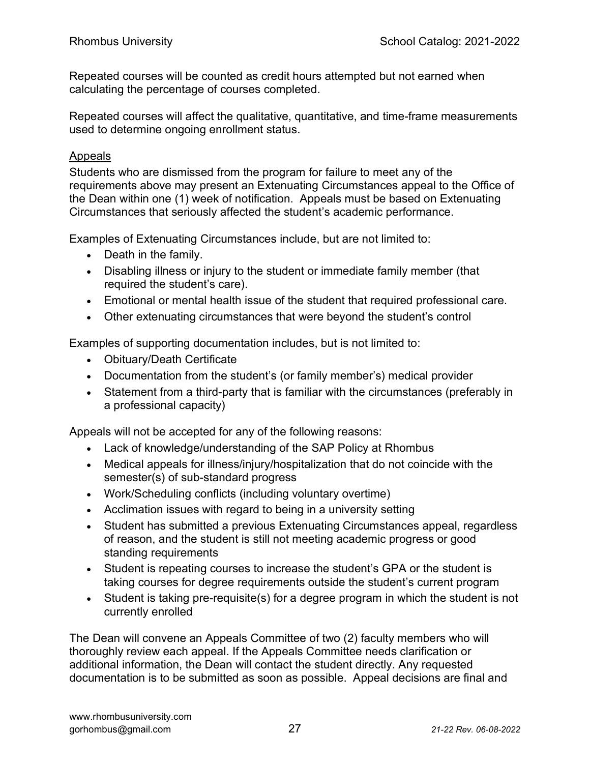Repeated courses will be counted as credit hours attempted but not earned when calculating the percentage of courses completed.

Repeated courses will affect the qualitative, quantitative, and time-frame measurements used to determine ongoing enrollment status.

### Appeals

Students who are dismissed from the program for failure to meet any of the requirements above may present an Extenuating Circumstances appeal to the Office of the Dean within one (1) week of notification. Appeals must be based on Extenuating Circumstances that seriously affected the student's academic performance.

Examples of Extenuating Circumstances include, but are not limited to:

- Death in the family.
- Disabling illness or injury to the student or immediate family member (that required the student's care).
- Emotional or mental health issue of the student that required professional care.
- Other extenuating circumstances that were beyond the student's control

Examples of supporting documentation includes, but is not limited to:

- Obituary/Death Certificate
- Documentation from the student's (or family member's) medical provider
- Statement from a third-party that is familiar with the circumstances (preferably in a professional capacity)

Appeals will not be accepted for any of the following reasons:

- Lack of knowledge/understanding of the SAP Policy at Rhombus
- Medical appeals for illness/injury/hospitalization that do not coincide with the semester(s) of sub-standard progress
- Work/Scheduling conflicts (including voluntary overtime)
- Acclimation issues with regard to being in a university setting
- Student has submitted a previous Extenuating Circumstances appeal, regardless of reason, and the student is still not meeting academic progress or good standing requirements
- Student is repeating courses to increase the student's GPA or the student is taking courses for degree requirements outside the student's current program
- Student is taking pre-requisite(s) for a degree program in which the student is not currently enrolled

The Dean will convene an Appeals Committee of two (2) faculty members who will thoroughly review each appeal. If the Appeals Committee needs clarification or additional information, the Dean will contact the student directly. Any requested documentation is to be submitted as soon as possible. Appeal decisions are final and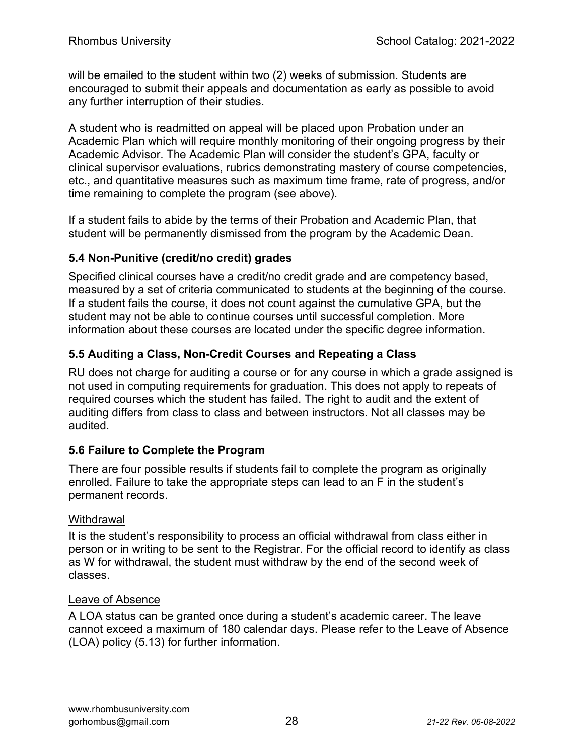will be emailed to the student within two (2) weeks of submission. Students are encouraged to submit their appeals and documentation as early as possible to avoid any further interruption of their studies.

A student who is readmitted on appeal will be placed upon Probation under an Academic Plan which will require monthly monitoring of their ongoing progress by their Academic Advisor. The Academic Plan will consider the student's GPA, faculty or clinical supervisor evaluations, rubrics demonstrating mastery of course competencies, etc., and quantitative measures such as maximum time frame, rate of progress, and/or time remaining to complete the program (see above).

If a student fails to abide by the terms of their Probation and Academic Plan, that student will be permanently dismissed from the program by the Academic Dean.

### 5.4 Non-Punitive (credit/no credit) grades

Specified clinical courses have a credit/no credit grade and are competency based, measured by a set of criteria communicated to students at the beginning of the course. If a student fails the course, it does not count against the cumulative GPA, but the student may not be able to continue courses until successful completion. More information about these courses are located under the specific degree information.

### 5.5 Auditing a Class, Non-Credit Courses and Repeating a Class

RU does not charge for auditing a course or for any course in which a grade assigned is not used in computing requirements for graduation. This does not apply to repeats of required courses which the student has failed. The right to audit and the extent of auditing differs from class to class and between instructors. Not all classes may be audited.

### 5.6 Failure to Complete the Program

There are four possible results if students fail to complete the program as originally enrolled. Failure to take the appropriate steps can lead to an F in the student's permanent records.

<u>Withdrawal</u>

It is the student's responsibility to process an official withdrawal from class either in person or in writing to be sent to the Registrar. For the official record to identify as class as W for withdrawal, the student must withdraw by the end of the second week of classes.

<u>Leave of Absence</u>

A LOA status can be granted once during a student's academic career. The leave cannot exceed a maximum of 180 calendar days. Please refer to the Leave of Absence (LOA) policy (5.13) for further information.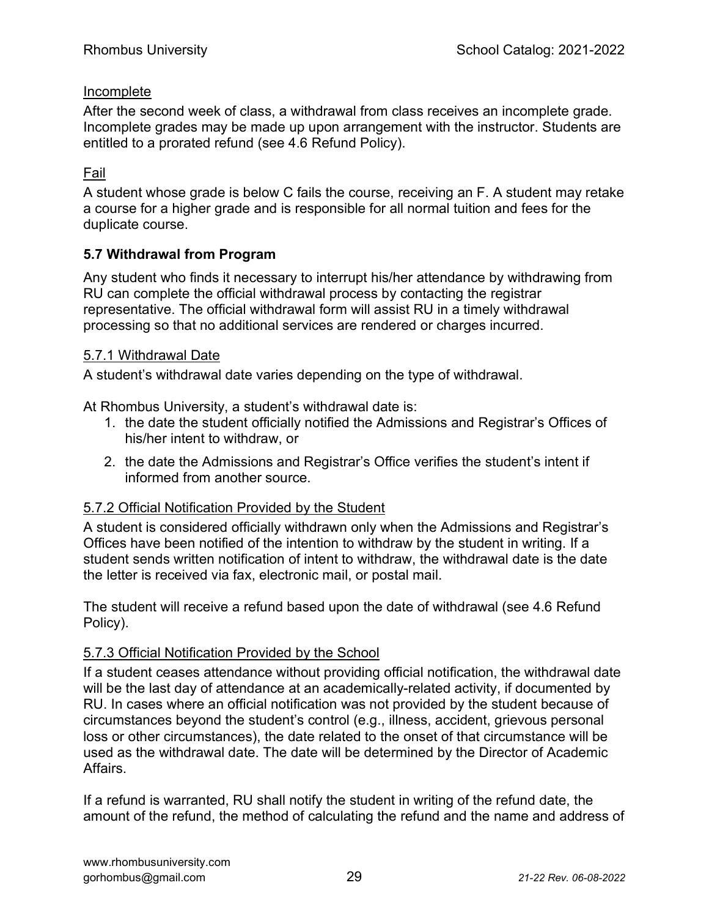Incomplete

After the second week of class, a withdrawal from class receives an incomplete grade. Incomplete grades may be made up upon arrangement with the instructor. Students are entitled to a prorated refund (see 4.6 Refund Policy).

Fail

A student whose grade is below C fails the course, receiving an F. A student may retake a course for a higher grade and is responsible for all normal tuition and fees for the duplicate course.

### 5.7 Withdrawal from Program

Any student who finds it necessary to interrupt his/her attendance by withdrawing from RU can complete the official withdrawal process by contacting the registrar representative. The official withdrawal form will assist RU in a timely withdrawal processing so that no additional services are rendered or charges incurred.

#### 5.7.1 Withdrawal Date

A student's withdrawal date varies depending on the type of withdrawal.

At Rhombus University, a student's withdrawal date is:

1. the date the student officially notified the Admissions and Registrar's Offices of his/her intent to withdraw, or
2. the date the Admissions and Registrar's Office verifies the student's intent if informed from another source.

#### 5.7.2 Official Notification Provided by the Student

A student is considered officially withdrawn only when the Admissions and Registrar's Offices have been notified of the intention to withdraw by the student in writing. If a student sends written notification of intent to withdraw, the withdrawal date is the date the letter is received via fax, electronic mail, or postal mail.

The student will receive a refund based upon the date of withdrawal (see 4.6 Refund Policy).

#### 5.7.3 Official Notification Provided by the School

If a student ceases attendance without providing official notification, the withdrawal date will be the last day of attendance at an academically-related activity, if documented by RU. In cases where an official notification was not provided by the student because of circumstances beyond the student's control (e.g., illness, accident, grievous personal loss or other circumstances), the date related to the onset of that circumstance will be used as the withdrawal date. The date will be determined by the Director of Academic Affairs.

If a refund is warranted, RU shall notify the student in writing of the refund date, the amount of the refund, the method of calculating the refund and the name and address of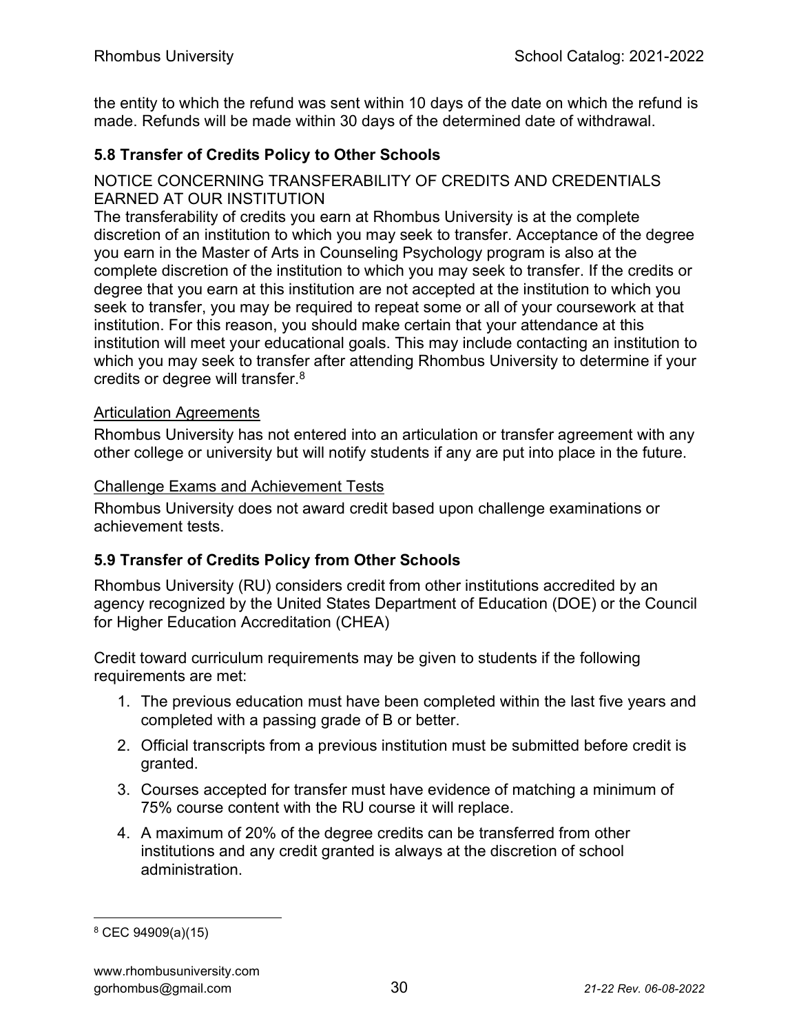the entity to which the refund was sent within 10 days of the date on which the refund is made. Refunds will be made within 30 days of the determined date of withdrawal.

### 5.8 Transfer of Credits Policy to Other Schools

NOTICE CONCERNING TRANSFERABILITY OF CREDITS AND CREDENTIALS EARNED AT OUR INSTITUTION

The transferability of credits you earn at Rhombus University is at the complete discretion of an institution to which you may seek to transfer. Acceptance of the degree you earn in the Master of Arts in Counseling Psychology program is also at the complete discretion of the institution to which you may seek to transfer. If the credits or degree that you earn at this institution are not accepted at the institution to which you seek to transfer, you may be required to repeat some or all of your coursework at that institution. For this reason, you should make certain that your attendance at this institution will meet your educational goals. This may include contacting an institution to which you may seek to transfer after attending Rhombus University to determine if your credits or degree will transfer.[8]

<u>Articulation Agreements</u>

Rhombus University has not entered into an articulation or transfer agreement with any other college or university but will notify students if any are put into place in the future.

<u>Challenge Exams and Achievement Tests</u>

Rhombus University does not award credit based upon challenge examinations or achievement tests.

### 5.9 Transfer of Credits Policy from Other Schools

Rhombus University (RU) considers credit from other institutions accredited by an agency recognized by the United States Department of Education (DOE) or the Council for Higher Education Accreditation (CHEA)

Credit toward curriculum requirements may be given to students if the following requirements are met:

1. The previous education must have been completed within the last five years and completed with a passing grade of B or better.
2. Official transcripts from a previous institution must be submitted before credit is granted.
3. Courses accepted for transfer must have evidence of matching a minimum of 75% course content with the RU course it will replace.
4. A maximum of 20% of the degree credits can be transferred from other institutions and any credit granted is always at the discretion of school administration.

---

[8] CEC 94909(a)(15)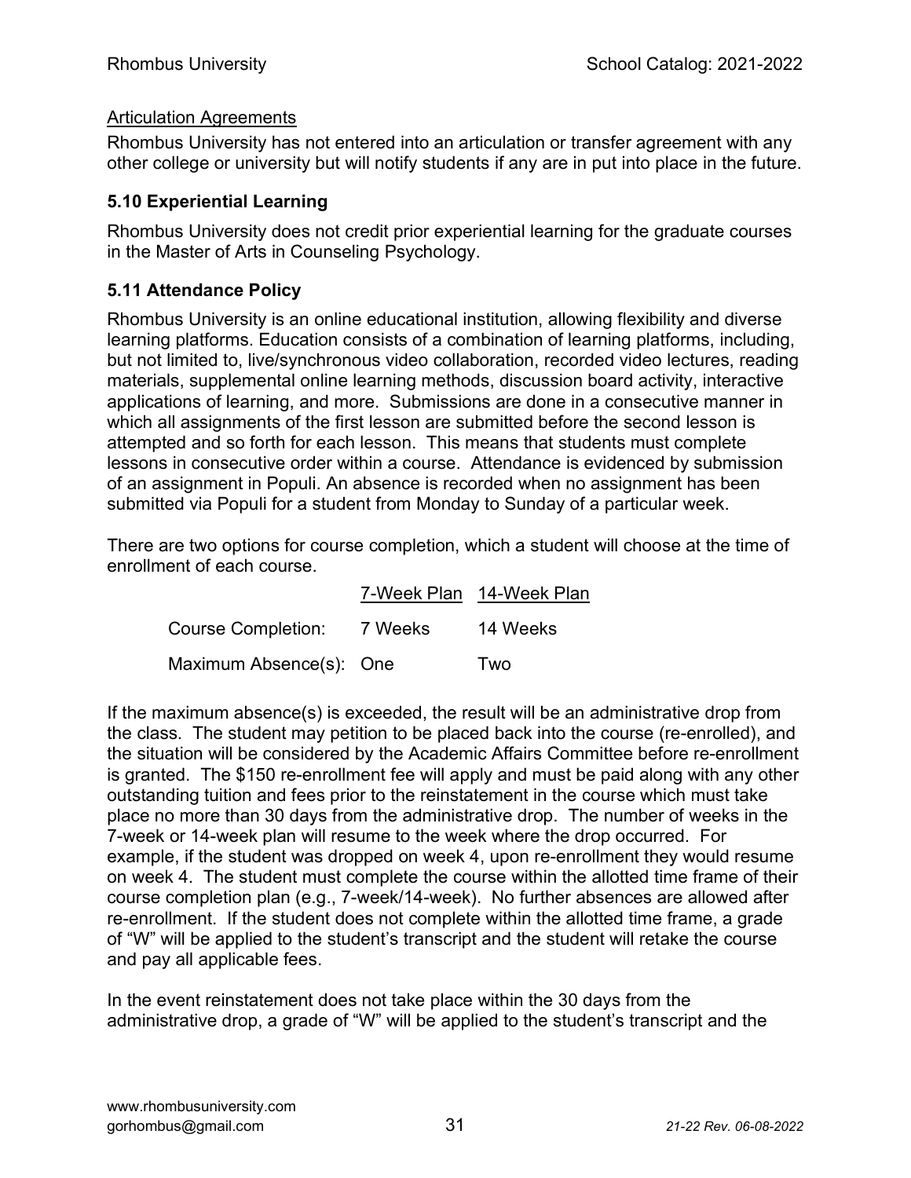### Articulation Agreements

Rhombus University has not entered into an articulation or transfer agreement with any other college or university but will notify students if any are in put into place in the future.

## 5.10 Experiential Learning

Rhombus University does not credit prior experiential learning for the graduate courses in the Master of Arts in Counseling Psychology.

## 5.11 Attendance Policy

Rhombus University is an online educational institution, allowing flexibility and diverse learning platforms. Education consists of a combination of learning platforms, including, but not limited to, live/synchronous video collaboration, recorded video lectures, reading materials, supplemental online learning methods, discussion board activity, interactive applications of learning, and more. Submissions are done in a consecutive manner in which all assignments of the first lesson are submitted before the second lesson is attempted and so forth for each lesson. This means that students must complete lessons in consecutive order within a course. Attendance is evidenced by submission of an assignment in Populi. An absence is recorded when no assignment has been submitted via Populi for a student from Monday to Sunday of a particular week.

There are two options for course completion, which a student will choose at the time of enrollment of each course.

| | 7-Week Plan | 14-Week Plan |
|---|---|---|
| Course Completion: | 7 Weeks | 14 Weeks |
| Maximum Absence(s): | One | Two |

If the maximum absence(s) is exceeded, the result will be an administrative drop from the class. The student may petition to be placed back into the course (re-enrolled), and the situation will be considered by the Academic Affairs Committee before re-enrollment is granted. The $150 re-enrollment fee will apply and must be paid along with any other outstanding tuition and fees prior to the reinstatement in the course which must take place no more than 30 days from the administrative drop. The number of weeks in the 7-week or 14-week plan will resume to the week where the drop occurred. For example, if the student was dropped on week 4, upon re-enrollment they would resume on week 4. The student must complete the course within the allotted time frame of their course completion plan (e.g., 7-week/14-week). No further absences are allowed after re-enrollment. If the student does not complete within the allotted time frame, a grade of "W" will be applied to the student's transcript and the student will retake the course and pay all applicable fees.

In the event reinstatement does not take place within the 30 days from the administrative drop, a grade of "W" will be applied to the student's transcript and the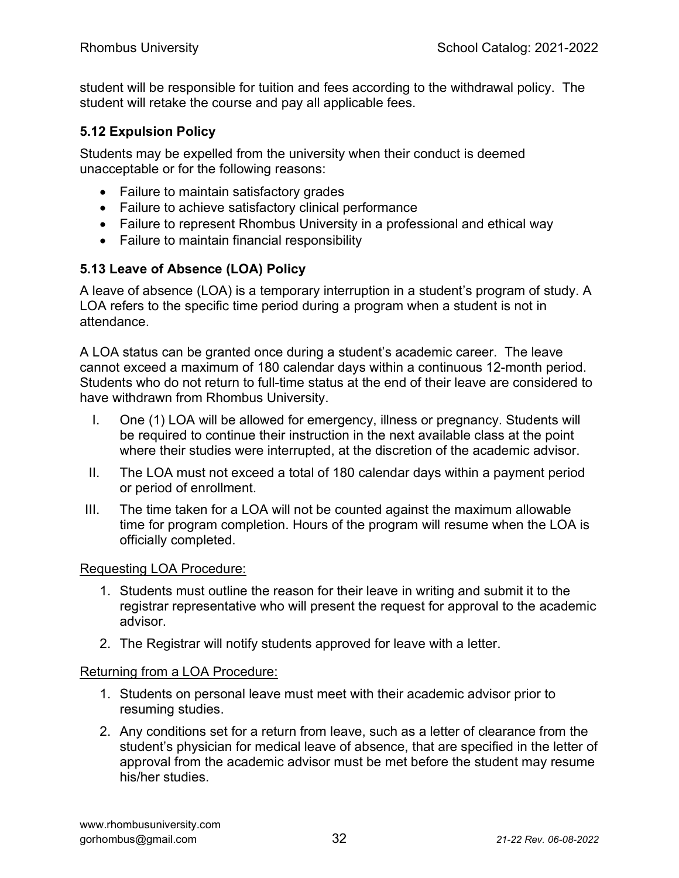student will be responsible for tuition and fees according to the withdrawal policy. The student will retake the course and pay all applicable fees.

### 5.12 Expulsion Policy

Students may be expelled from the university when their conduct is deemed unacceptable or for the following reasons:

- Failure to maintain satisfactory grades
- Failure to achieve satisfactory clinical performance
- Failure to represent Rhombus University in a professional and ethical way
- Failure to maintain financial responsibility

### 5.13 Leave of Absence (LOA) Policy

A leave of absence (LOA) is a temporary interruption in a student's program of study. A LOA refers to the specific time period during a program when a student is not in attendance.

A LOA status can be granted once during a student's academic career. The leave cannot exceed a maximum of 180 calendar days within a continuous 12-month period. Students who do not return to full-time status at the end of their leave are considered to have withdrawn from Rhombus University.

I. One (1) LOA will be allowed for emergency, illness or pregnancy. Students will be required to continue their instruction in the next available class at the point where their studies were interrupted, at the discretion of the academic advisor.

II. The LOA must not exceed a total of 180 calendar days within a payment period or period of enrollment.

III. The time taken for a LOA will not be counted against the maximum allowable time for program completion. Hours of the program will resume when the LOA is officially completed.

<u>Requesting LOA Procedure:</u>

1. Students must outline the reason for their leave in writing and submit it to the registrar representative who will present the request for approval to the academic advisor.
2. The Registrar will notify students approved for leave with a letter.

<u>Returning from a LOA Procedure:</u>

1. Students on personal leave must meet with their academic advisor prior to resuming studies.
2. Any conditions set for a return from leave, such as a letter of clearance from the student's physician for medical leave of absence, that are specified in the letter of approval from the academic advisor must be met before the student may resume his/her studies.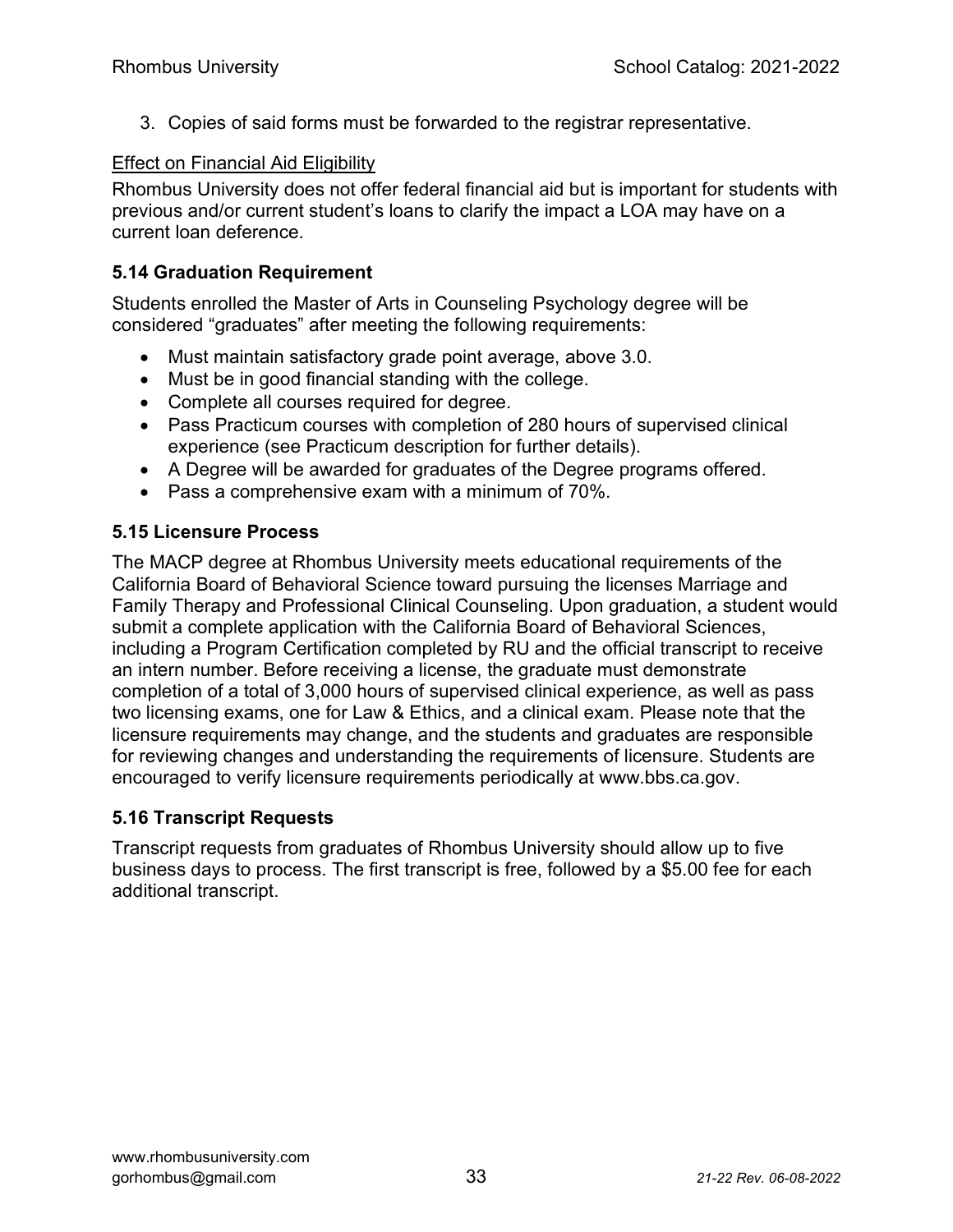3. Copies of said forms must be forwarded to the registrar representative.

Effect on Financial Aid Eligibility

Rhombus University does not offer federal financial aid but is important for students with previous and/or current student's loans to clarify the impact a LOA may have on a current loan deference.

### 5.14 Graduation Requirement

Students enrolled the Master of Arts in Counseling Psychology degree will be considered "graduates" after meeting the following requirements:

- Must maintain satisfactory grade point average, above 3.0.
- Must be in good financial standing with the college.
- Complete all courses required for degree.
- Pass Practicum courses with completion of 280 hours of supervised clinical experience (see Practicum description for further details).
- A Degree will be awarded for graduates of the Degree programs offered.
- Pass a comprehensive exam with a minimum of 70%.

### 5.15 Licensure Process

The MACP degree at Rhombus University meets educational requirements of the California Board of Behavioral Science toward pursuing the licenses Marriage and Family Therapy and Professional Clinical Counseling. Upon graduation, a student would submit a complete application with the California Board of Behavioral Sciences, including a Program Certification completed by RU and the official transcript to receive an intern number. Before receiving a license, the graduate must demonstrate completion of a total of 3,000 hours of supervised clinical experience, as well as pass two licensing exams, one for Law & Ethics, and a clinical exam. Please note that the licensure requirements may change, and the students and graduates are responsible for reviewing changes and understanding the requirements of licensure. Students are encouraged to verify licensure requirements periodically at www.bbs.ca.gov.

### 5.16 Transcript Requests

Transcript requests from graduates of Rhombus University should allow up to five business days to process. The first transcript is free, followed by a $5.00 fee for each additional transcript.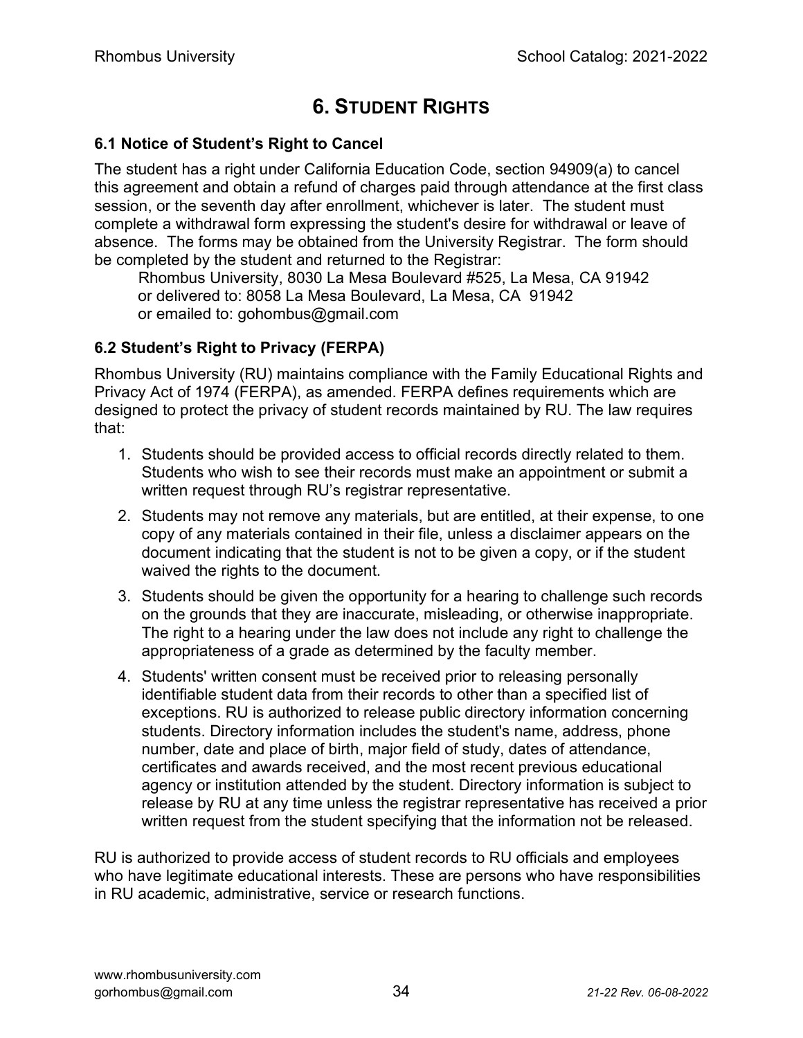# 6. STUDENT RIGHTS

### 6.1 Notice of Student's Right to Cancel

The student has a right under California Education Code, section 94909(a) to cancel this agreement and obtain a refund of charges paid through attendance at the first class session, or the seventh day after enrollment, whichever is later. The student must complete a withdrawal form expressing the student's desire for withdrawal or leave of absence. The forms may be obtained from the University Registrar. The form should be completed by the student and returned to the Registrar:

Rhombus University, 8030 La Mesa Boulevard #525, La Mesa, CA 91942
or delivered to: 8058 La Mesa Boulevard, La Mesa, CA 91942
or emailed to: gohombus@gmail.com

### 6.2 Student's Right to Privacy (FERPA)

Rhombus University (RU) maintains compliance with the Family Educational Rights and Privacy Act of 1974 (FERPA), as amended. FERPA defines requirements which are designed to protect the privacy of student records maintained by RU. The law requires that:

1. Students should be provided access to official records directly related to them. Students who wish to see their records must make an appointment or submit a written request through RU's registrar representative.
2. Students may not remove any materials, but are entitled, at their expense, to one copy of any materials contained in their file, unless a disclaimer appears on the document indicating that the student is not to be given a copy, or if the student waived the rights to the document.
3. Students should be given the opportunity for a hearing to challenge such records on the grounds that they are inaccurate, misleading, or otherwise inappropriate. The right to a hearing under the law does not include any right to challenge the appropriateness of a grade as determined by the faculty member.
4. Students' written consent must be received prior to releasing personally identifiable student data from their records to other than a specified list of exceptions. RU is authorized to release public directory information concerning students. Directory information includes the student's name, address, phone number, date and place of birth, major field of study, dates of attendance, certificates and awards received, and the most recent previous educational agency or institution attended by the student. Directory information is subject to release by RU at any time unless the registrar representative has received a prior written request from the student specifying that the information not be released.

RU is authorized to provide access of student records to RU officials and employees who have legitimate educational interests. These are persons who have responsibilities in RU academic, administrative, service or research functions.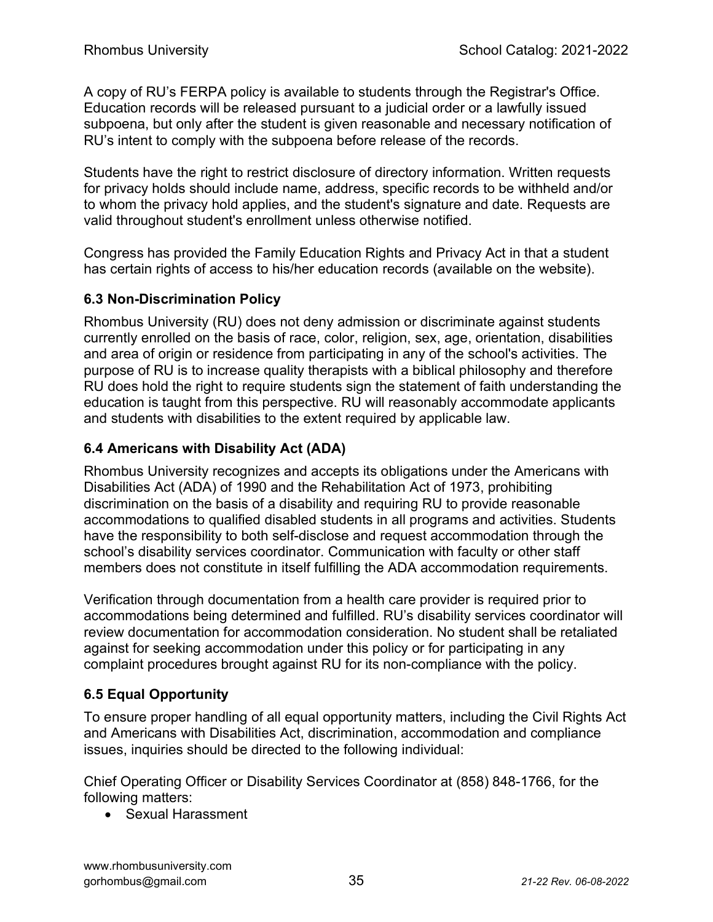A copy of RU's FERPA policy is available to students through the Registrar's Office. Education records will be released pursuant to a judicial order or a lawfully issued subpoena, but only after the student is given reasonable and necessary notification of RU's intent to comply with the subpoena before release of the records.

Students have the right to restrict disclosure of directory information. Written requests for privacy holds should include name, address, specific records to be withheld and/or to whom the privacy hold applies, and the student's signature and date. Requests are valid throughout student's enrollment unless otherwise notified.

Congress has provided the Family Education Rights and Privacy Act in that a student has certain rights of access to his/her education records (available on the website).

### 6.3 Non-Discrimination Policy

Rhombus University (RU) does not deny admission or discriminate against students currently enrolled on the basis of race, color, religion, sex, age, orientation, disabilities and area of origin or residence from participating in any of the school's activities. The purpose of RU is to increase quality therapists with a biblical philosophy and therefore RU does hold the right to require students sign the statement of faith understanding the education is taught from this perspective. RU will reasonably accommodate applicants and students with disabilities to the extent required by applicable law.

### 6.4 Americans with Disability Act (ADA)

Rhombus University recognizes and accepts its obligations under the Americans with Disabilities Act (ADA) of 1990 and the Rehabilitation Act of 1973, prohibiting discrimination on the basis of a disability and requiring RU to provide reasonable accommodations to qualified disabled students in all programs and activities. Students have the responsibility to both self-disclose and request accommodation through the school's disability services coordinator. Communication with faculty or other staff members does not constitute in itself fulfilling the ADA accommodation requirements.

Verification through documentation from a health care provider is required prior to accommodations being determined and fulfilled. RU's disability services coordinator will review documentation for accommodation consideration. No student shall be retaliated against for seeking accommodation under this policy or for participating in any complaint procedures brought against RU for its non-compliance with the policy.

### 6.5 Equal Opportunity

To ensure proper handling of all equal opportunity matters, including the Civil Rights Act and Americans with Disabilities Act, discrimination, accommodation and compliance issues, inquiries should be directed to the following individual:

Chief Operating Officer or Disability Services Coordinator at (858) 848-1766, for the following matters:

- Sexual Harassment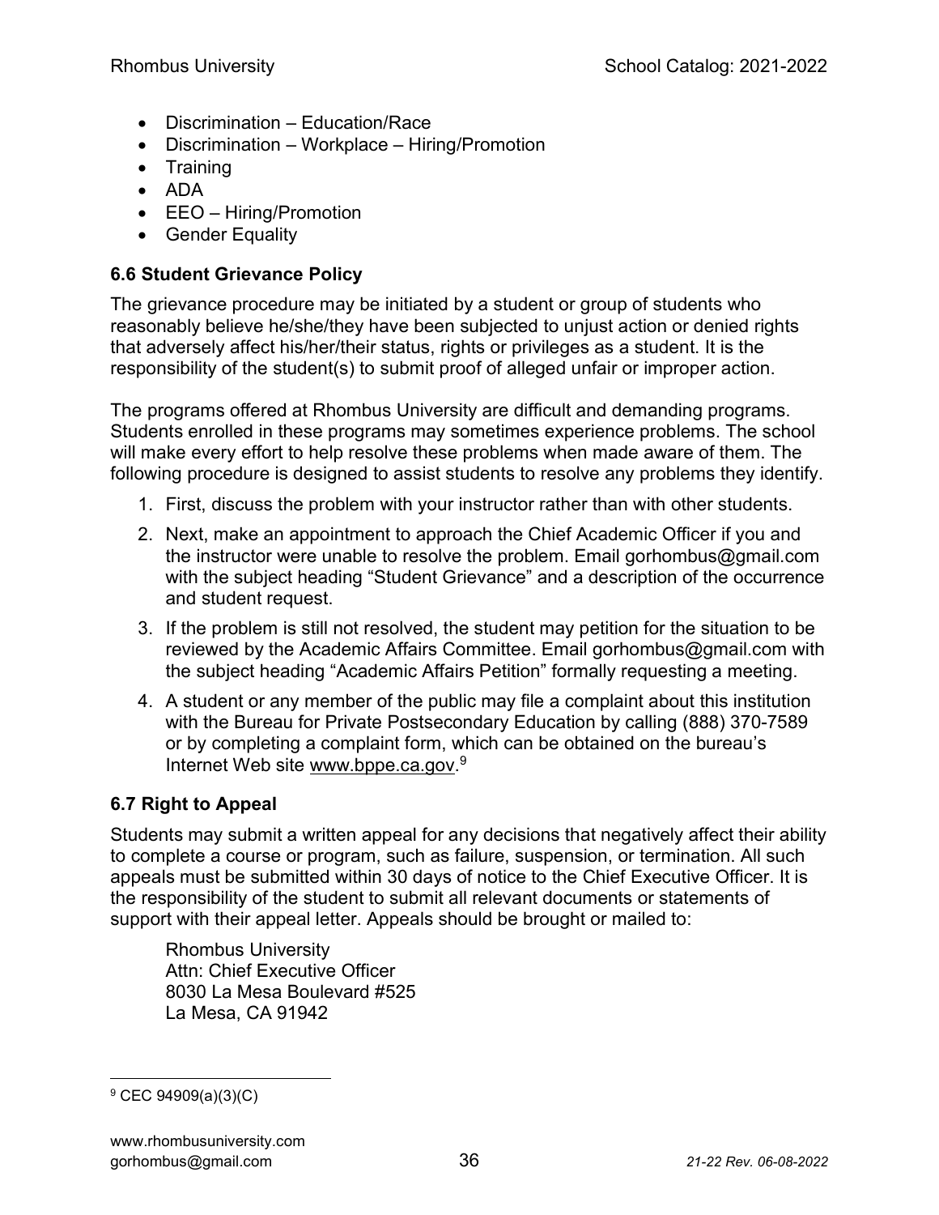- Discrimination – Education/Race
- Discrimination – Workplace – Hiring/Promotion
- Training
- ADA
- EEO – Hiring/Promotion
- Gender Equality

### 6.6 Student Grievance Policy

The grievance procedure may be initiated by a student or group of students who reasonably believe he/she/they have been subjected to unjust action or denied rights that adversely affect his/her/their status, rights or privileges as a student. It is the responsibility of the student(s) to submit proof of alleged unfair or improper action.

The programs offered at Rhombus University are difficult and demanding programs. Students enrolled in these programs may sometimes experience problems. The school will make every effort to help resolve these problems when made aware of them. The following procedure is designed to assist students to resolve any problems they identify.

1. First, discuss the problem with your instructor rather than with other students.
2. Next, make an appointment to approach the Chief Academic Officer if you and the instructor were unable to resolve the problem. Email gorhombus@gmail.com with the subject heading "Student Grievance" and a description of the occurrence and student request.
3. If the problem is still not resolved, the student may petition for the situation to be reviewed by the Academic Affairs Committee. Email gorhombus@gmail.com with the subject heading "Academic Affairs Petition" formally requesting a meeting.
4. A student or any member of the public may file a complaint about this institution with the Bureau for Private Postsecondary Education by calling (888) 370-7589 or by completing a complaint form, which can be obtained on the bureau's Internet Web site www.bppe.ca.gov.[9]

### 6.7 Right to Appeal

Students may submit a written appeal for any decisions that negatively affect their ability to complete a course or program, such as failure, suspension, or termination. All such appeals must be submitted within 30 days of notice to the Chief Executive Officer. It is the responsibility of the student to submit all relevant documents or statements of support with their appeal letter. Appeals should be brought or mailed to:

Rhombus University
Attn: Chief Executive Officer
8030 La Mesa Boulevard #525
La Mesa, CA 91942

[9] CEC 94909(a)(3)(C)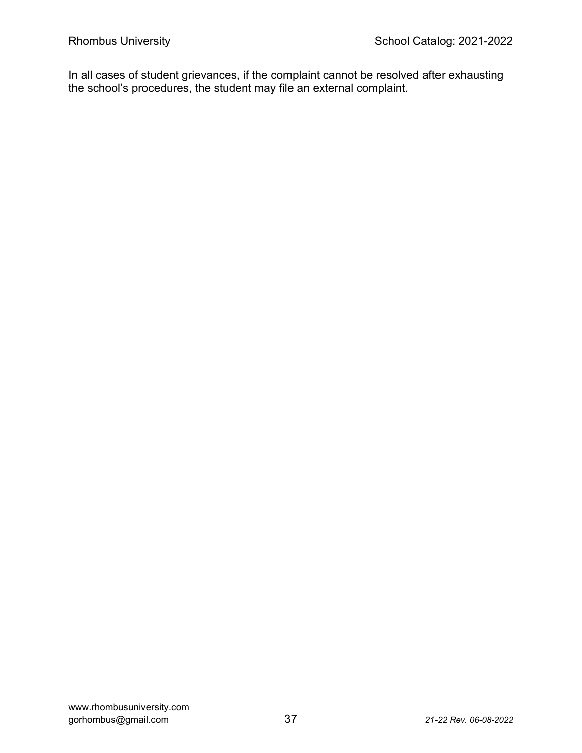In all cases of student grievances, if the complaint cannot be resolved after exhausting the school's procedures, the student may file an external complaint.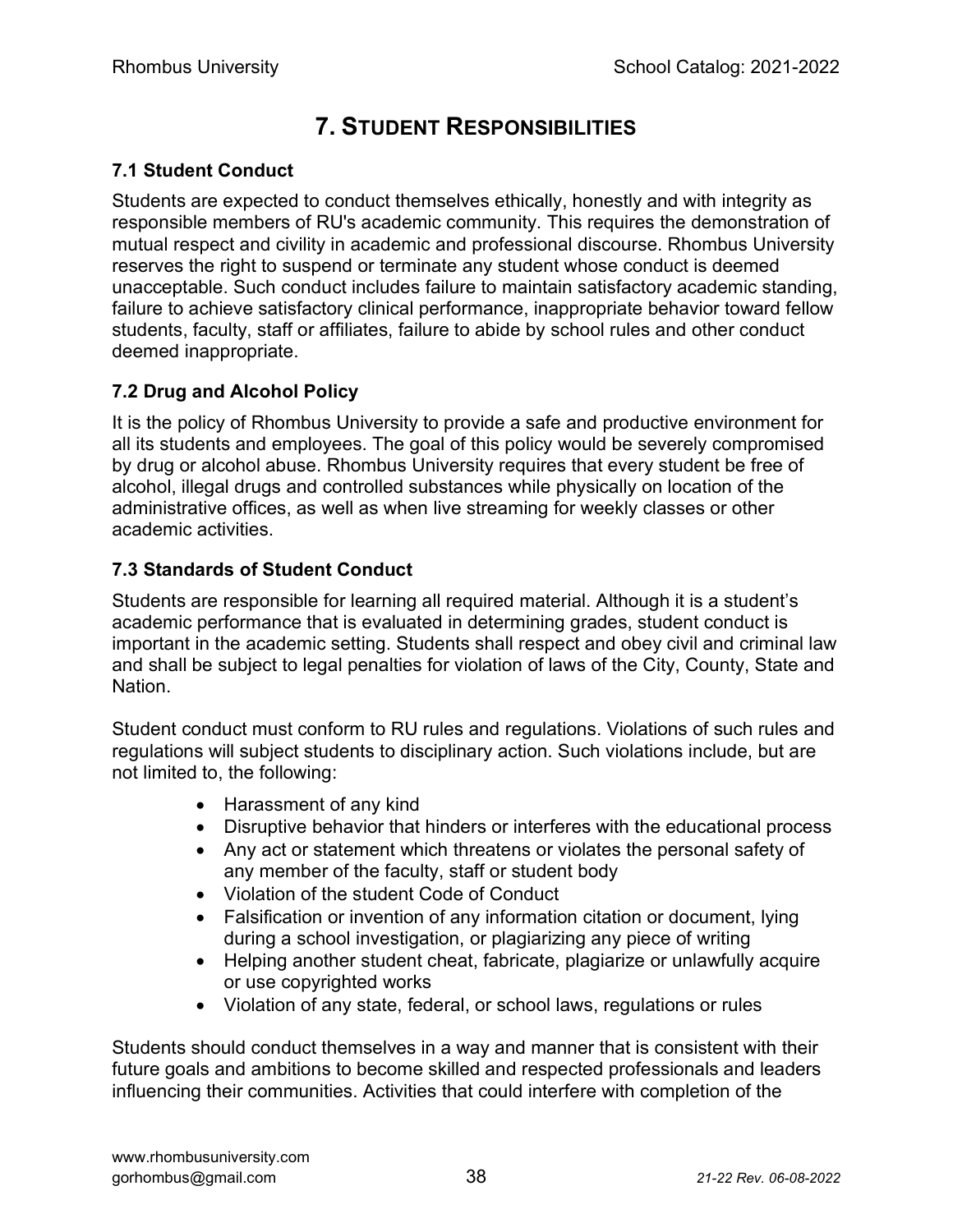# 7. Student Responsibilities

### 7.1 Student Conduct

Students are expected to conduct themselves ethically, honestly and with integrity as responsible members of RU's academic community. This requires the demonstration of mutual respect and civility in academic and professional discourse. Rhombus University reserves the right to suspend or terminate any student whose conduct is deemed unacceptable. Such conduct includes failure to maintain satisfactory academic standing, failure to achieve satisfactory clinical performance, inappropriate behavior toward fellow students, faculty, staff or affiliates, failure to abide by school rules and other conduct deemed inappropriate.

### 7.2 Drug and Alcohol Policy

It is the policy of Rhombus University to provide a safe and productive environment for all its students and employees. The goal of this policy would be severely compromised by drug or alcohol abuse. Rhombus University requires that every student be free of alcohol, illegal drugs and controlled substances while physically on location of the administrative offices, as well as when live streaming for weekly classes or other academic activities.

### 7.3 Standards of Student Conduct

Students are responsible for learning all required material. Although it is a student's academic performance that is evaluated in determining grades, student conduct is important in the academic setting. Students shall respect and obey civil and criminal law and shall be subject to legal penalties for violation of laws of the City, County, State and Nation.

Student conduct must conform to RU rules and regulations. Violations of such rules and regulations will subject students to disciplinary action. Such violations include, but are not limited to, the following:

- Harassment of any kind
- Disruptive behavior that hinders or interferes with the educational process
- Any act or statement which threatens or violates the personal safety of any member of the faculty, staff or student body
- Violation of the student Code of Conduct
- Falsification or invention of any information citation or document, lying during a school investigation, or plagiarizing any piece of writing
- Helping another student cheat, fabricate, plagiarize or unlawfully acquire or use copyrighted works
- Violation of any state, federal, or school laws, regulations or rules

Students should conduct themselves in a way and manner that is consistent with their future goals and ambitions to become skilled and respected professionals and leaders influencing their communities. Activities that could interfere with completion of the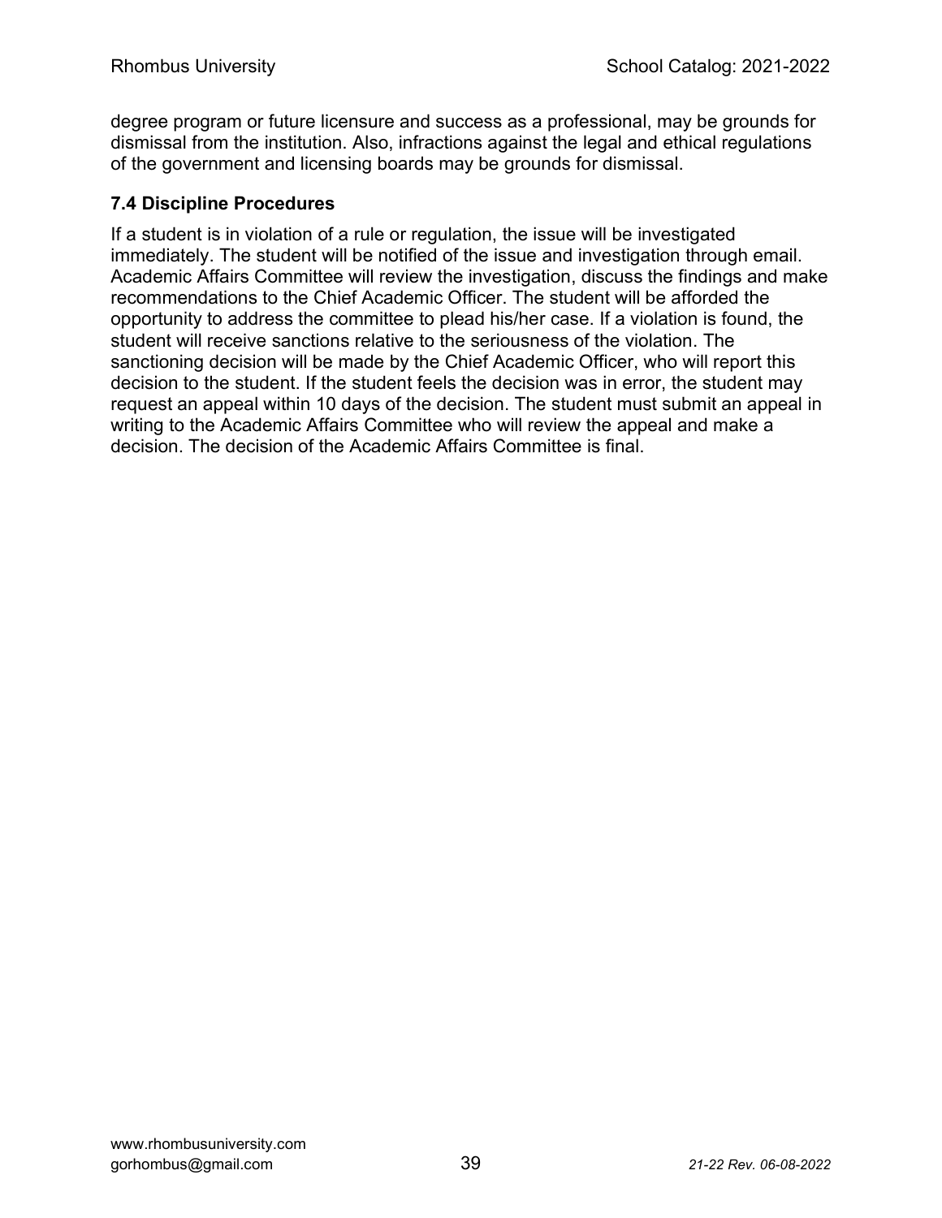degree program or future licensure and success as a professional, may be grounds for dismissal from the institution. Also, infractions against the legal and ethical regulations of the government and licensing boards may be grounds for dismissal.

### 7.4 Discipline Procedures

If a student is in violation of a rule or regulation, the issue will be investigated immediately. The student will be notified of the issue and investigation through email. Academic Affairs Committee will review the investigation, discuss the findings and make recommendations to the Chief Academic Officer. The student will be afforded the opportunity to address the committee to plead his/her case. If a violation is found, the student will receive sanctions relative to the seriousness of the violation. The sanctioning decision will be made by the Chief Academic Officer, who will report this decision to the student. If the student feels the decision was in error, the student may request an appeal within 10 days of the decision. The student must submit an appeal in writing to the Academic Affairs Committee who will review the appeal and make a decision. The decision of the Academic Affairs Committee is final.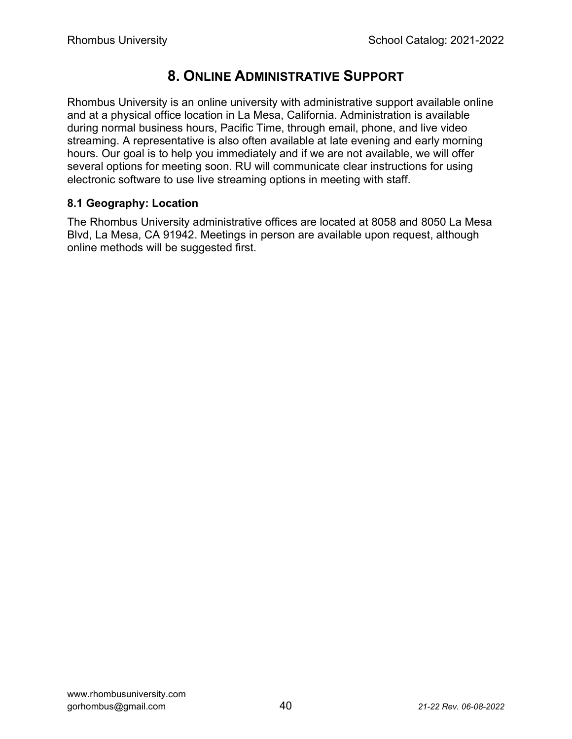# 8. Online Administrative Support

Rhombus University is an online university with administrative support available online and at a physical office location in La Mesa, California. Administration is available during normal business hours, Pacific Time, through email, phone, and live video streaming. A representative is also often available at late evening and early morning hours. Our goal is to help you immediately and if we are not available, we will offer several options for meeting soon. RU will communicate clear instructions for using electronic software to use live streaming options in meeting with staff.

### 8.1 Geography: Location

The Rhombus University administrative offices are located at 8058 and 8050 La Mesa Blvd, La Mesa, CA 91942. Meetings in person are available upon request, although online methods will be suggested first.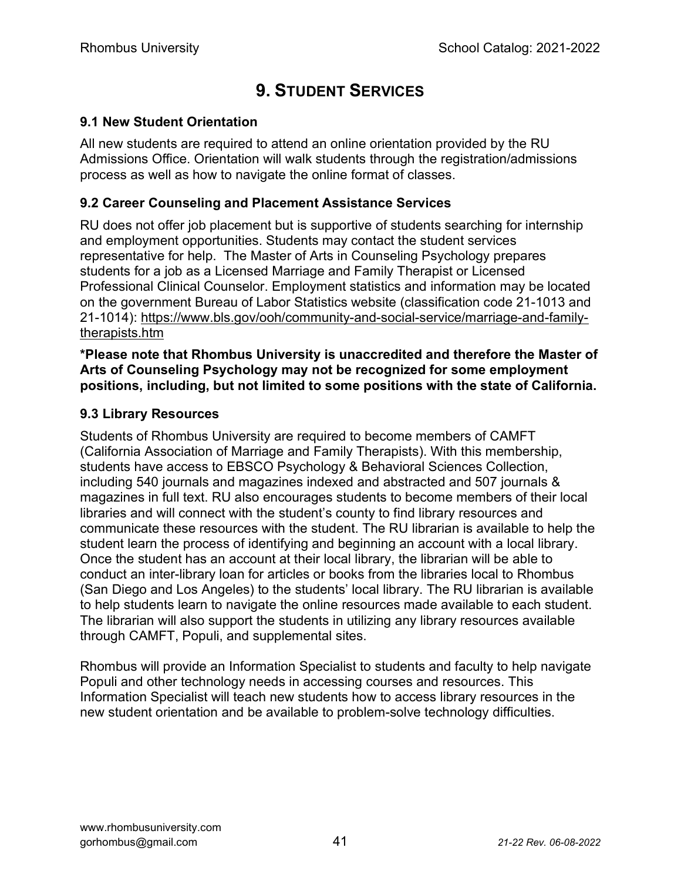# 9. STUDENT SERVICES

## 9.1 New Student Orientation

All new students are required to attend an online orientation provided by the RU Admissions Office. Orientation will walk students through the registration/admissions process as well as how to navigate the online format of classes.

## 9.2 Career Counseling and Placement Assistance Services

RU does not offer job placement but is supportive of students searching for internship and employment opportunities. Students may contact the student services representative for help. The Master of Arts in Counseling Psychology prepares students for a job as a Licensed Marriage and Family Therapist or Licensed Professional Clinical Counselor. Employment statistics and information may be located on the government Bureau of Labor Statistics website (classification code 21-1013 and 21-1014): https://www.bls.gov/ooh/community-and-social-service/marriage-and-family-therapists.htm

**\*Please note that Rhombus University is unaccredited and therefore the Master of Arts of Counseling Psychology may not be recognized for some employment positions, including, but not limited to some positions with the state of California.**

## 9.3 Library Resources

Students of Rhombus University are required to become members of CAMFT (California Association of Marriage and Family Therapists). With this membership, students have access to EBSCO Psychology & Behavioral Sciences Collection, including 540 journals and magazines indexed and abstracted and 507 journals & magazines in full text. RU also encourages students to become members of their local libraries and will connect with the student's county to find library resources and communicate these resources with the student. The RU librarian is available to help the student learn the process of identifying and beginning an account with a local library. Once the student has an account at their local library, the librarian will be able to conduct an inter-library loan for articles or books from the libraries local to Rhombus (San Diego and Los Angeles) to the students' local library. The RU librarian is available to help students learn to navigate the online resources made available to each student. The librarian will also support the students in utilizing any library resources available through CAMFT, Populi, and supplemental sites.

Rhombus will provide an Information Specialist to students and faculty to help navigate Populi and other technology needs in accessing courses and resources. This Information Specialist will teach new students how to access library resources in the new student orientation and be available to problem-solve technology difficulties.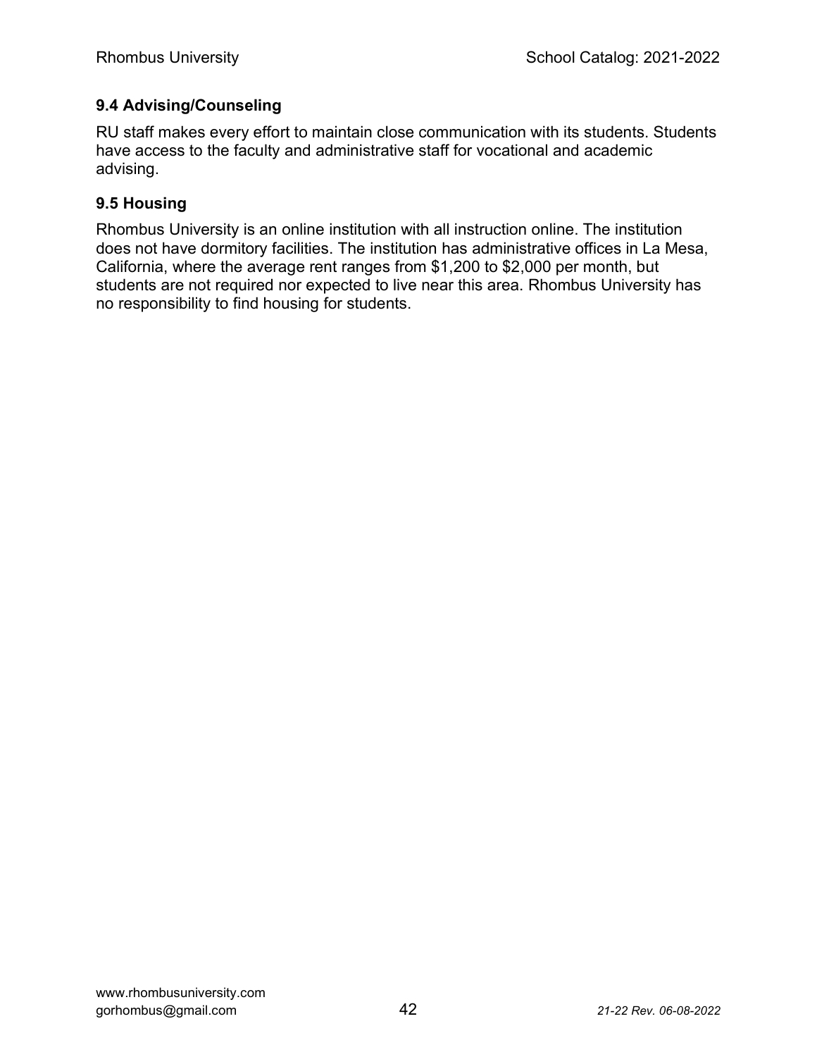### 9.4 Advising/Counseling

RU staff makes every effort to maintain close communication with its students. Students have access to the faculty and administrative staff for vocational and academic advising.

### 9.5 Housing

Rhombus University is an online institution with all instruction online. The institution does not have dormitory facilities. The institution has administrative offices in La Mesa, California, where the average rent ranges from $1,200 to $2,000 per month, but students are not required nor expected to live near this area. Rhombus University has no responsibility to find housing for students.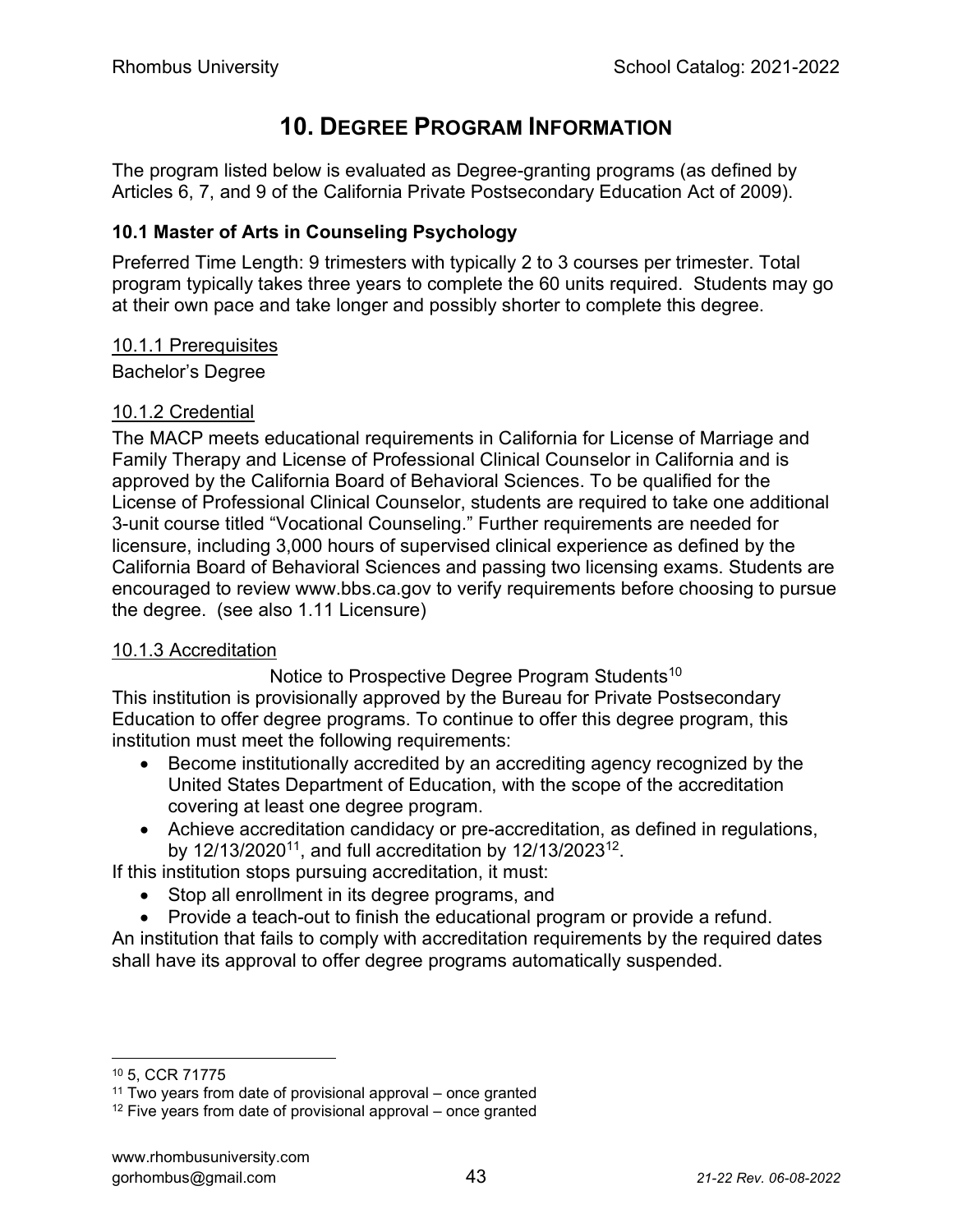# 10. Degree Program Information

The program listed below is evaluated as Degree-granting programs (as defined by Articles 6, 7, and 9 of the California Private Postsecondary Education Act of 2009).

### 10.1 Master of Arts in Counseling Psychology

Preferred Time Length: 9 trimesters with typically 2 to 3 courses per trimester. Total program typically takes three years to complete the 60 units required. Students may go at their own pace and take longer and possibly shorter to complete this degree.

#### 10.1.1 Prerequisites

Bachelor's Degree

#### 10.1.2 Credential

The MACP meets educational requirements in California for License of Marriage and Family Therapy and License of Professional Clinical Counselor in California and is approved by the California Board of Behavioral Sciences. To be qualified for the License of Professional Clinical Counselor, students are required to take one additional 3-unit course titled "Vocational Counseling." Further requirements are needed for licensure, including 3,000 hours of supervised clinical experience as defined by the California Board of Behavioral Sciences and passing two licensing exams. Students are encouraged to review www.bbs.ca.gov to verify requirements before choosing to pursue the degree. (see also 1.11 Licensure)

#### 10.1.3 Accreditation

Notice to Prospective Degree Program Students[10]

This institution is provisionally approved by the Bureau for Private Postsecondary Education to offer degree programs. To continue to offer this degree program, this institution must meet the following requirements:

- Become institutionally accredited by an accrediting agency recognized by the United States Department of Education, with the scope of the accreditation covering at least one degree program.
- Achieve accreditation candidacy or pre-accreditation, as defined in regulations, by 12/13/2020[11], and full accreditation by 12/13/2023[12].

If this institution stops pursuing accreditation, it must:

- Stop all enrollment in its degree programs, and
- Provide a teach-out to finish the educational program or provide a refund.

An institution that fails to comply with accreditation requirements by the required dates shall have its approval to offer degree programs automatically suspended.

---

[10] 5, CCR 71775

[11] Two years from date of provisional approval – once granted

[12] Five years from date of provisional approval – once granted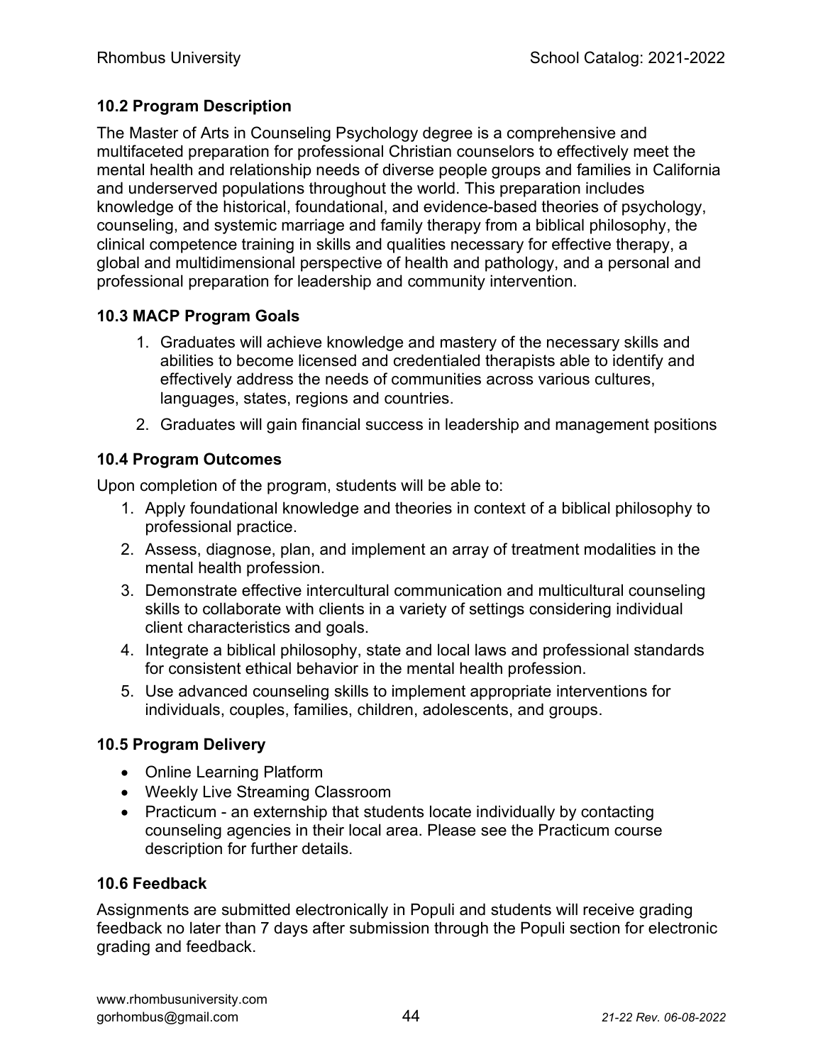### 10.2 Program Description

The Master of Arts in Counseling Psychology degree is a comprehensive and multifaceted preparation for professional Christian counselors to effectively meet the mental health and relationship needs of diverse people groups and families in California and underserved populations throughout the world. This preparation includes knowledge of the historical, foundational, and evidence-based theories of psychology, counseling, and systemic marriage and family therapy from a biblical philosophy, the clinical competence training in skills and qualities necessary for effective therapy, a global and multidimensional perspective of health and pathology, and a personal and professional preparation for leadership and community intervention.

### 10.3 MACP Program Goals

1. Graduates will achieve knowledge and mastery of the necessary skills and abilities to become licensed and credentialed therapists able to identify and effectively address the needs of communities across various cultures, languages, states, regions and countries.
2. Graduates will gain financial success in leadership and management positions

### 10.4 Program Outcomes

Upon completion of the program, students will be able to:

1. Apply foundational knowledge and theories in context of a biblical philosophy to professional practice.
2. Assess, diagnose, plan, and implement an array of treatment modalities in the mental health profession.
3. Demonstrate effective intercultural communication and multicultural counseling skills to collaborate with clients in a variety of settings considering individual client characteristics and goals.
4. Integrate a biblical philosophy, state and local laws and professional standards for consistent ethical behavior in the mental health profession.
5. Use advanced counseling skills to implement appropriate interventions for individuals, couples, families, children, adolescents, and groups.

### 10.5 Program Delivery

- Online Learning Platform
- Weekly Live Streaming Classroom
- Practicum - an externship that students locate individually by contacting counseling agencies in their local area. Please see the Practicum course description for further details.

### 10.6 Feedback

Assignments are submitted electronically in Populi and students will receive grading feedback no later than 7 days after submission through the Populi section for electronic grading and feedback.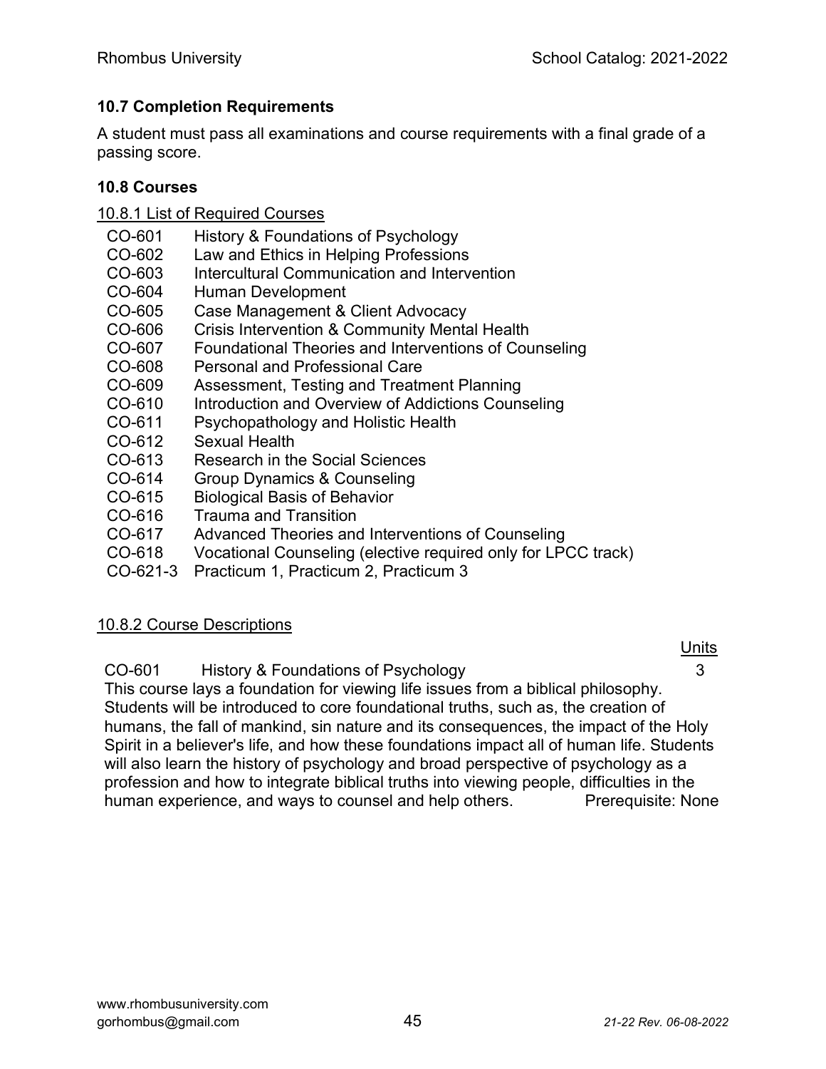### 10.7 Completion Requirements

A student must pass all examinations and course requirements with a final grade of a passing score.

### 10.8 Courses

10.8.1 List of Required Courses

| | |
|---|---|
| CO-601 | History & Foundations of Psychology |
| CO-602 | Law and Ethics in Helping Professions |
| CO-603 | Intercultural Communication and Intervention |
| CO-604 | Human Development |
| CO-605 | Case Management & Client Advocacy |
| CO-606 | Crisis Intervention & Community Mental Health |
| CO-607 | Foundational Theories and Interventions of Counseling |
| CO-608 | Personal and Professional Care |
| CO-609 | Assessment, Testing and Treatment Planning |
| CO-610 | Introduction and Overview of Addictions Counseling |
| CO-611 | Psychopathology and Holistic Health |
| CO-612 | Sexual Health |
| CO-613 | Research in the Social Sciences |
| CO-614 | Group Dynamics & Counseling |
| CO-615 | Biological Basis of Behavior |
| CO-616 | Trauma and Transition |
| CO-617 | Advanced Theories and Interventions of Counseling |
| CO-618 | Vocational Counseling (elective required only for LPCC track) |
| CO-621-3 | Practicum 1, Practicum 2, Practicum 3 |

10.8.2 Course Descriptions

Units

CO-601 History & Foundations of Psychology 3

This course lays a foundation for viewing life issues from a biblical philosophy. Students will be introduced to core foundational truths, such as, the creation of humans, the fall of mankind, sin nature and its consequences, the impact of the Holy Spirit in a believer's life, and how these foundations impact all of human life. Students will also learn the history of psychology and broad perspective of psychology as a profession and how to integrate biblical truths into viewing people, difficulties in the human experience, and ways to counsel and help others. Prerequisite: None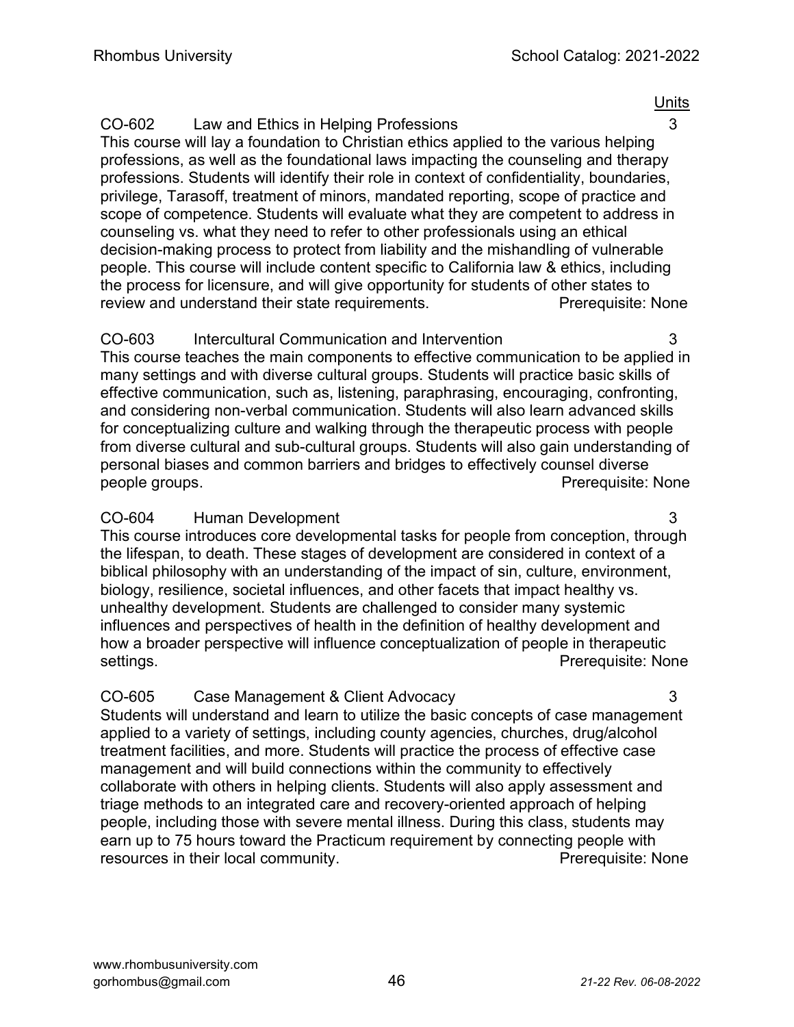Units

**CO-602 Law and Ethics in Helping Professions** 3

This course will lay a foundation to Christian ethics applied to the various helping professions, as well as the foundational laws impacting the counseling and therapy professions. Students will identify their role in context of confidentiality, boundaries, privilege, Tarasoff, treatment of minors, mandated reporting, scope of practice and scope of competence. Students will evaluate what they are competent to address in counseling vs. what they need to refer to other professionals using an ethical decision-making process to protect from liability and the mishandling of vulnerable people. This course will include content specific to California law & ethics, including the process for licensure, and will give opportunity for students of other states to review and understand their state requirements. Prerequisite: None

**CO-603 Intercultural Communication and Intervention** 3

This course teaches the main components to effective communication to be applied in many settings and with diverse cultural groups. Students will practice basic skills of effective communication, such as, listening, paraphrasing, encouraging, confronting, and considering non-verbal communication. Students will also learn advanced skills for conceptualizing culture and walking through the therapeutic process with people from diverse cultural and sub-cultural groups. Students will also gain understanding of personal biases and common barriers and bridges to effectively counsel diverse people groups. Prerequisite: None

**CO-604 Human Development** 3

This course introduces core developmental tasks for people from conception, through the lifespan, to death. These stages of development are considered in context of a biblical philosophy with an understanding of the impact of sin, culture, environment, biology, resilience, societal influences, and other facets that impact healthy vs. unhealthy development. Students are challenged to consider many systemic influences and perspectives of health in the definition of healthy development and how a broader perspective will influence conceptualization of people in therapeutic settings. Prerequisite: None

**CO-605 Case Management & Client Advocacy** 3

Students will understand and learn to utilize the basic concepts of case management applied to a variety of settings, including county agencies, churches, drug/alcohol treatment facilities, and more. Students will practice the process of effective case management and will build connections within the community to effectively collaborate with others in helping clients. Students will also apply assessment and triage methods to an integrated care and recovery-oriented approach of helping people, including those with severe mental illness. During this class, students may earn up to 75 hours toward the Practicum requirement by connecting people with resources in their local community. Prerequisite: None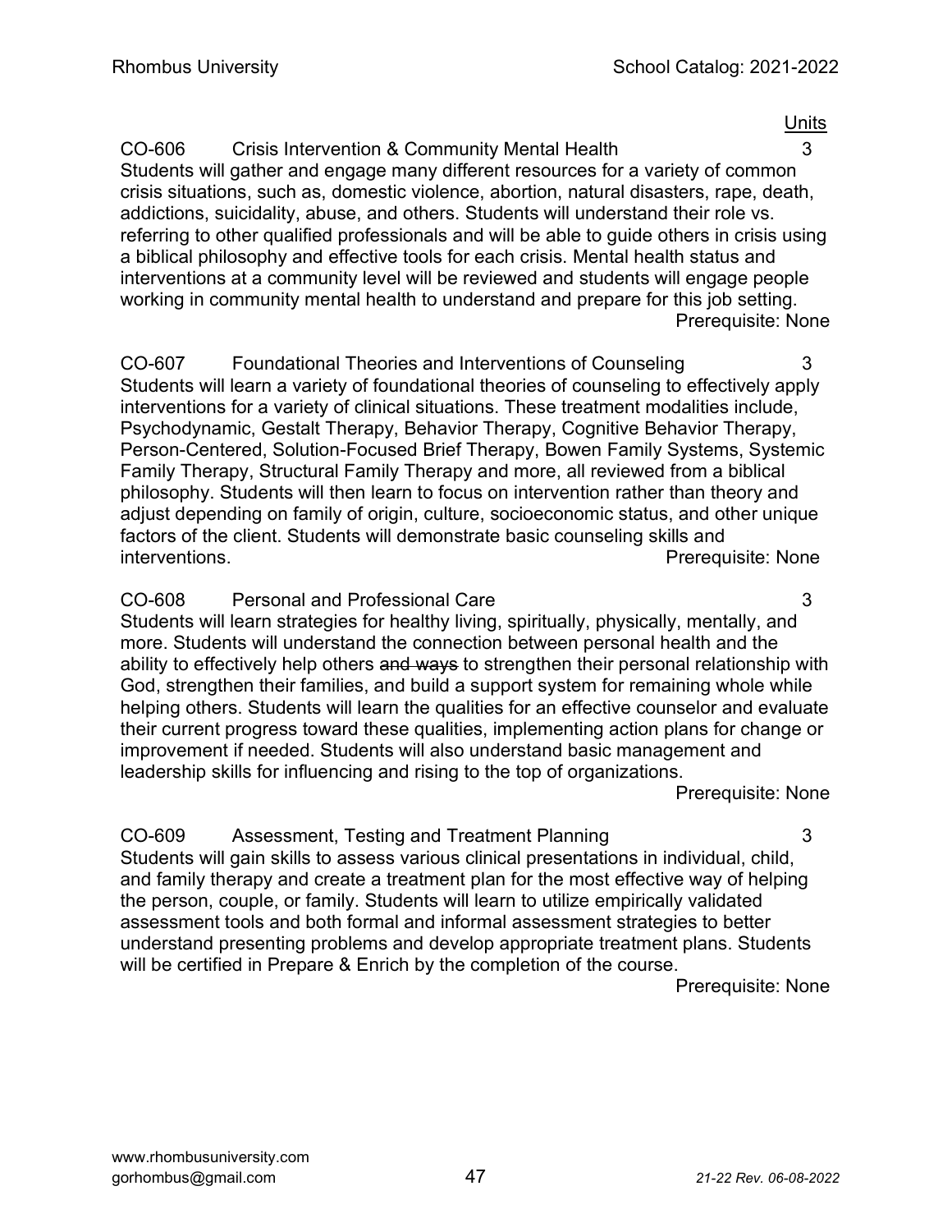Units

**CO-606 Crisis Intervention & Community Mental Health** 3

Students will gather and engage many different resources for a variety of common crisis situations, such as, domestic violence, abortion, natural disasters, rape, death, addictions, suicidality, abuse, and others. Students will understand their role vs. referring to other qualified professionals and will be able to guide others in crisis using a biblical philosophy and effective tools for each crisis. Mental health status and interventions at a community level will be reviewed and students will engage people working in community mental health to understand and prepare for this job setting.

Prerequisite: None

**CO-607 Foundational Theories and Interventions of Counseling** 3

Students will learn a variety of foundational theories of counseling to effectively apply interventions for a variety of clinical situations. These treatment modalities include, Psychodynamic, Gestalt Therapy, Behavior Therapy, Cognitive Behavior Therapy, Person-Centered, Solution-Focused Brief Therapy, Bowen Family Systems, Systemic Family Therapy, Structural Family Therapy and more, all reviewed from a biblical philosophy. Students will then learn to focus on intervention rather than theory and adjust depending on family of origin, culture, socioeconomic status, and other unique factors of the client. Students will demonstrate basic counseling skills and interventions.

Prerequisite: None

**CO-608 Personal and Professional Care** 3

Students will learn strategies for healthy living, spiritually, physically, mentally, and more. Students will understand the connection between personal health and the ability to effectively help others ~~and ways~~ to strengthen their personal relationship with God, strengthen their families, and build a support system for remaining whole while helping others. Students will learn the qualities for an effective counselor and evaluate their current progress toward these qualities, implementing action plans for change or improvement if needed. Students will also understand basic management and leadership skills for influencing and rising to the top of organizations.

Prerequisite: None

**CO-609 Assessment, Testing and Treatment Planning** 3

Students will gain skills to assess various clinical presentations in individual, child, and family therapy and create a treatment plan for the most effective way of helping the person, couple, or family. Students will learn to utilize empirically validated assessment tools and both formal and informal assessment strategies to better understand presenting problems and develop appropriate treatment plans. Students will be certified in Prepare & Enrich by the completion of the course.

Prerequisite: None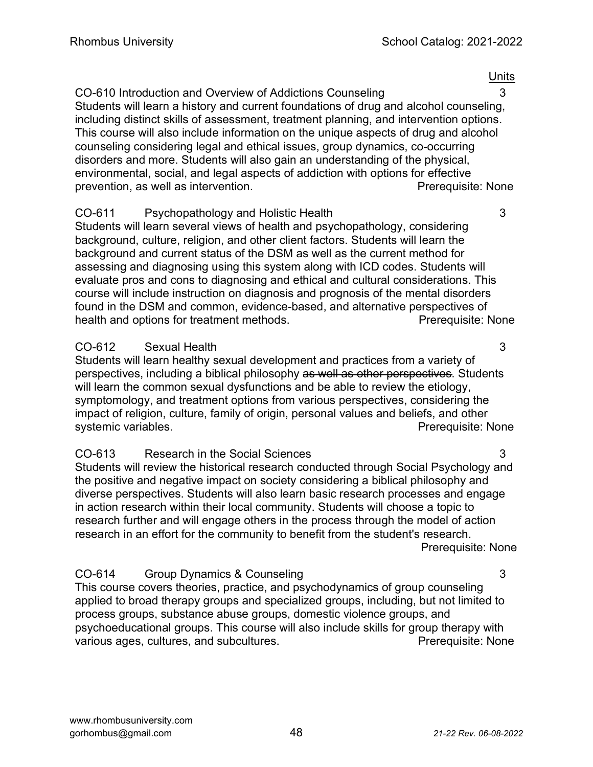Units

CO-610 Introduction and Overview of Addictions Counseling 3

Students will learn a history and current foundations of drug and alcohol counseling, including distinct skills of assessment, treatment planning, and intervention options. This course will also include information on the unique aspects of drug and alcohol counseling considering legal and ethical issues, group dynamics, co-occurring disorders and more. Students will also gain an understanding of the physical, environmental, social, and legal aspects of addiction with options for effective prevention, as well as intervention. Prerequisite: None

CO-611 Psychopathology and Holistic Health 3

Students will learn several views of health and psychopathology, considering background, culture, religion, and other client factors. Students will learn the background and current status of the DSM as well as the current method for assessing and diagnosing using this system along with ICD codes. Students will evaluate pros and cons to diagnosing and ethical and cultural considerations. This course will include instruction on diagnosis and prognosis of the mental disorders found in the DSM and common, evidence-based, and alternative perspectives of health and options for treatment methods. Prerequisite: None

CO-612 Sexual Health 3

Students will learn healthy sexual development and practices from a variety of perspectives, including a biblical philosophy ~~as well as other perspectives~~. Students will learn the common sexual dysfunctions and be able to review the etiology, symptomology, and treatment options from various perspectives, considering the impact of religion, culture, family of origin, personal values and beliefs, and other systemic variables. Prerequisite: None

CO-613 Research in the Social Sciences 3

Students will review the historical research conducted through Social Psychology and the positive and negative impact on society considering a biblical philosophy and diverse perspectives. Students will also learn basic research processes and engage in action research within their local community. Students will choose a topic to research further and will engage others in the process through the model of action research in an effort for the community to benefit from the student's research. Prerequisite: None

CO-614 Group Dynamics & Counseling 3

This course covers theories, practice, and psychodynamics of group counseling applied to broad therapy groups and specialized groups, including, but not limited to process groups, substance abuse groups, domestic violence groups, and psychoeducational groups. This course will also include skills for group therapy with various ages, cultures, and subcultures. Prerequisite: None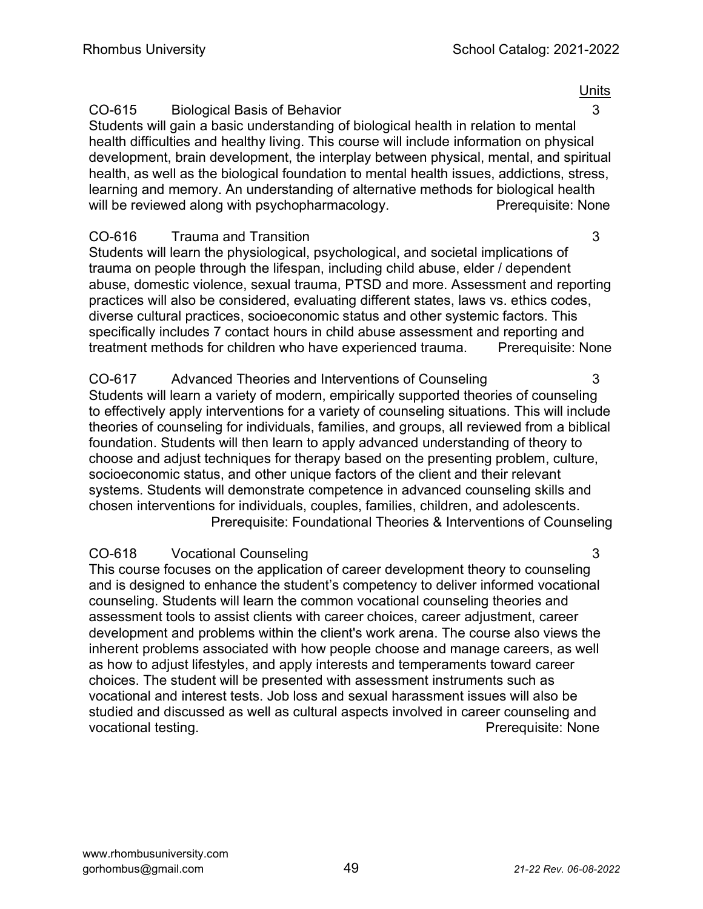Units

**CO-615 Biological Basis of Behavior** 3

Students will gain a basic understanding of biological health in relation to mental health difficulties and healthy living. This course will include information on physical development, brain development, the interplay between physical, mental, and spiritual health, as well as the biological foundation to mental health issues, addictions, stress, learning and memory. An understanding of alternative methods for biological health will be reviewed along with psychopharmacology. Prerequisite: None

**CO-616 Trauma and Transition** 3

Students will learn the physiological, psychological, and societal implications of trauma on people through the lifespan, including child abuse, elder / dependent abuse, domestic violence, sexual trauma, PTSD and more. Assessment and reporting practices will also be considered, evaluating different states, laws vs. ethics codes, diverse cultural practices, socioeconomic status and other systemic factors. This specifically includes 7 contact hours in child abuse assessment and reporting and treatment methods for children who have experienced trauma. Prerequisite: None

**CO-617 Advanced Theories and Interventions of Counseling** 3

Students will learn a variety of modern, empirically supported theories of counseling to effectively apply interventions for a variety of counseling situations. This will include theories of counseling for individuals, families, and groups, all reviewed from a biblical foundation. Students will then learn to apply advanced understanding of theory to choose and adjust techniques for therapy based on the presenting problem, culture, socioeconomic status, and other unique factors of the client and their relevant systems. Students will demonstrate competence in advanced counseling skills and chosen interventions for individuals, couples, families, children, and adolescents.
Prerequisite: Foundational Theories & Interventions of Counseling

**CO-618 Vocational Counseling** 3

This course focuses on the application of career development theory to counseling and is designed to enhance the student's competency to deliver informed vocational counseling. Students will learn the common vocational counseling theories and assessment tools to assist clients with career choices, career adjustment, career development and problems within the client's work arena. The course also views the inherent problems associated with how people choose and manage careers, as well as how to adjust lifestyles, and apply interests and temperaments toward career choices. The student will be presented with assessment instruments such as vocational and interest tests. Job loss and sexual harassment issues will also be studied and discussed as well as cultural aspects involved in career counseling and vocational testing. Prerequisite: None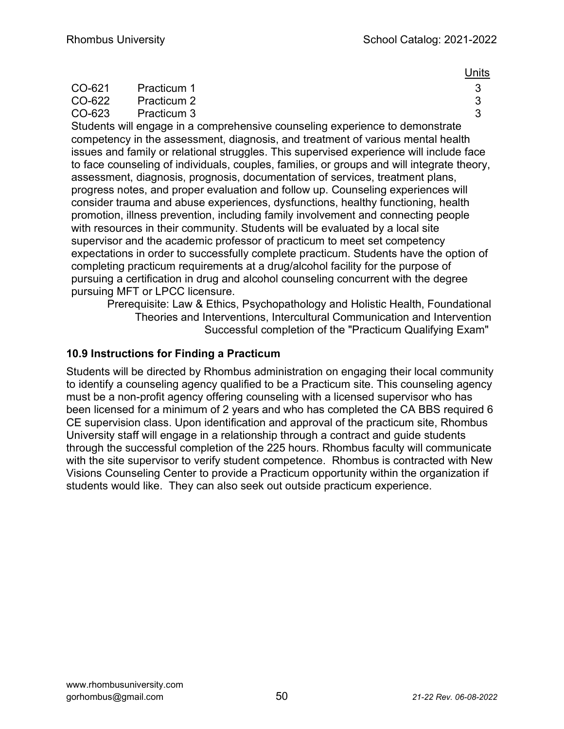| | | Units |
|---|---|---|
| CO-621 | Practicum 1 | 3 |
| CO-622 | Practicum 2 | 3 |
| CO-623 | Practicum 3 | 3 |

Students will engage in a comprehensive counseling experience to demonstrate competency in the assessment, diagnosis, and treatment of various mental health issues and family or relational struggles. This supervised experience will include face to face counseling of individuals, couples, families, or groups and will integrate theory, assessment, diagnosis, prognosis, documentation of services, treatment plans, progress notes, and proper evaluation and follow up. Counseling experiences will consider trauma and abuse experiences, dysfunctions, healthy functioning, health promotion, illness prevention, including family involvement and connecting people with resources in their community. Students will be evaluated by a local site supervisor and the academic professor of practicum to meet set competency expectations in order to successfully complete practicum. Students have the option of completing practicum requirements at a drug/alcohol facility for the purpose of pursuing a certification in drug and alcohol counseling concurrent with the degree pursuing MFT or LPCC licensure.

Prerequisite: Law & Ethics, Psychopathology and Holistic Health, Foundational Theories and Interventions, Intercultural Communication and Intervention Successful completion of the "Practicum Qualifying Exam"

### 10.9 Instructions for Finding a Practicum

Students will be directed by Rhombus administration on engaging their local community to identify a counseling agency qualified to be a Practicum site. This counseling agency must be a non-profit agency offering counseling with a licensed supervisor who has been licensed for a minimum of 2 years and who has completed the CA BBS required 6 CE supervision class. Upon identification and approval of the practicum site, Rhombus University staff will engage in a relationship through a contract and guide students through the successful completion of the 225 hours. Rhombus faculty will communicate with the site supervisor to verify student competence. Rhombus is contracted with New Visions Counseling Center to provide a Practicum opportunity within the organization if students would like. They can also seek out outside practicum experience.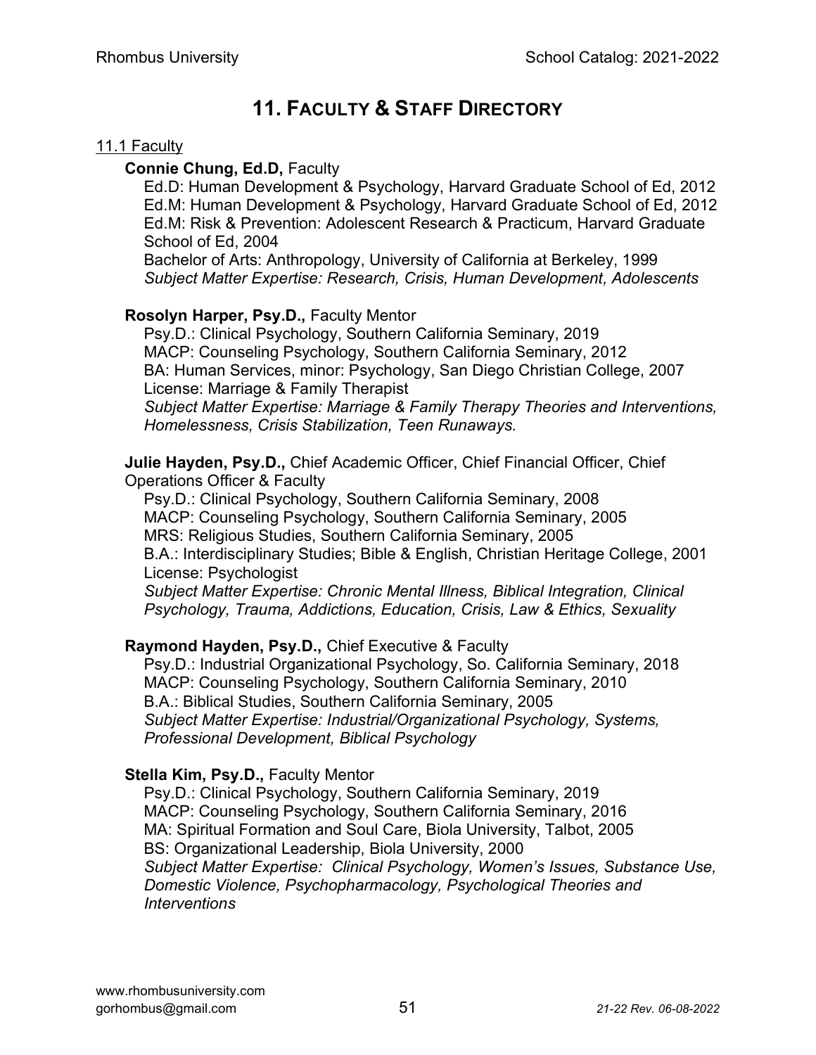# 11. Faculty & Staff Directory

## 11.1 Faculty

**Connie Chung, Ed.D,** Faculty

Ed.D: Human Development & Psychology, Harvard Graduate School of Ed, 2012
Ed.M: Human Development & Psychology, Harvard Graduate School of Ed, 2012
Ed.M: Risk & Prevention: Adolescent Research & Practicum, Harvard Graduate School of Ed, 2004
Bachelor of Arts: Anthropology, University of California at Berkeley, 1999
*Subject Matter Expertise: Research, Crisis, Human Development, Adolescents*

**Rosolyn Harper, Psy.D.,** Faculty Mentor

Psy.D.: Clinical Psychology, Southern California Seminary, 2019
MACP: Counseling Psychology, Southern California Seminary, 2012
BA: Human Services, minor: Psychology, San Diego Christian College, 2007
License: Marriage & Family Therapist
*Subject Matter Expertise: Marriage & Family Therapy Theories and Interventions, Homelessness, Crisis Stabilization, Teen Runaways.*

**Julie Hayden, Psy.D.,** Chief Academic Officer, Chief Financial Officer, Chief Operations Officer & Faculty

Psy.D.: Clinical Psychology, Southern California Seminary, 2008
MACP: Counseling Psychology, Southern California Seminary, 2005
MRS: Religious Studies, Southern California Seminary, 2005
B.A.: Interdisciplinary Studies; Bible & English, Christian Heritage College, 2001
License: Psychologist
*Subject Matter Expertise: Chronic Mental Illness, Biblical Integration, Clinical Psychology, Trauma, Addictions, Education, Crisis, Law & Ethics, Sexuality*

**Raymond Hayden, Psy.D.,** Chief Executive & Faculty

Psy.D.: Industrial Organizational Psychology, So. California Seminary, 2018
MACP: Counseling Psychology, Southern California Seminary, 2010
B.A.: Biblical Studies, Southern California Seminary, 2005
*Subject Matter Expertise: Industrial/Organizational Psychology, Systems, Professional Development, Biblical Psychology*

**Stella Kim, Psy.D.,** Faculty Mentor

Psy.D.: Clinical Psychology, Southern California Seminary, 2019
MACP: Counseling Psychology, Southern California Seminary, 2016
MA: Spiritual Formation and Soul Care, Biola University, Talbot, 2005
BS: Organizational Leadership, Biola University, 2000
*Subject Matter Expertise: Clinical Psychology, Women's Issues, Substance Use, Domestic Violence, Psychopharmacology, Psychological Theories and Interventions*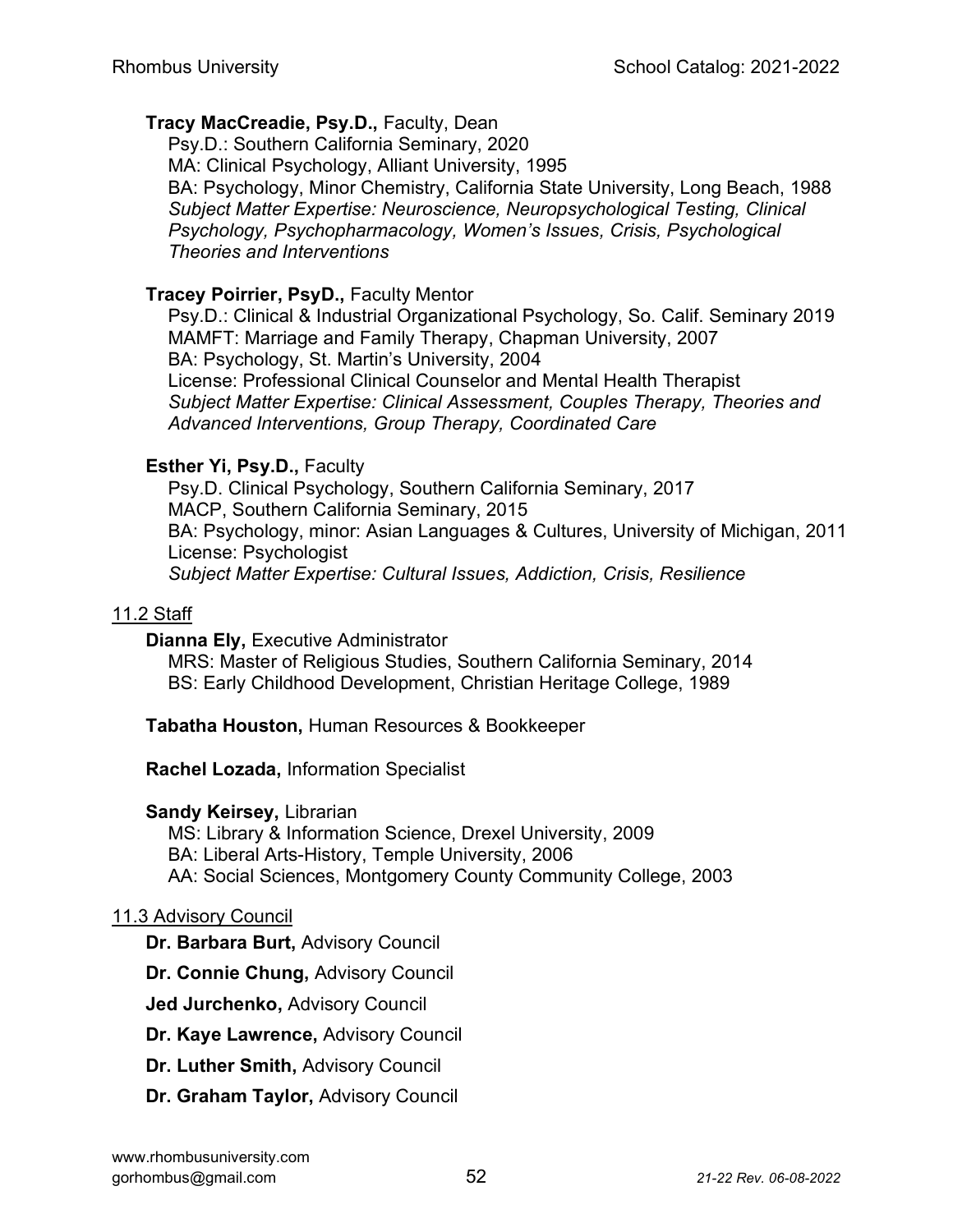**Tracy MacCreadie, Psy.D.,** Faculty, Dean

Psy.D.: Southern California Seminary, 2020
MA: Clinical Psychology, Alliant University, 1995
BA: Psychology, Minor Chemistry, California State University, Long Beach, 1988
*Subject Matter Expertise: Neuroscience, Neuropsychological Testing, Clinical Psychology, Psychopharmacology, Women's Issues, Crisis, Psychological Theories and Interventions*

**Tracey Poirrier, PsyD.,** Faculty Mentor

Psy.D.: Clinical & Industrial Organizational Psychology, So. Calif. Seminary 2019
MAMFT: Marriage and Family Therapy, Chapman University, 2007
BA: Psychology, St. Martin's University, 2004
License: Professional Clinical Counselor and Mental Health Therapist
*Subject Matter Expertise: Clinical Assessment, Couples Therapy, Theories and Advanced Interventions, Group Therapy, Coordinated Care*

**Esther Yi, Psy.D.,** Faculty

Psy.D. Clinical Psychology, Southern California Seminary, 2017
MACP, Southern California Seminary, 2015
BA: Psychology, minor: Asian Languages & Cultures, University of Michigan, 2011
License: Psychologist
*Subject Matter Expertise: Cultural Issues, Addiction, Crisis, Resilience*

## 11.2 Staff

**Dianna Ely,** Executive Administrator

MRS: Master of Religious Studies, Southern California Seminary, 2014
BS: Early Childhood Development, Christian Heritage College, 1989

**Tabatha Houston,** Human Resources & Bookkeeper

**Rachel Lozada,** Information Specialist

**Sandy Keirsey,** Librarian

MS: Library & Information Science, Drexel University, 2009
BA: Liberal Arts-History, Temple University, 2006
AA: Social Sciences, Montgomery County Community College, 2003

## 11.3 Advisory Council

**Dr. Barbara Burt,** Advisory Council

**Dr. Connie Chung,** Advisory Council

**Jed Jurchenko,** Advisory Council

**Dr. Kaye Lawrence,** Advisory Council

**Dr. Luther Smith,** Advisory Council

**Dr. Graham Taylor,** Advisory Council